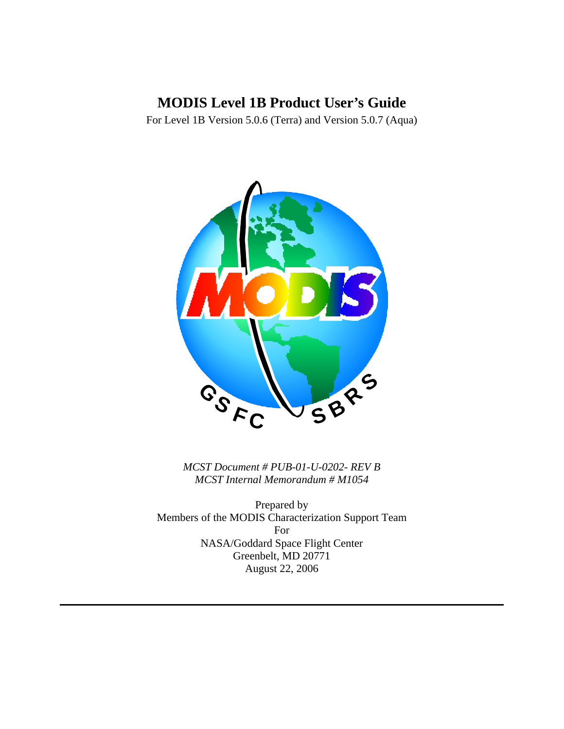# MODIS Level 1B Product User's Guide

For Level 1B Version 5.0.6 (Terra) and Version 5.0.7 (Aqua)

*MCST Document # PUB-01-U-0202- REV B*
*MCST Internal Memorandum # M1054*

Prepared by
Members of the MODIS Characterization Support Team
For
NASA/Goddard Space Flight Center
Greenbelt, MD 20771
August 22, 2006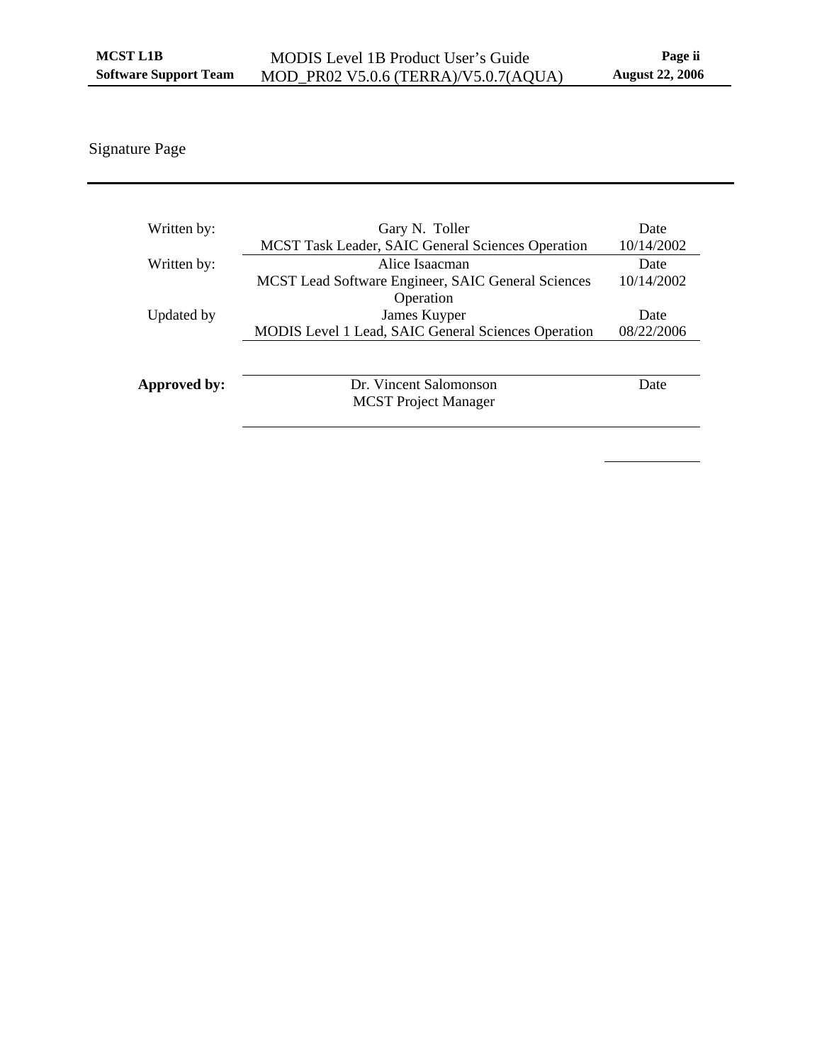# Signature Page

| | | |
|---|---|---|
| Written by: | Gary N. Toller<br>MCST Task Leader, SAIC General Sciences Operation | Date<br>10/14/2002 |
| Written by: | Alice Isaacman<br>MCST Lead Software Engineer, SAIC General Sciences Operation | Date<br>10/14/2002 |
| Updated by | James Kuyper<br>MODIS Level 1 Lead, SAIC General Sciences Operation | Date<br>08/22/2006 |
| **Approved by:** | Dr. Vincent Salomonson<br>MCST Project Manager | Date |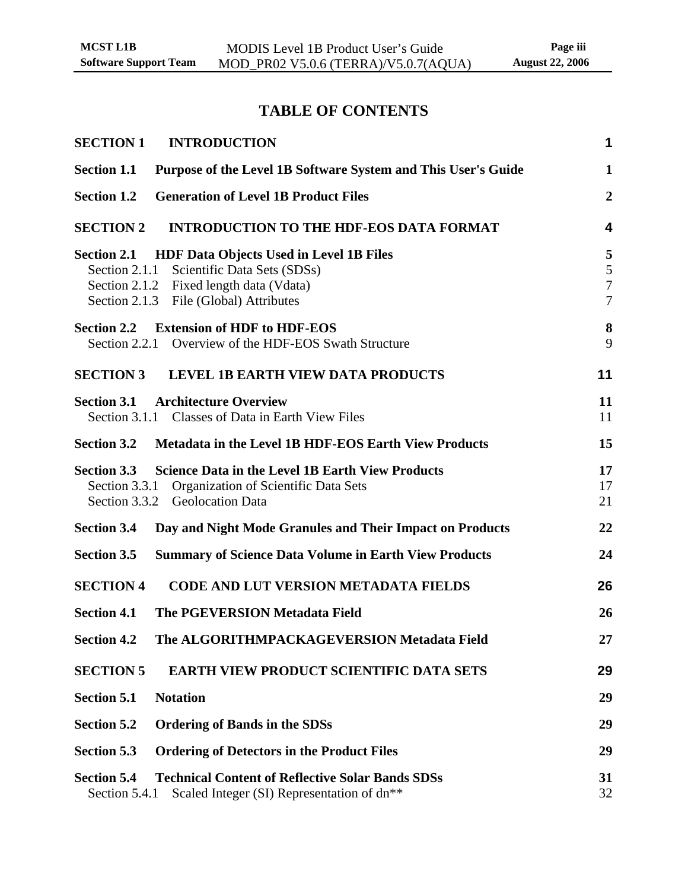# TABLE OF CONTENTS

| | | |
|---|---|---|
| **SECTION 1** | **INTRODUCTION** | **1** |
| **Section 1.1** | **Purpose of the Level 1B Software System and This User's Guide** | **1** |
| **Section 1.2** | **Generation of Level 1B Product Files** | **2** |
| **SECTION 2** | **INTRODUCTION TO THE HDF-EOS DATA FORMAT** | **4** |
| **Section 2.1** | **HDF Data Objects Used in Level 1B Files** | **5** |
| Section 2.1.1 | Scientific Data Sets (SDSs) | 5 |
| Section 2.1.2 | Fixed length data (Vdata) | 7 |
| Section 2.1.3 | File (Global) Attributes | 7 |
| **Section 2.2** | **Extension of HDF to HDF-EOS** | **8** |
| Section 2.2.1 | Overview of the HDF-EOS Swath Structure | 9 |
| **SECTION 3** | **LEVEL 1B EARTH VIEW DATA PRODUCTS** | **11** |
| **Section 3.1** | **Architecture Overview** | **11** |
| Section 3.1.1 | Classes of Data in Earth View Files | 11 |
| **Section 3.2** | **Metadata in the Level 1B HDF-EOS Earth View Products** | **15** |
| **Section 3.3** | **Science Data in the Level 1B Earth View Products** | **17** |
| Section 3.3.1 | Organization of Scientific Data Sets | 17 |
| Section 3.3.2 | Geolocation Data | 21 |
| **Section 3.4** | **Day and Night Mode Granules and Their Impact on Products** | **22** |
| **Section 3.5** | **Summary of Science Data Volume in Earth View Products** | **24** |
| **SECTION 4** | **CODE AND LUT VERSION METADATA FIELDS** | **26** |
| **Section 4.1** | **The PGEVERSION Metadata Field** | **26** |
| **Section 4.2** | **The ALGORITHMPACKAGEVERSION Metadata Field** | **27** |
| **SECTION 5** | **EARTH VIEW PRODUCT SCIENTIFIC DATA SETS** | **29** |
| **Section 5.1** | **Notation** | **29** |
| **Section 5.2** | **Ordering of Bands in the SDSs** | **29** |
| **Section 5.3** | **Ordering of Detectors in the Product Files** | **29** |
| **Section 5.4** | **Technical Content of Reflective Solar Bands SDSs** | **31** |
| Section 5.4.1 | Scaled Integer (SI) Representation of dn** | 32 |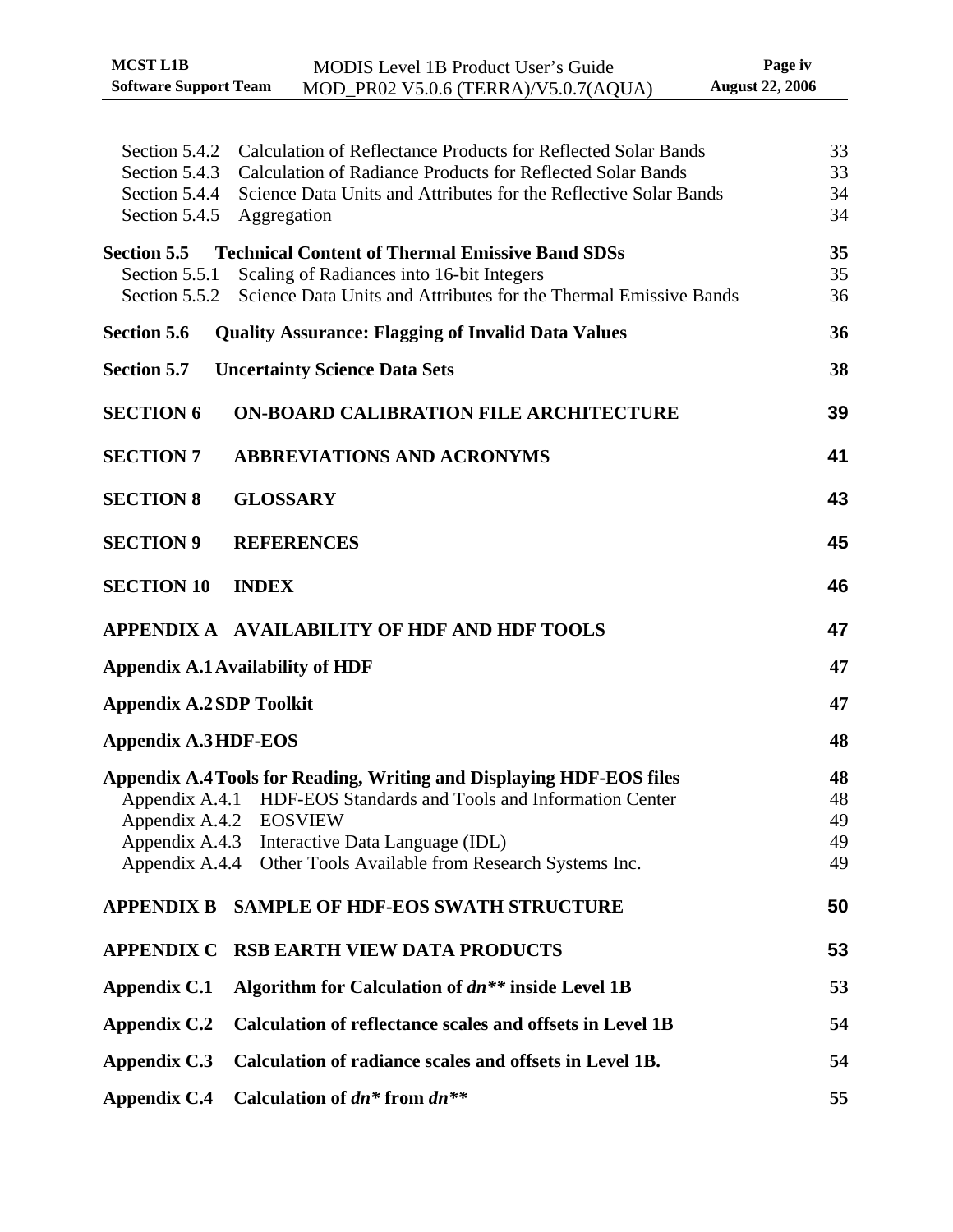| | | |
|---|---|---|
| Section 5.4.2 | Calculation of Reflectance Products for Reflected Solar Bands | 33 |
| Section 5.4.3 | Calculation of Radiance Products for Reflected Solar Bands | 33 |
| Section 5.4.4 | Science Data Units and Attributes for the Reflective Solar Bands | 34 |
| Section 5.4.5 | Aggregation | 34 |
| **Section 5.5** | **Technical Content of Thermal Emissive Band SDSs** | **35** |
| Section 5.5.1 | Scaling of Radiances into 16-bit Integers | 35 |
| Section 5.5.2 | Science Data Units and Attributes for the Thermal Emissive Bands | 36 |
| **Section 5.6** | **Quality Assurance: Flagging of Invalid Data Values** | **36** |
| **Section 5.7** | **Uncertainty Science Data Sets** | **38** |
| **SECTION 6** | **ON-BOARD CALIBRATION FILE ARCHITECTURE** | **39** |
| **SECTION 7** | **ABBREVIATIONS AND ACRONYMS** | **41** |
| **SECTION 8** | **GLOSSARY** | **43** |
| **SECTION 9** | **REFERENCES** | **45** |
| **SECTION 10** | **INDEX** | **46** |
| **APPENDIX A** | **AVAILABILITY OF HDF AND HDF TOOLS** | **47** |
| **Appendix A.1** | **Availability of HDF** | **47** |
| **Appendix A.2** | **SDP Toolkit** | **47** |
| **Appendix A.3** | **HDF-EOS** | **48** |
| **Appendix A.4** | **Tools for Reading, Writing and Displaying HDF-EOS files** | **48** |
| Appendix A.4.1 | HDF-EOS Standards and Tools and Information Center | 48 |
| Appendix A.4.2 | EOSVIEW | 49 |
| Appendix A.4.3 | Interactive Data Language (IDL) | 49 |
| Appendix A.4.4 | Other Tools Available from Research Systems Inc. | 49 |
| **APPENDIX B** | **SAMPLE OF HDF-EOS SWATH STRUCTURE** | **50** |
| **APPENDIX C** | **RSB EARTH VIEW DATA PRODUCTS** | **53** |
| **Appendix C.1** | **Algorithm for Calculation of *dn*** inside Level 1B** | **53** |
| **Appendix C.2** | **Calculation of reflectance scales and offsets in Level 1B** | **54** |
| **Appendix C.3** | **Calculation of radiance scales and offsets in Level 1B.** | **54** |
| **Appendix C.4** | **Calculation of *dn** from *dn*** | **55** |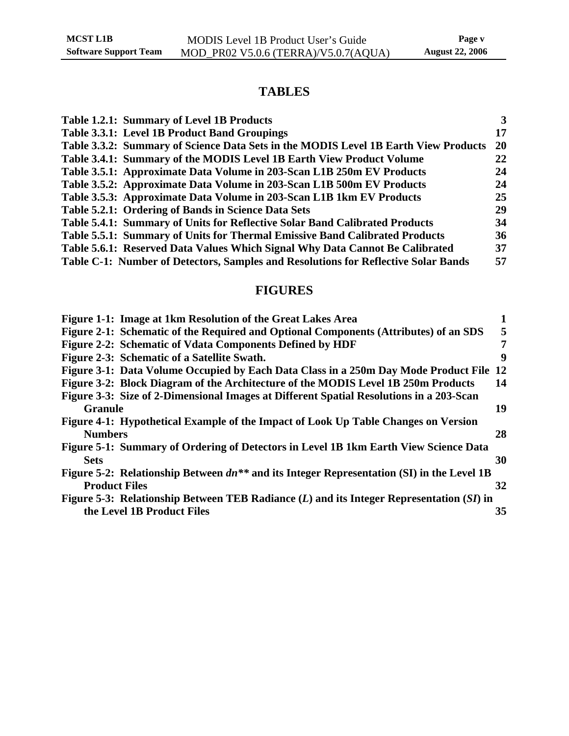# TABLES

| | |
|---|---|
| **Table 1.2.1: Summary of Level 1B Products** | **3** |
| **Table 3.3.1: Level 1B Product Band Groupings** | **17** |
| **Table 3.3.2: Summary of Science Data Sets in the MODIS Level 1B Earth View Products** | **20** |
| **Table 3.4.1: Summary of the MODIS Level 1B Earth View Product Volume** | **22** |
| **Table 3.5.1: Approximate Data Volume in 203-Scan L1B 250m EV Products** | **24** |
| **Table 3.5.2: Approximate Data Volume in 203-Scan L1B 500m EV Products** | **24** |
| **Table 3.5.3: Approximate Data Volume in 203-Scan L1B 1km EV Products** | **25** |
| **Table 5.2.1: Ordering of Bands in Science Data Sets** | **29** |
| **Table 5.4.1: Summary of Units for Reflective Solar Band Calibrated Products** | **34** |
| **Table 5.5.1: Summary of Units for Thermal Emissive Band Calibrated Products** | **36** |
| **Table 5.6.1: Reserved Data Values Which Signal Why Data Cannot Be Calibrated** | **37** |
| **Table C-1: Number of Detectors, Samples and Resolutions for Reflective Solar Bands** | **57** |

# FIGURES

| | |
|---|---|
| **Figure 1-1: Image at 1km Resolution of the Great Lakes Area** | **1** |
| **Figure 2-1: Schematic of the Required and Optional Components (Attributes) of an SDS** | **5** |
| **Figure 2-2: Schematic of Vdata Components Defined by HDF** | **7** |
| **Figure 2-3: Schematic of a Satellite Swath.** | **9** |
| **Figure 3-1: Data Volume Occupied by Each Data Class in a 250m Day Mode Product File** | **12** |
| **Figure 3-2: Block Diagram of the Architecture of the MODIS Level 1B 250m Products** | **14** |
| **Figure 3-3: Size of 2-Dimensional Images at Different Spatial Resolutions in a 203-Scan Granule** | **19** |
| **Figure 4-1: Hypothetical Example of the Impact of Look Up Table Changes on Version Numbers** | **28** |
| **Figure 5-1: Summary of Ordering of Detectors in Level 1B 1km Earth View Science Data Sets** | **30** |
| **Figure 5-2: Relationship Between *dn*\*\* and its Integer Representation (SI) in the Level 1B Product Files** | **32** |
| **Figure 5-3: Relationship Between TEB Radiance (*L*) and its Integer Representation (*SI*) in the Level 1B Product Files** | **35** |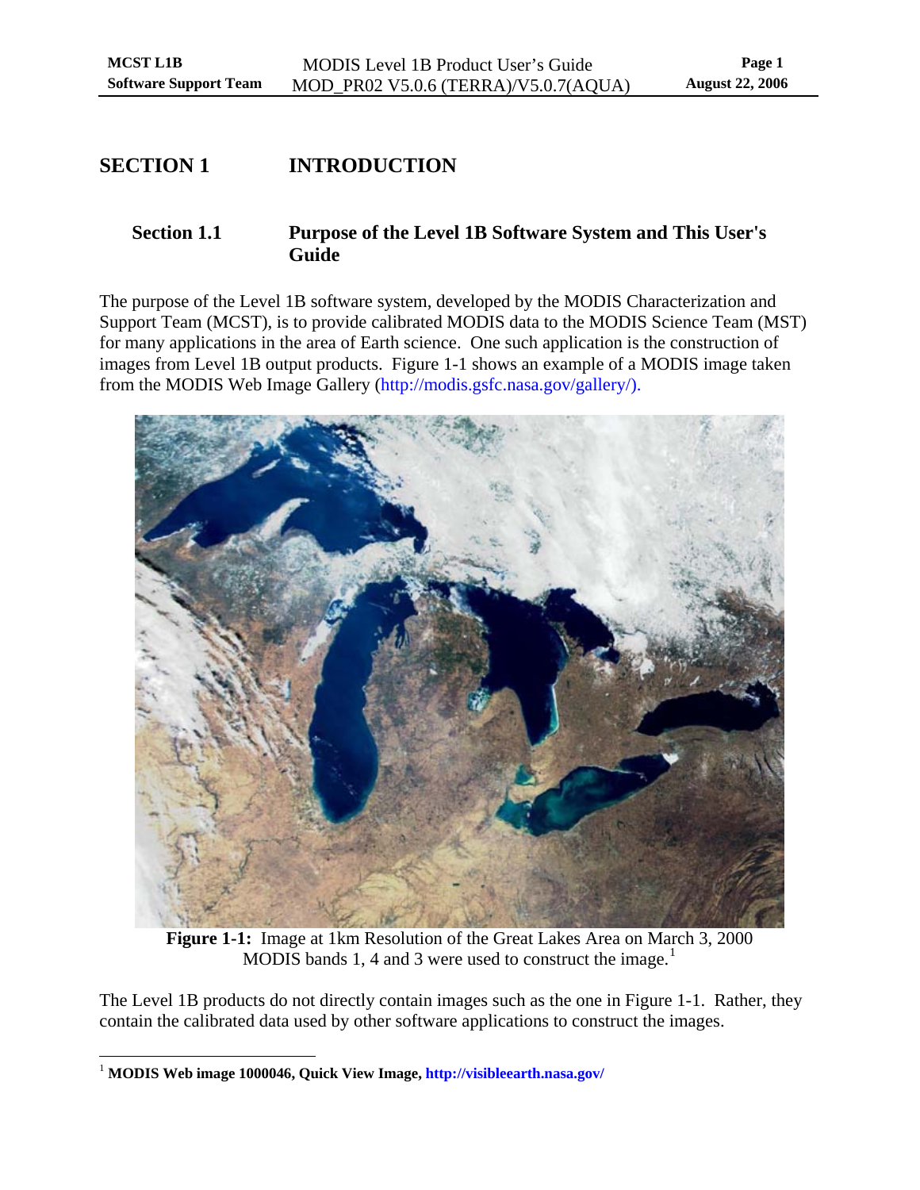# SECTION 1 INTRODUCTION

## Section 1.1 Purpose of the Level 1B Software System and This User's Guide

The purpose of the Level 1B software system, developed by the MODIS Characterization and Support Team (MCST), is to provide calibrated MODIS data to the MODIS Science Team (MST) for many applications in the area of Earth science. One such application is the construction of images from Level 1B output products. Figure 1-1 shows an example of a MODIS image taken from the MODIS Web Image Gallery (http://modis.gsfc.nasa.gov/gallery/).

**Figure 1-1:** Image at 1km Resolution of the Great Lakes Area on March 3, 2000 MODIS bands 1, 4 and 3 were used to construct the image.[1]

The Level 1B products do not directly contain images such as the one in Figure 1-1. Rather, they contain the calibrated data used by other software applications to construct the images.

---

[1] **MODIS Web image 1000046, Quick View Image, http://visibleearth.nasa.gov/**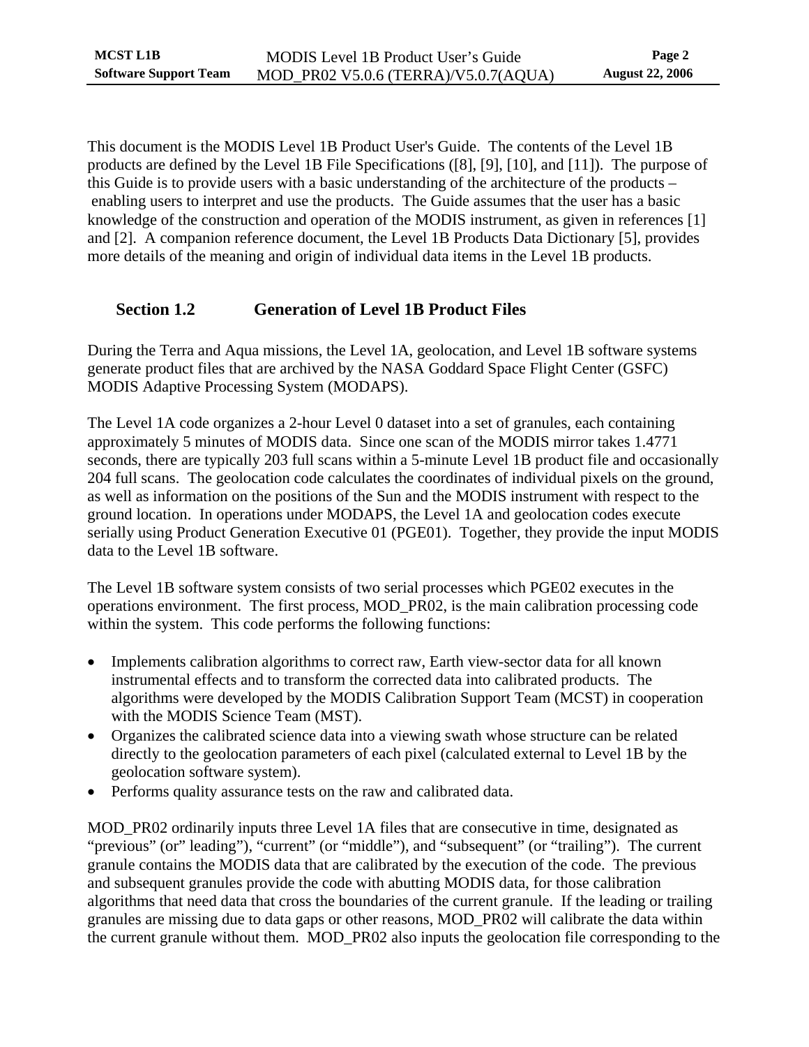This document is the MODIS Level 1B Product User's Guide. The contents of the Level 1B products are defined by the Level 1B File Specifications ([8], [9], [10], and [11]). The purpose of this Guide is to provide users with a basic understanding of the architecture of the products – enabling users to interpret and use the products. The Guide assumes that the user has a basic knowledge of the construction and operation of the MODIS instrument, as given in references [1] and [2]. A companion reference document, the Level 1B Products Data Dictionary [5], provides more details of the meaning and origin of individual data items in the Level 1B products.

## Section 1.2 Generation of Level 1B Product Files

During the Terra and Aqua missions, the Level 1A, geolocation, and Level 1B software systems generate product files that are archived by the NASA Goddard Space Flight Center (GSFC) MODIS Adaptive Processing System (MODAPS).

The Level 1A code organizes a 2-hour Level 0 dataset into a set of granules, each containing approximately 5 minutes of MODIS data. Since one scan of the MODIS mirror takes 1.4771 seconds, there are typically 203 full scans within a 5-minute Level 1B product file and occasionally 204 full scans. The geolocation code calculates the coordinates of individual pixels on the ground, as well as information on the positions of the Sun and the MODIS instrument with respect to the ground location. In operations under MODAPS, the Level 1A and geolocation codes execute serially using Product Generation Executive 01 (PGE01). Together, they provide the input MODIS data to the Level 1B software.

The Level 1B software system consists of two serial processes which PGE02 executes in the operations environment. The first process, MOD_PR02, is the main calibration processing code within the system. This code performs the following functions:

- Implements calibration algorithms to correct raw, Earth view-sector data for all known instrumental effects and to transform the corrected data into calibrated products. The algorithms were developed by the MODIS Calibration Support Team (MCST) in cooperation with the MODIS Science Team (MST).
- Organizes the calibrated science data into a viewing swath whose structure can be related directly to the geolocation parameters of each pixel (calculated external to Level 1B by the geolocation software system).
- Performs quality assurance tests on the raw and calibrated data.

MOD_PR02 ordinarily inputs three Level 1A files that are consecutive in time, designated as "previous" (or" leading"), "current" (or "middle"), and "subsequent" (or "trailing"). The current granule contains the MODIS data that are calibrated by the execution of the code. The previous and subsequent granules provide the code with abutting MODIS data, for those calibration algorithms that need data that cross the boundaries of the current granule. If the leading or trailing granules are missing due to data gaps or other reasons, MOD_PR02 will calibrate the data within the current granule without them. MOD_PR02 also inputs the geolocation file corresponding to the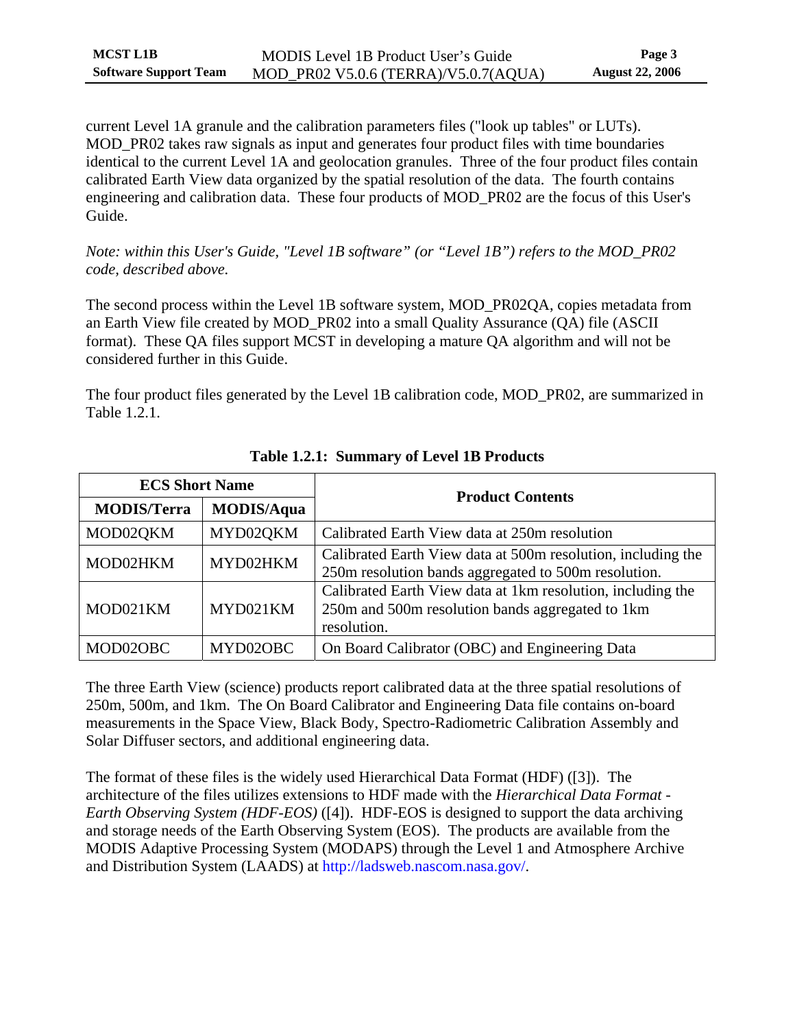current Level 1A granule and the calibration parameters files ("look up tables" or LUTs). MOD_PR02 takes raw signals as input and generates four product files with time boundaries identical to the current Level 1A and geolocation granules. Three of the four product files contain calibrated Earth View data organized by the spatial resolution of the data. The fourth contains engineering and calibration data. These four products of MOD_PR02 are the focus of this User's Guide.

*Note: within this User's Guide, "Level 1B software" (or "Level 1B") refers to the MOD_PR02 code, described above.*

The second process within the Level 1B software system, MOD_PR02QA, copies metadata from an Earth View file created by MOD_PR02 into a small Quality Assurance (QA) file (ASCII format). These QA files support MCST in developing a mature QA algorithm and will not be considered further in this Guide.

The four product files generated by the Level 1B calibration code, MOD_PR02, are summarized in Table 1.2.1.

**Table 1.2.1: Summary of Level 1B Products**

| ECS Short Name | | Product Contents |
|---|---|---|
| **MODIS/Terra** | **MODIS/Aqua** | |
| MOD02QKM | MYD02QKM | Calibrated Earth View data at 250m resolution |
| MOD02HKM | MYD02HKM | Calibrated Earth View data at 500m resolution, including the 250m resolution bands aggregated to 500m resolution. |
| MOD021KM | MYD021KM | Calibrated Earth View data at 1km resolution, including the 250m and 500m resolution bands aggregated to 1km resolution. |
| MOD02OBC | MYD02OBC | On Board Calibrator (OBC) and Engineering Data |

The three Earth View (science) products report calibrated data at the three spatial resolutions of 250m, 500m, and 1km. The On Board Calibrator and Engineering Data file contains on-board measurements in the Space View, Black Body, Spectro-Radiometric Calibration Assembly and Solar Diffuser sectors, and additional engineering data.

The format of these files is the widely used Hierarchical Data Format (HDF) ([3]). The architecture of the files utilizes extensions to HDF made with the *Hierarchical Data Format - Earth Observing System (HDF-EOS)* ([4]). HDF-EOS is designed to support the data archiving and storage needs of the Earth Observing System (EOS). The products are available from the MODIS Adaptive Processing System (MODAPS) through the Level 1 and Atmosphere Archive and Distribution System (LAADS) at http://ladsweb.nascom.nasa.gov/.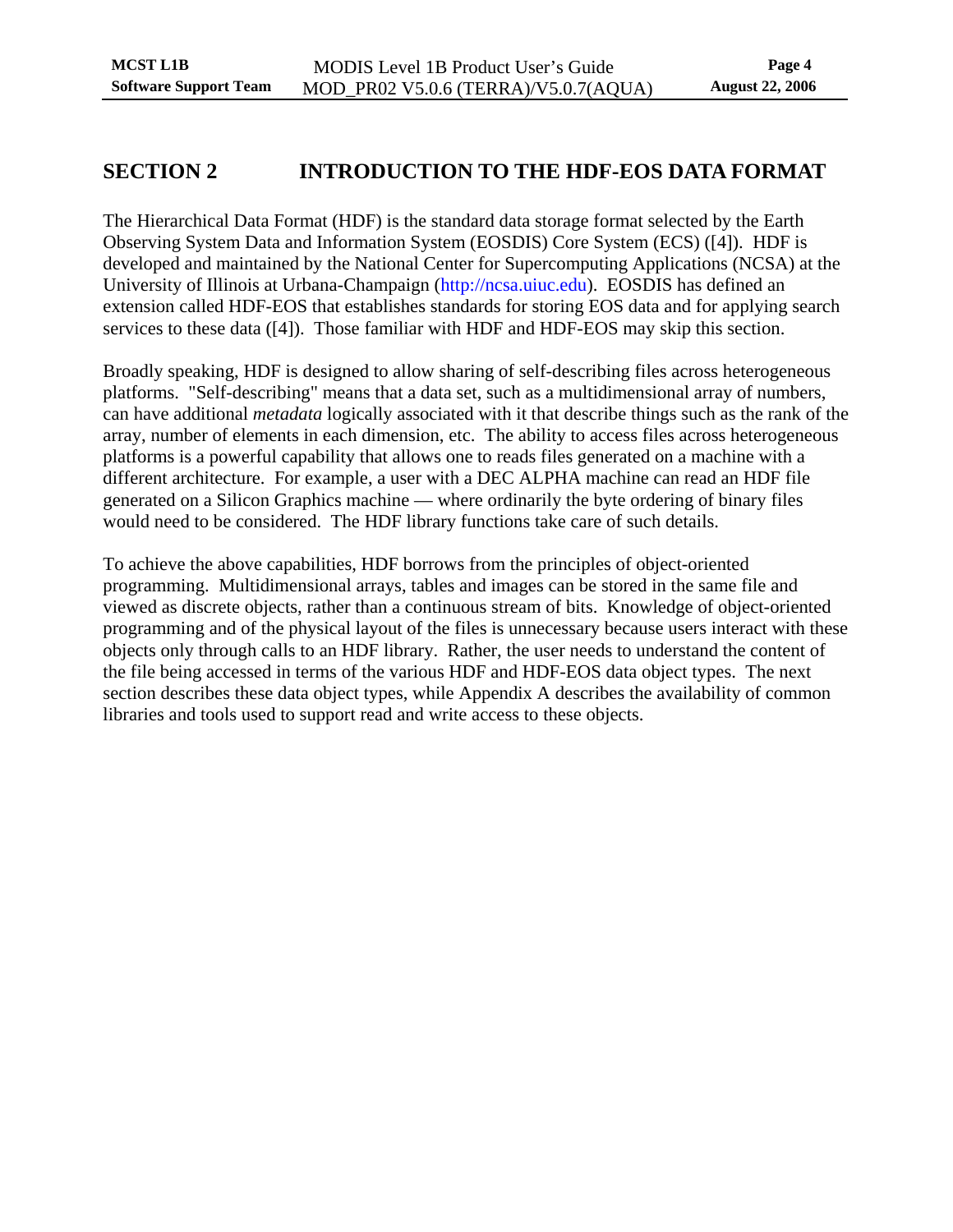# SECTION 2 INTRODUCTION TO THE HDF-EOS DATA FORMAT

The Hierarchical Data Format (HDF) is the standard data storage format selected by the Earth Observing System Data and Information System (EOSDIS) Core System (ECS) ([4]). HDF is developed and maintained by the National Center for Supercomputing Applications (NCSA) at the University of Illinois at Urbana-Champaign (http://ncsa.uiuc.edu). EOSDIS has defined an extension called HDF-EOS that establishes standards for storing EOS data and for applying search services to these data ([4]). Those familiar with HDF and HDF-EOS may skip this section.

Broadly speaking, HDF is designed to allow sharing of self-describing files across heterogeneous platforms. "Self-describing" means that a data set, such as a multidimensional array of numbers, can have additional *metadata* logically associated with it that describe things such as the rank of the array, number of elements in each dimension, etc. The ability to access files across heterogeneous platforms is a powerful capability that allows one to reads files generated on a machine with a different architecture. For example, a user with a DEC ALPHA machine can read an HDF file generated on a Silicon Graphics machine — where ordinarily the byte ordering of binary files would need to be considered. The HDF library functions take care of such details.

To achieve the above capabilities, HDF borrows from the principles of object-oriented programming. Multidimensional arrays, tables and images can be stored in the same file and viewed as discrete objects, rather than a continuous stream of bits. Knowledge of object-oriented programming and of the physical layout of the files is unnecessary because users interact with these objects only through calls to an HDF library. Rather, the user needs to understand the content of the file being accessed in terms of the various HDF and HDF-EOS data object types. The next section describes these data object types, while Appendix A describes the availability of common libraries and tools used to support read and write access to these objects.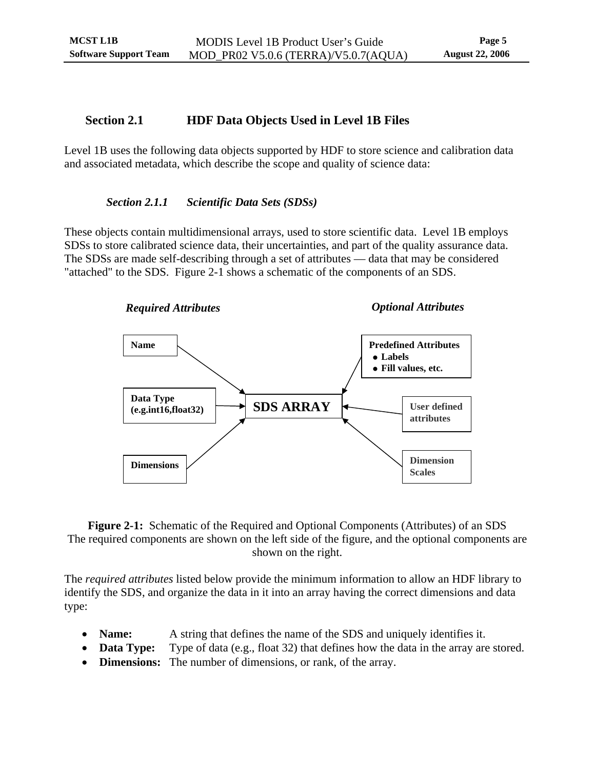## Section 2.1 HDF Data Objects Used in Level 1B Files

Level 1B uses the following data objects supported by HDF to store science and calibration data and associated metadata, which describe the scope and quality of science data:

### *Section 2.1.1 Scientific Data Sets (SDSs)*

These objects contain multidimensional arrays, used to store scientific data. Level 1B employs SDSs to store calibrated science data, their uncertainties, and part of the quality assurance data. The SDSs are made self-describing through a set of attributes — data that may be considered "attached" to the SDS. Figure 2-1 shows a schematic of the components of an SDS.

***Required Attributes*** ***Optional Attributes***

**Name** **Predefined Attributes**
- **Labels**
- **Fill values, etc.**

**Data Type (e.g.int16,float32)** **SDS ARRAY** **User defined attributes**

**Dimensions** **Dimension Scales**

**Figure 2-1:** Schematic of the Required and Optional Components (Attributes) of an SDS
The required components are shown on the left side of the figure, and the optional components are shown on the right.

The *required attributes* listed below provide the minimum information to allow an HDF library to identify the SDS, and organize the data in it into an array having the correct dimensions and data type:

- **Name:** A string that defines the name of the SDS and uniquely identifies it.
- **Data Type:** Type of data (e.g., float 32) that defines how the data in the array are stored.
- **Dimensions:** The number of dimensions, or rank, of the array.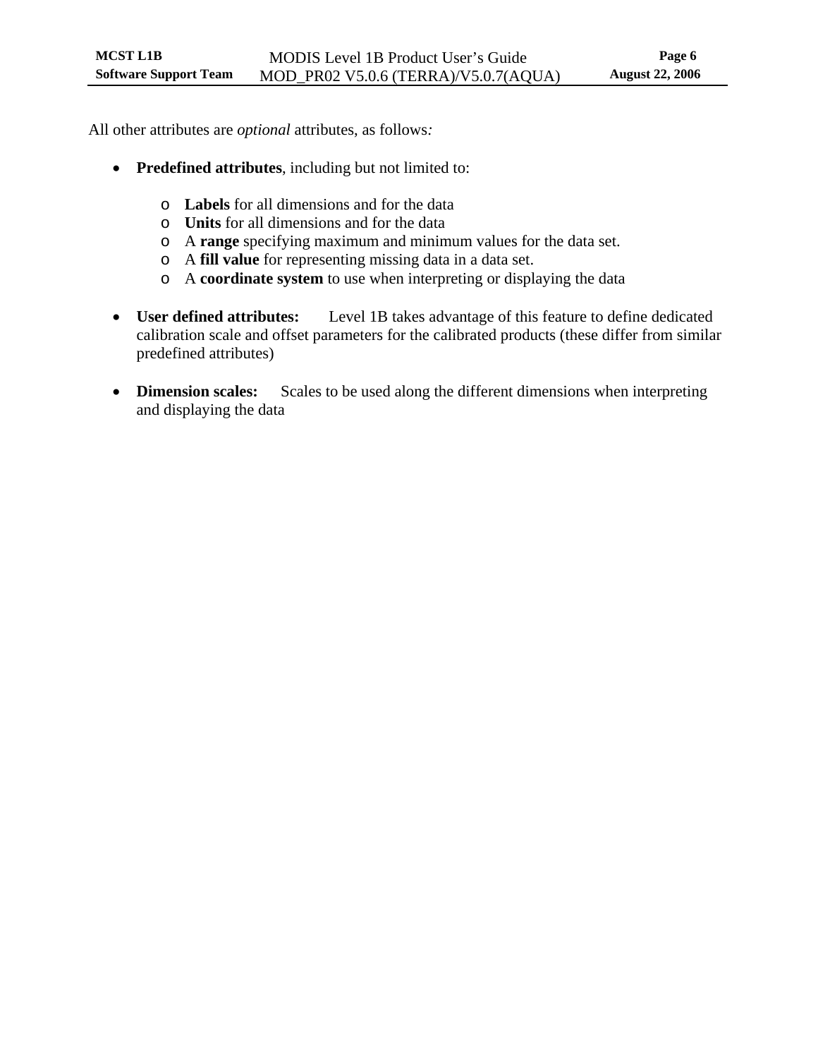All other attributes are *optional* attributes, as follows*:*

- **Predefined attributes**, including but not limited to:
  - **Labels** for all dimensions and for the data
  - **Units** for all dimensions and for the data
  - A **range** specifying maximum and minimum values for the data set.
  - A **fill value** for representing missing data in a data set.
  - A **coordinate system** to use when interpreting or displaying the data

- **User defined attributes:** Level 1B takes advantage of this feature to define dedicated calibration scale and offset parameters for the calibrated products (these differ from similar predefined attributes)

- **Dimension scales:** Scales to be used along the different dimensions when interpreting and displaying the data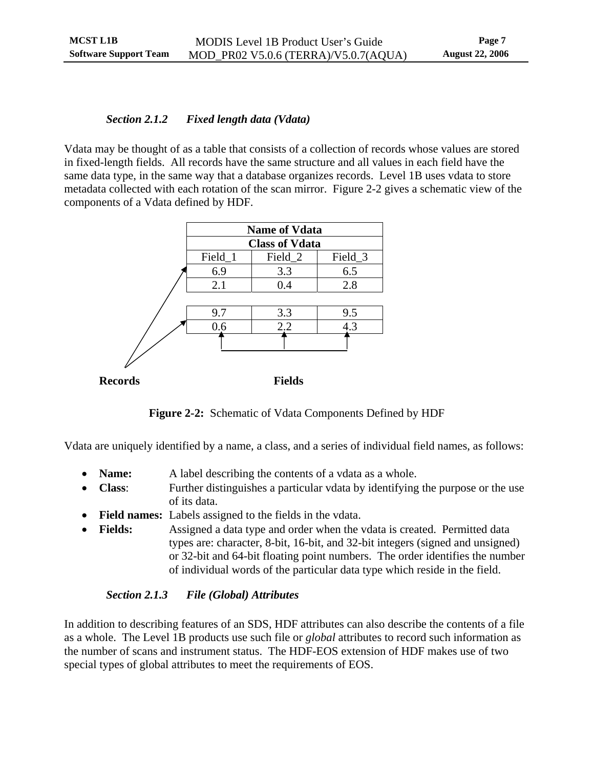### *Section 2.1.2 Fixed length data (Vdata)*

Vdata may be thought of as a table that consists of a collection of records whose values are stored in fixed-length fields. All records have the same structure and all values in each field have the same data type, in the same way that a database organizes records. Level 1B uses vdata to store metadata collected with each rotation of the scan mirror. Figure 2-2 gives a schematic view of the components of a Vdata defined by HDF.

| **Name of Vdata** | | |
|---|---|---|
| **Class of Vdata** | | |
| Field_1 | Field_2 | Field_3 |
| 6.9 | 3.3 | 6.5 |
| 2.1 | 0.4 | 2.8 |
| | | |
| 9.7 | 3.3 | 9.5 |
| 0.6 | 2.2 | 4.3 |

**Records** **Fields**

**Figure 2-2:** Schematic of Vdata Components Defined by HDF

Vdata are uniquely identified by a name, a class, and a series of individual field names, as follows:

- **Name:** A label describing the contents of a vdata as a whole.
- **Class**: Further distinguishes a particular vdata by identifying the purpose or the use of its data.
- **Field names:** Labels assigned to the fields in the vdata.
- **Fields:** Assigned a data type and order when the vdata is created. Permitted data types are: character, 8-bit, 16-bit, and 32-bit integers (signed and unsigned) or 32-bit and 64-bit floating point numbers. The order identifies the number of individual words of the particular data type which reside in the field.

### *Section 2.1.3 File (Global) Attributes*

In addition to describing features of an SDS, HDF attributes can also describe the contents of a file as a whole. The Level 1B products use such file or *global* attributes to record such information as the number of scans and instrument status. The HDF-EOS extension of HDF makes use of two special types of global attributes to meet the requirements of EOS.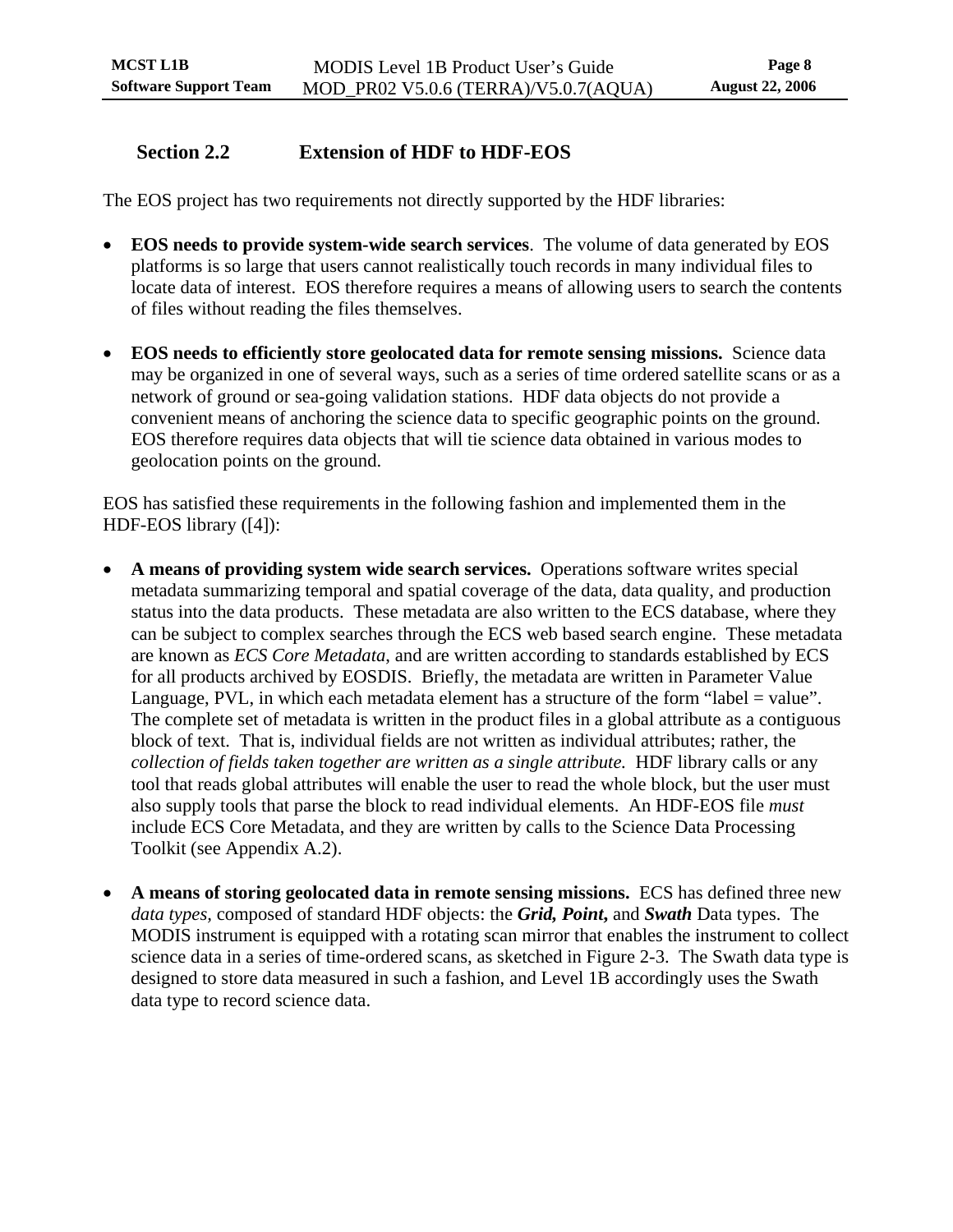## Section 2.2 Extension of HDF to HDF-EOS

The EOS project has two requirements not directly supported by the HDF libraries:

- **EOS needs to provide system-wide search services**. The volume of data generated by EOS platforms is so large that users cannot realistically touch records in many individual files to locate data of interest. EOS therefore requires a means of allowing users to search the contents of files without reading the files themselves.

- **EOS needs to efficiently store geolocated data for remote sensing missions.** Science data may be organized in one of several ways, such as a series of time ordered satellite scans or as a network of ground or sea-going validation stations. HDF data objects do not provide a convenient means of anchoring the science data to specific geographic points on the ground. EOS therefore requires data objects that will tie science data obtained in various modes to geolocation points on the ground.

EOS has satisfied these requirements in the following fashion and implemented them in the HDF-EOS library ([4]):

- **A means of providing system wide search services.** Operations software writes special metadata summarizing temporal and spatial coverage of the data, data quality, and production status into the data products. These metadata are also written to the ECS database, where they can be subject to complex searches through the ECS web based search engine. These metadata are known as *ECS Core Metadata*, and are written according to standards established by ECS for all products archived by EOSDIS. Briefly, the metadata are written in Parameter Value Language, PVL, in which each metadata element has a structure of the form "label = value". The complete set of metadata is written in the product files in a global attribute as a contiguous block of text. That is, individual fields are not written as individual attributes; rather, the *collection of fields taken together are written as a single attribute.* HDF library calls or any tool that reads global attributes will enable the user to read the whole block, but the user must also supply tools that parse the block to read individual elements. An HDF-EOS file *must* include ECS Core Metadata, and they are written by calls to the Science Data Processing Toolkit (see Appendix A.2).

- **A means of storing geolocated data in remote sensing missions.** ECS has defined three new *data types*, composed of standard HDF objects: the ***Grid, Point,*** and ***Swath*** Data types. The MODIS instrument is equipped with a rotating scan mirror that enables the instrument to collect science data in a series of time-ordered scans, as sketched in Figure 2-3. The Swath data type is designed to store data measured in such a fashion, and Level 1B accordingly uses the Swath data type to record science data.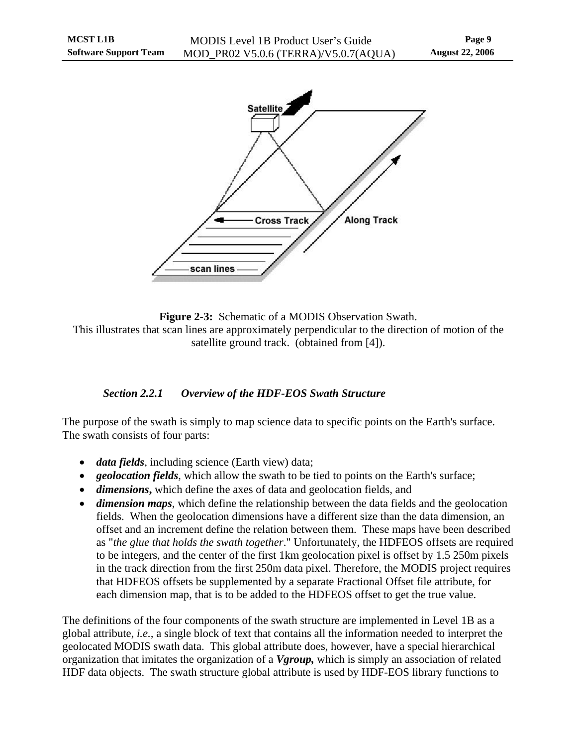**Figure 2-3:** Schematic of a MODIS Observation Swath.
This illustrates that scan lines are approximately perpendicular to the direction of motion of the satellite ground track. (obtained from [4]).

### *Section 2.2.1 Overview of the HDF-EOS Swath Structure*

The purpose of the swath is simply to map science data to specific points on the Earth's surface. The swath consists of four parts:

- ***data fields***, including science (Earth view) data;
- ***geolocation fields***, which allow the swath to be tied to points on the Earth's surface;
- ***dimensions,*** which define the axes of data and geolocation fields, and
- ***dimension maps***, which define the relationship between the data fields and the geolocation fields. When the geolocation dimensions have a different size than the data dimension, an offset and an increment define the relation between them. These maps have been described as "*the glue that holds the swath together*." Unfortunately, the HDFEOS offsets are required to be integers, and the center of the first 1km geolocation pixel is offset by 1.5 250m pixels in the track direction from the first 250m data pixel. Therefore, the MODIS project requires that HDFEOS offsets be supplemented by a separate Fractional Offset file attribute, for each dimension map, that is to be added to the HDFEOS offset to get the true value.

The definitions of the four components of the swath structure are implemented in Level 1B as a global attribute, *i.e.,* a single block of text that contains all the information needed to interpret the geolocated MODIS swath data. This global attribute does, however, have a special hierarchical organization that imitates the organization of a ***Vgroup,*** which is simply an association of related HDF data objects. The swath structure global attribute is used by HDF-EOS library functions to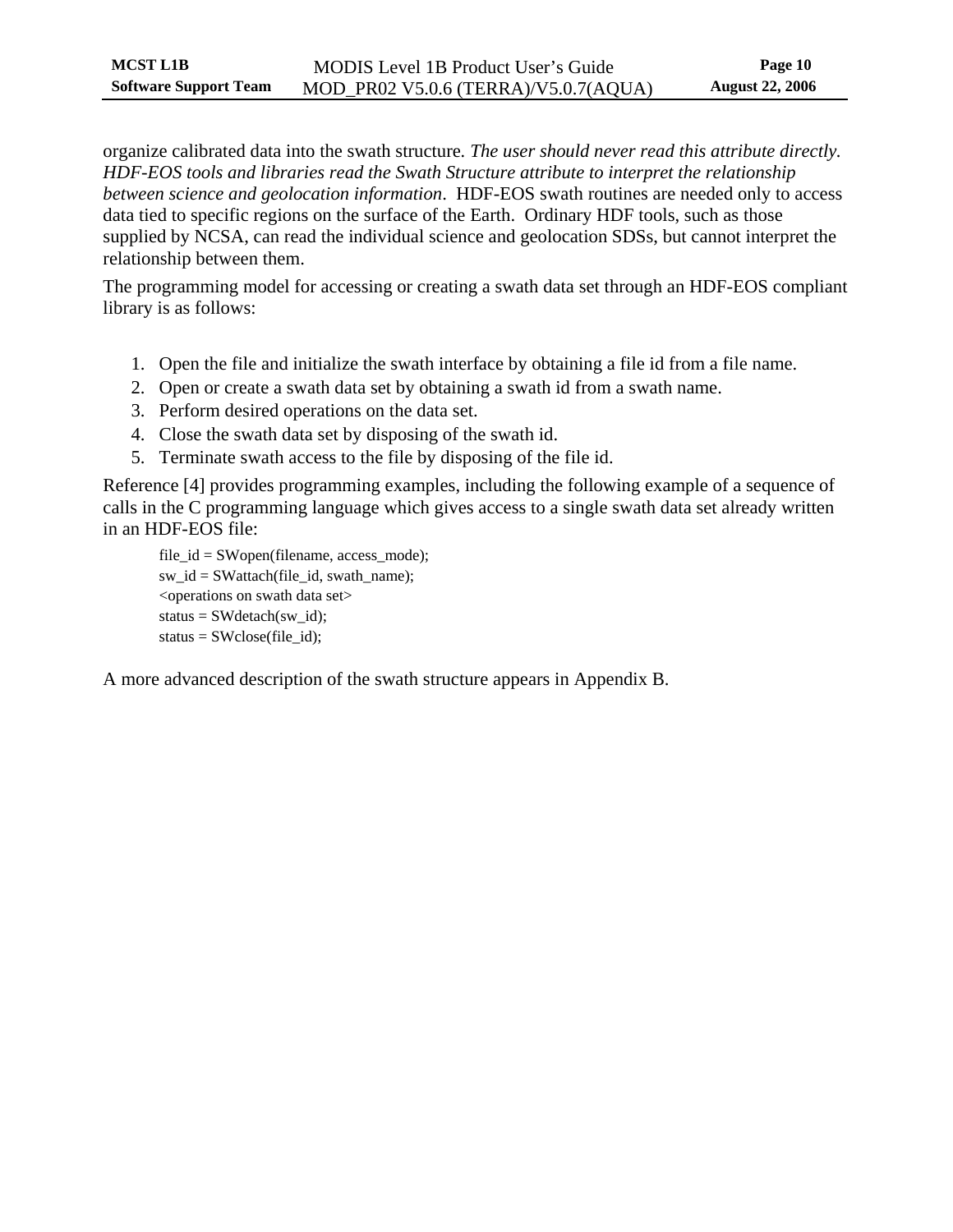organize calibrated data into the swath structure. *The user should never read this attribute directly. HDF-EOS tools and libraries read the Swath Structure attribute to interpret the relationship between science and geolocation information*. HDF-EOS swath routines are needed only to access data tied to specific regions on the surface of the Earth. Ordinary HDF tools, such as those supplied by NCSA, can read the individual science and geolocation SDSs, but cannot interpret the relationship between them.

The programming model for accessing or creating a swath data set through an HDF-EOS compliant library is as follows:

1. Open the file and initialize the swath interface by obtaining a file id from a file name.
2. Open or create a swath data set by obtaining a swath id from a swath name.
3. Perform desired operations on the data set.
4. Close the swath data set by disposing of the swath id.
5. Terminate swath access to the file by disposing of the file id.

Reference [4] provides programming examples, including the following example of a sequence of calls in the C programming language which gives access to a single swath data set already written in an HDF-EOS file:

```
file_id = SWopen(filename, access_mode);
sw_id = SWattach(file_id, swath_name);
<operations on swath data set>
status = SWdetach(sw_id);
status = SWclose(file_id);
```

A more advanced description of the swath structure appears in Appendix B.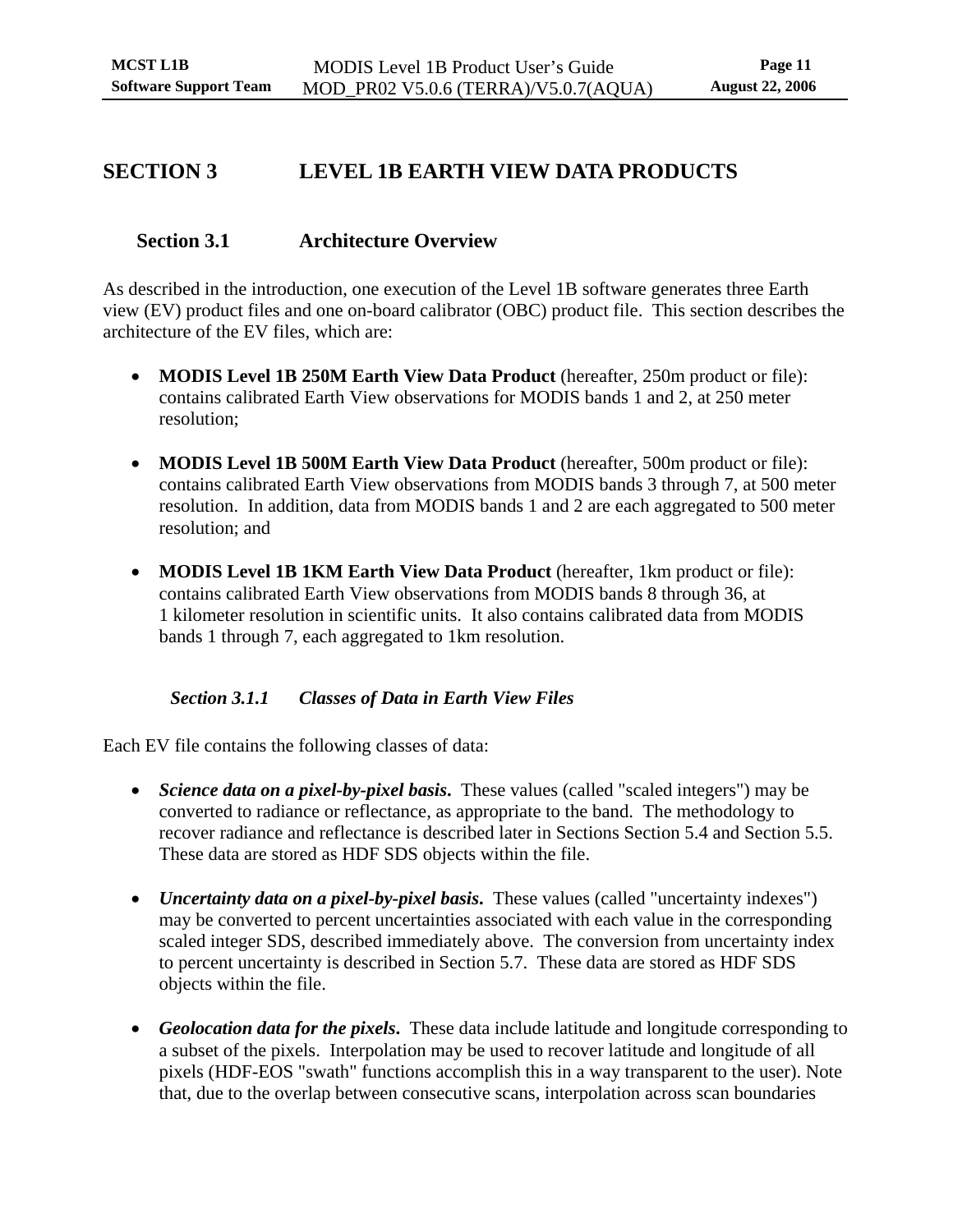# SECTION 3 LEVEL 1B EARTH VIEW DATA PRODUCTS

## Section 3.1 Architecture Overview

As described in the introduction, one execution of the Level 1B software generates three Earth view (EV) product files and one on-board calibrator (OBC) product file. This section describes the architecture of the EV files, which are:

- **MODIS Level 1B 250M Earth View Data Product** (hereafter, 250m product or file): contains calibrated Earth View observations for MODIS bands 1 and 2, at 250 meter resolution;

- **MODIS Level 1B 500M Earth View Data Product** (hereafter, 500m product or file): contains calibrated Earth View observations from MODIS bands 3 through 7, at 500 meter resolution. In addition, data from MODIS bands 1 and 2 are each aggregated to 500 meter resolution; and

- **MODIS Level 1B 1KM Earth View Data Product** (hereafter, 1km product or file): contains calibrated Earth View observations from MODIS bands 8 through 36, at 1 kilometer resolution in scientific units. It also contains calibrated data from MODIS bands 1 through 7, each aggregated to 1km resolution.

### *Section 3.1.1 Classes of Data in Earth View Files*

Each EV file contains the following classes of data:

- ***Science data on a pixel-by-pixel basis***. These values (called "scaled integers") may be converted to radiance or reflectance, as appropriate to the band. The methodology to recover radiance and reflectance is described later in Sections Section 5.4 and Section 5.5. These data are stored as HDF SDS objects within the file.

- ***Uncertainty data on a pixel-by-pixel basis***. These values (called "uncertainty indexes") may be converted to percent uncertainties associated with each value in the corresponding scaled integer SDS, described immediately above. The conversion from uncertainty index to percent uncertainty is described in Section 5.7. These data are stored as HDF SDS objects within the file.

- ***Geolocation data for the pixels***. These data include latitude and longitude corresponding to a subset of the pixels. Interpolation may be used to recover latitude and longitude of all pixels (HDF-EOS "swath" functions accomplish this in a way transparent to the user). Note that, due to the overlap between consecutive scans, interpolation across scan boundaries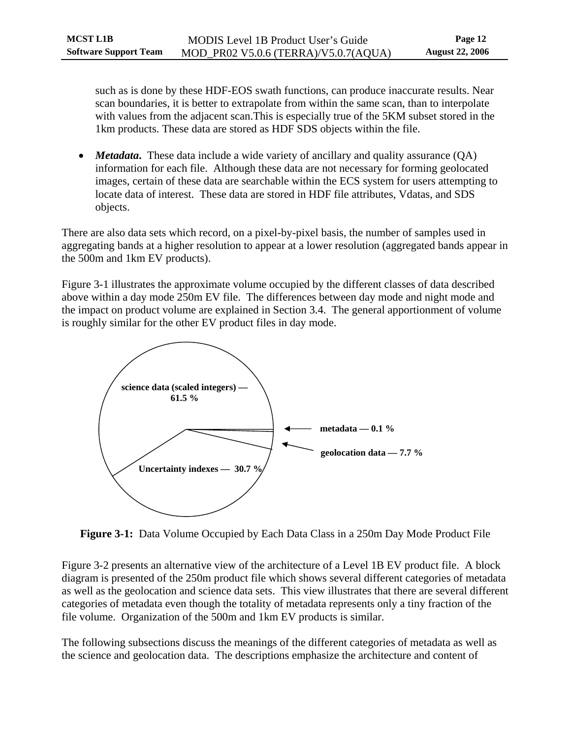such as is done by these HDF-EOS swath functions, can produce inaccurate results. Near scan boundaries, it is better to extrapolate from within the same scan, than to interpolate with values from the adjacent scan.This is especially true of the 5KM subset stored in the 1km products. These data are stored as HDF SDS objects within the file.

- ***Metadata.*** These data include a wide variety of ancillary and quality assurance (QA) information for each file. Although these data are not necessary for forming geolocated images, certain of these data are searchable within the ECS system for users attempting to locate data of interest. These data are stored in HDF file attributes, Vdatas, and SDS objects.

There are also data sets which record, on a pixel-by-pixel basis, the number of samples used in aggregating bands at a higher resolution to appear at a lower resolution (aggregated bands appear in the 500m and 1km EV products).

Figure 3-1 illustrates the approximate volume occupied by the different classes of data described above within a day mode 250m EV file. The differences between day mode and night mode and the impact on product volume are explained in Section 3.4. The general apportionment of volume is roughly similar for the other EV product files in day mode.

science data (scaled integers) — 61.5 %

metadata — 0.1 %

geolocation data — 7.7 %

Uncertainty indexes — 30.7 %

**Figure 3-1:** Data Volume Occupied by Each Data Class in a 250m Day Mode Product File

Figure 3-2 presents an alternative view of the architecture of a Level 1B EV product file. A block diagram is presented of the 250m product file which shows several different categories of metadata as well as the geolocation and science data sets. This view illustrates that there are several different categories of metadata even though the totality of metadata represents only a tiny fraction of the file volume. Organization of the 500m and 1km EV products is similar.

The following subsections discuss the meanings of the different categories of metadata as well as the science and geolocation data. The descriptions emphasize the architecture and content of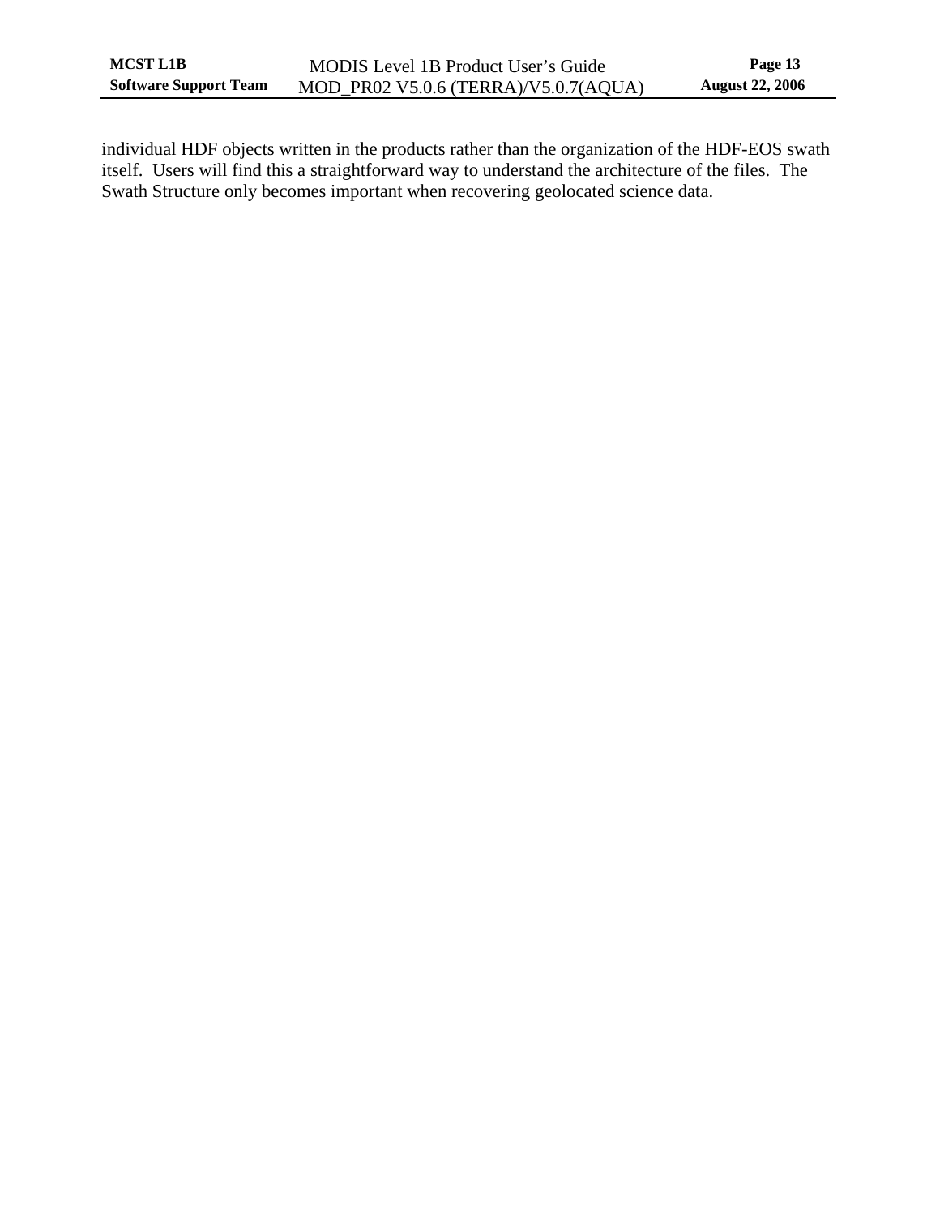individual HDF objects written in the products rather than the organization of the HDF-EOS swath itself. Users will find this a straightforward way to understand the architecture of the files. The Swath Structure only becomes important when recovering geolocated science data.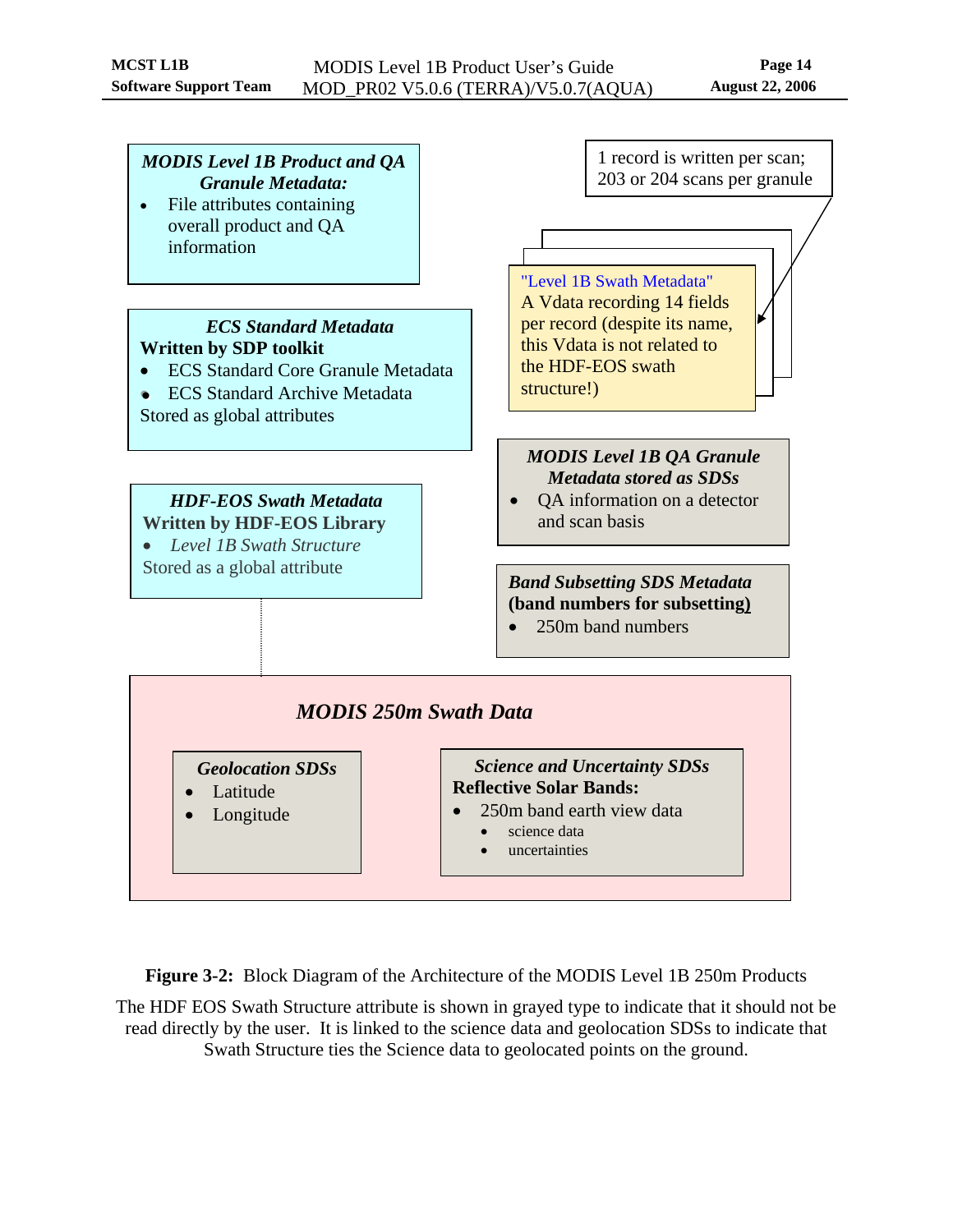**MODIS Level 1B Product and QA Granule Metadata:**

- File attributes containing overall product and QA information

1 record is written per scan; 203 or 204 scans per granule

"Level 1B Swath Metadata"
A Vdata recording 14 fields per record (despite its name, this Vdata is not related to the HDF-EOS swath structure!)

**ECS Standard Metadata**
**Written by SDP toolkit**

- ECS Standard Core Granule Metadata
- ECS Standard Archive Metadata

Stored as global attributes

**MODIS Level 1B QA Granule Metadata stored as SDSs**

- QA information on a detector and scan basis

**HDF-EOS Swath Metadata**
**Written by HDF-EOS Library**

- *Level 1B Swath Structure*

Stored as a global attribute

**Band Subsetting SDS Metadata (band numbers for subsetting)**

- 250m band numbers

**MODIS 250m Swath Data**

**Geolocation SDSs**

- Latitude
- Longitude

**Science and Uncertainty SDSs**
**Reflective Solar Bands:**

- 250m band earth view data
  - science data
  - uncertainties

**Figure 3-2:** Block Diagram of the Architecture of the MODIS Level 1B 250m Products

The HDF EOS Swath Structure attribute is shown in grayed type to indicate that it should not be read directly by the user. It is linked to the science data and geolocation SDSs to indicate that Swath Structure ties the Science data to geolocated points on the ground.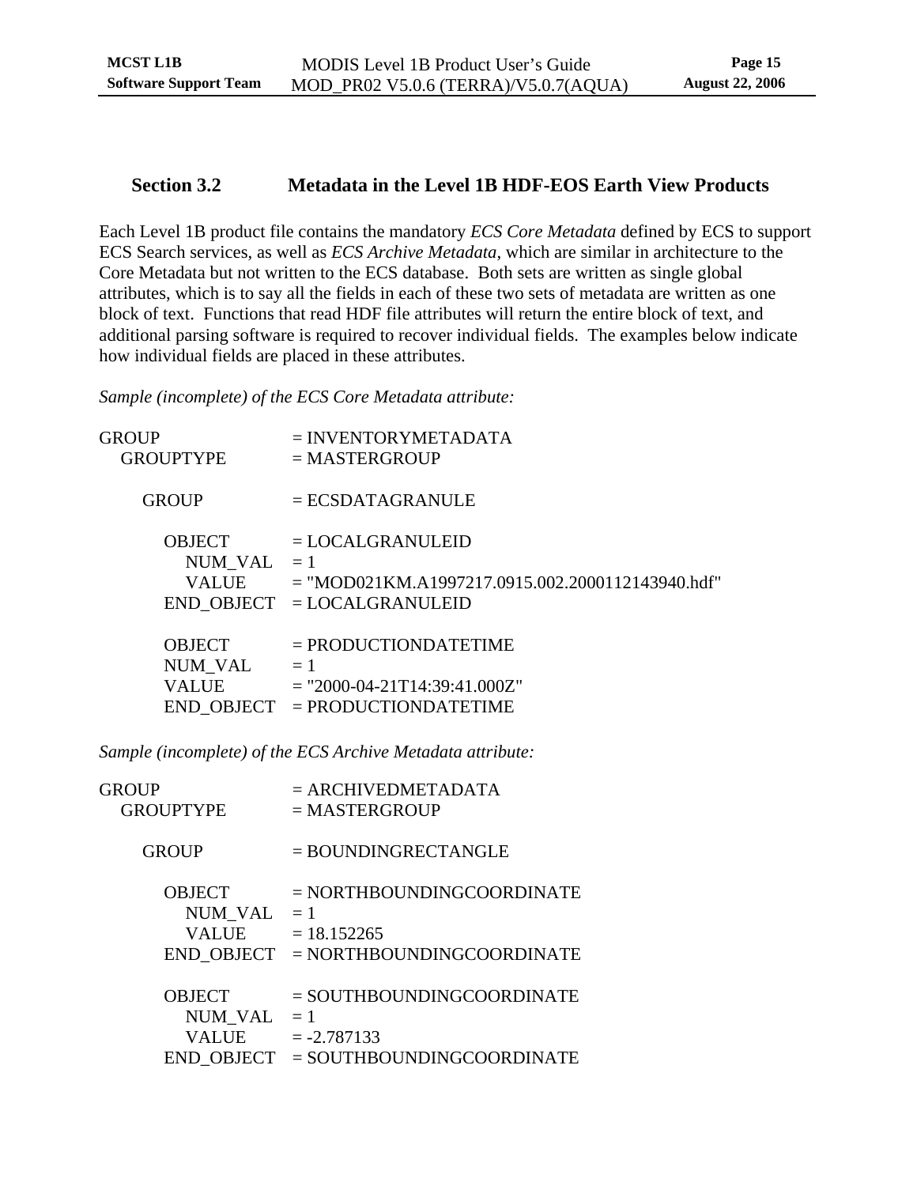## Section 3.2 Metadata in the Level 1B HDF-EOS Earth View Products

Each Level 1B product file contains the mandatory *ECS Core Metadata* defined by ECS to support ECS Search services, as well as *ECS Archive Metadata*, which are similar in architecture to the Core Metadata but not written to the ECS database. Both sets are written as single global attributes, which is to say all the fields in each of these two sets of metadata are written as one block of text. Functions that read HDF file attributes will return the entire block of text, and additional parsing software is required to recover individual fields. The examples below indicate how individual fields are placed in these attributes.

*Sample (incomplete) of the ECS Core Metadata attribute:*

```
GROUP                  = INVENTORYMETADATA
  GROUPTYPE            = MASTERGROUP

    GROUP              = ECSDATAGRANULE

      OBJECT           = LOCALGRANULEID
        NUM_VAL        = 1
        VALUE          = "MOD021KM.A1997217.0915.002.2000112143940.hdf"
      END_OBJECT       = LOCALGRANULEID

      OBJECT           = PRODUCTIONDATETIME
      NUM_VAL          = 1
      VALUE            = "2000-04-21T14:39:41.000Z"
      END_OBJECT       = PRODUCTIONDATETIME
```

*Sample (incomplete) of the ECS Archive Metadata attribute:*

```
GROUP                  = ARCHIVEDMETADATA
  GROUPTYPE            = MASTERGROUP

    GROUP              = BOUNDINGRECTANGLE

      OBJECT           = NORTHBOUNDINGCOORDINATE
        NUM_VAL        = 1
        VALUE          = 18.152265
      END_OBJECT       = NORTHBOUNDINGCOORDINATE

      OBJECT           = SOUTHBOUNDINGCOORDINATE
        NUM_VAL        = 1
        VALUE          = -2.787133
      END_OBJECT       = SOUTHBOUNDINGCOORDINATE
```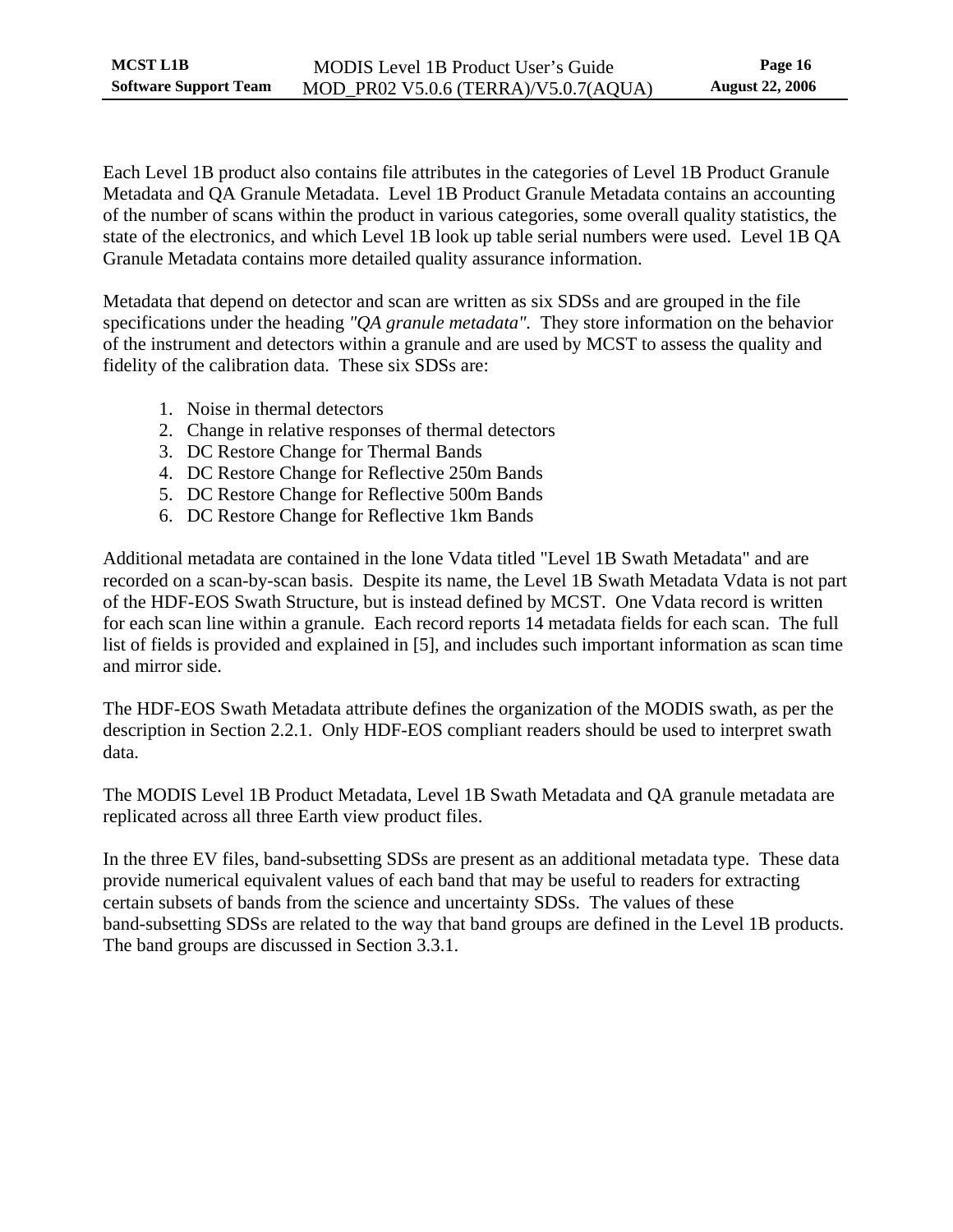Each Level 1B product also contains file attributes in the categories of Level 1B Product Granule Metadata and QA Granule Metadata. Level 1B Product Granule Metadata contains an accounting of the number of scans within the product in various categories, some overall quality statistics, the state of the electronics, and which Level 1B look up table serial numbers were used. Level 1B QA Granule Metadata contains more detailed quality assurance information.

Metadata that depend on detector and scan are written as six SDSs and are grouped in the file specifications under the heading *"QA granule metadata"*. They store information on the behavior of the instrument and detectors within a granule and are used by MCST to assess the quality and fidelity of the calibration data. These six SDSs are:

1. Noise in thermal detectors
2. Change in relative responses of thermal detectors
3. DC Restore Change for Thermal Bands
4. DC Restore Change for Reflective 250m Bands
5. DC Restore Change for Reflective 500m Bands
6. DC Restore Change for Reflective 1km Bands

Additional metadata are contained in the lone Vdata titled "Level 1B Swath Metadata" and are recorded on a scan-by-scan basis. Despite its name, the Level 1B Swath Metadata Vdata is not part of the HDF-EOS Swath Structure, but is instead defined by MCST. One Vdata record is written for each scan line within a granule. Each record reports 14 metadata fields for each scan. The full list of fields is provided and explained in [5], and includes such important information as scan time and mirror side.

The HDF-EOS Swath Metadata attribute defines the organization of the MODIS swath, as per the description in Section 2.2.1. Only HDF-EOS compliant readers should be used to interpret swath data.

The MODIS Level 1B Product Metadata, Level 1B Swath Metadata and QA granule metadata are replicated across all three Earth view product files.

In the three EV files, band-subsetting SDSs are present as an additional metadata type. These data provide numerical equivalent values of each band that may be useful to readers for extracting certain subsets of bands from the science and uncertainty SDSs. The values of these band-subsetting SDSs are related to the way that band groups are defined in the Level 1B products. The band groups are discussed in Section 3.3.1.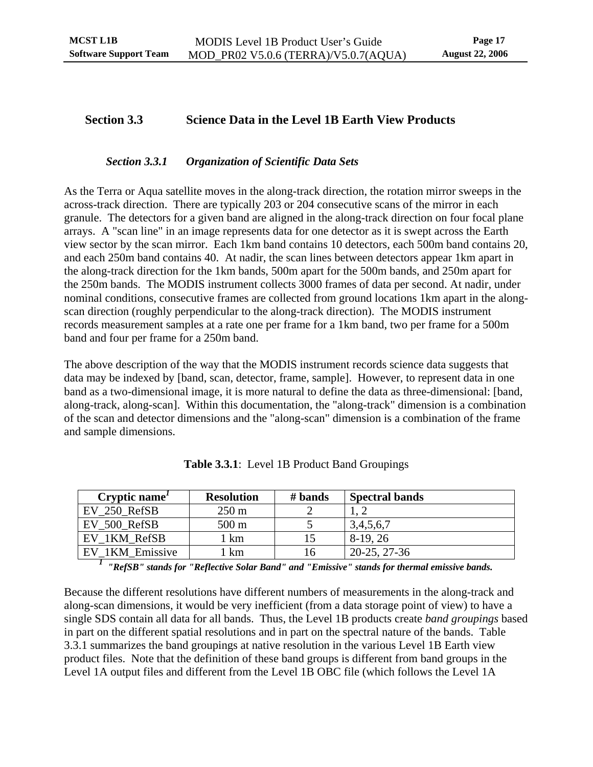## Section 3.3 Science Data in the Level 1B Earth View Products

### *Section 3.3.1 Organization of Scientific Data Sets*

As the Terra or Aqua satellite moves in the along-track direction, the rotation mirror sweeps in the across-track direction. There are typically 203 or 204 consecutive scans of the mirror in each granule. The detectors for a given band are aligned in the along-track direction on four focal plane arrays. A "scan line" in an image represents data for one detector as it is swept across the Earth view sector by the scan mirror. Each 1km band contains 10 detectors, each 500m band contains 20, and each 250m band contains 40. At nadir, the scan lines between detectors appear 1km apart in the along-track direction for the 1km bands, 500m apart for the 500m bands, and 250m apart for the 250m bands. The MODIS instrument collects 3000 frames of data per second. At nadir, under nominal conditions, consecutive frames are collected from ground locations 1km apart in the along-scan direction (roughly perpendicular to the along-track direction). The MODIS instrument records measurement samples at a rate one per frame for a 1km band, two per frame for a 500m band and four per frame for a 250m band.

The above description of the way that the MODIS instrument records science data suggests that data may be indexed by [band, scan, detector, frame, sample]. However, to represent data in one band as a two-dimensional image, it is more natural to define the data as three-dimensional: [band, along-track, along-scan]. Within this documentation, the "along-track" dimension is a combination of the scan and detector dimensions and the "along-scan" dimension is a combination of the frame and sample dimensions.

**Table 3.3.1**: Level 1B Product Band Groupings

| Cryptic name[1] | Resolution | # bands | Spectral bands |
|---|---|---|---|
| EV_250_RefSB | 250 m | 2 | 1, 2 |
| EV_500_RefSB | 500 m | 5 | 3,4,5,6,7 |
| EV_1KM_RefSB | 1 km | 15 | 8-19, 26 |
| EV_1KM_Emissive | 1 km | 16 | 20-25, 27-36 |

[1] ***"RefSB" stands for "Reflective Solar Band" and "Emissive" stands for thermal emissive bands.***

Because the different resolutions have different numbers of measurements in the along-track and along-scan dimensions, it would be very inefficient (from a data storage point of view) to have a single SDS contain all data for all bands. Thus, the Level 1B products create *band groupings* based in part on the different spatial resolutions and in part on the spectral nature of the bands. Table 3.3.1 summarizes the band groupings at native resolution in the various Level 1B Earth view product files. Note that the definition of these band groups is different from band groups in the Level 1A output files and different from the Level 1B OBC file (which follows the Level 1A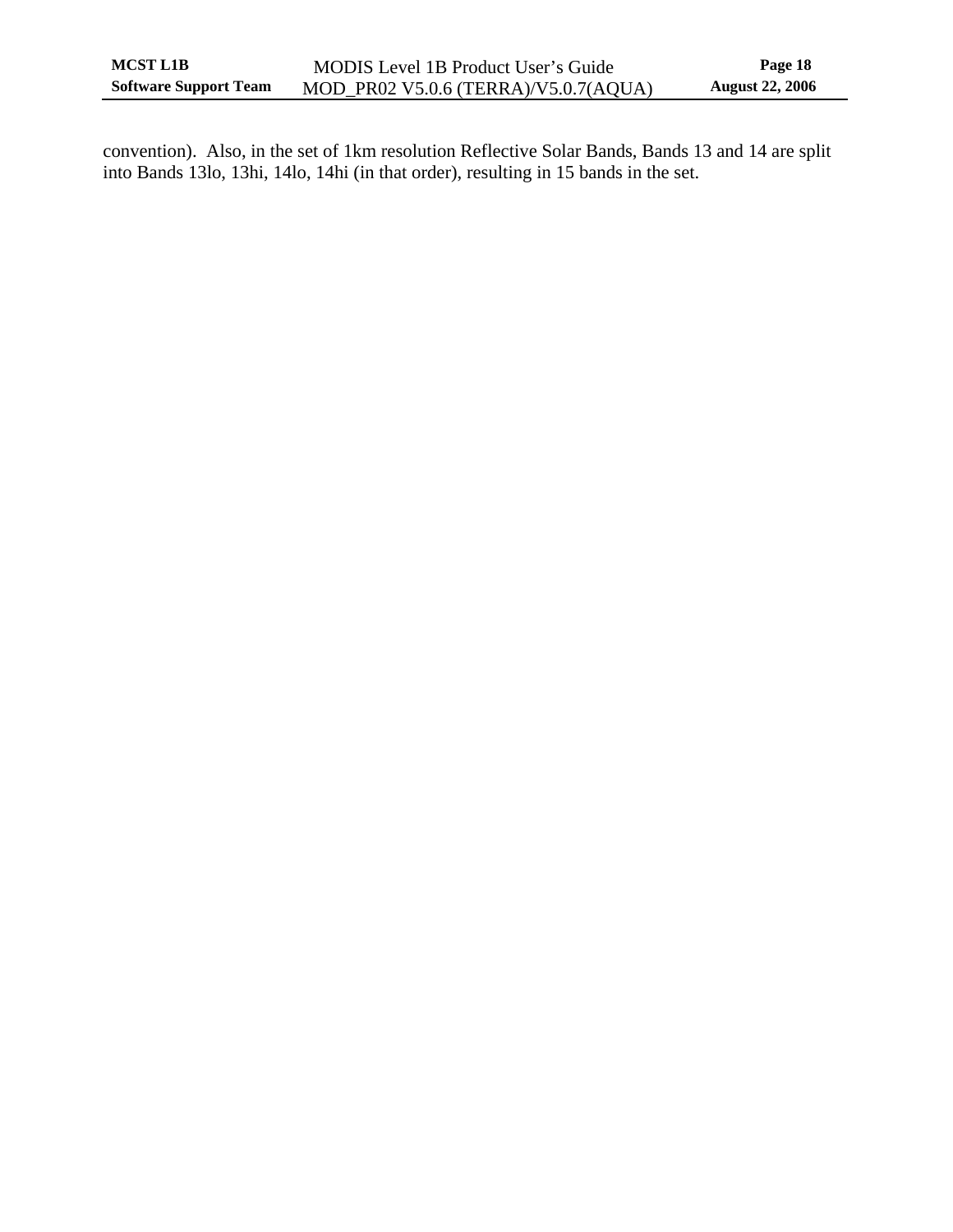convention). Also, in the set of 1km resolution Reflective Solar Bands, Bands 13 and 14 are split into Bands 13lo, 13hi, 14lo, 14hi (in that order), resulting in 15 bands in the set.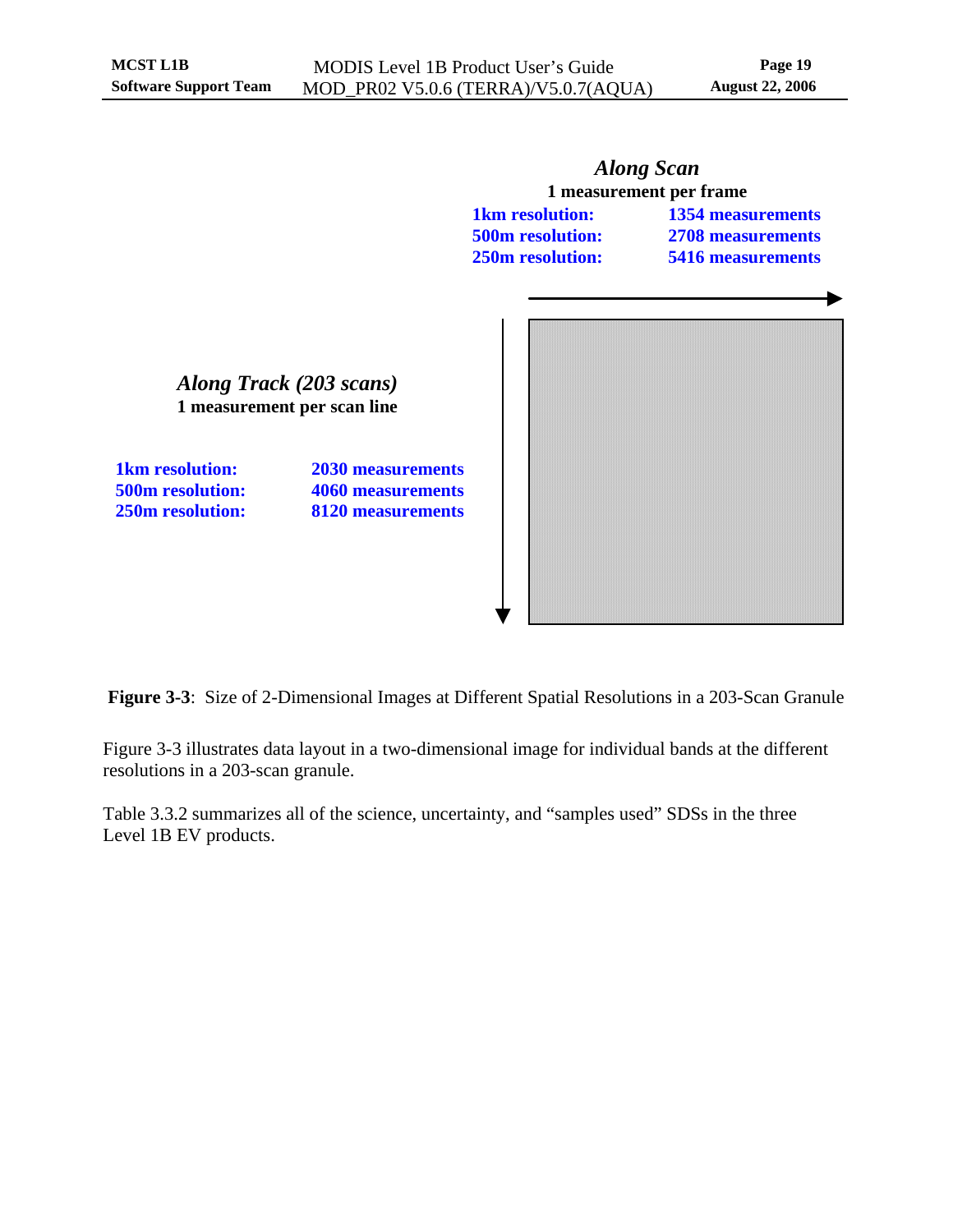***Along Scan***

**1 measurement per frame**

| | |
|---|---|
| **1km resolution:** | **1354 measurements** |
| **500m resolution:** | **2708 measurements** |
| **250m resolution:** | **5416 measurements** |

***Along Track (203 scans)***

**1 measurement per scan line**

| | |
|---|---|
| **1km resolution:** | **2030 measurements** |
| **500m resolution:** | **4060 measurements** |
| **250m resolution:** | **8120 measurements** |

**Figure 3-3**: Size of 2-Dimensional Images at Different Spatial Resolutions in a 203-Scan Granule

Figure 3-3 illustrates data layout in a two-dimensional image for individual bands at the different resolutions in a 203-scan granule.

Table 3.3.2 summarizes all of the science, uncertainty, and "samples used" SDSs in the three Level 1B EV products.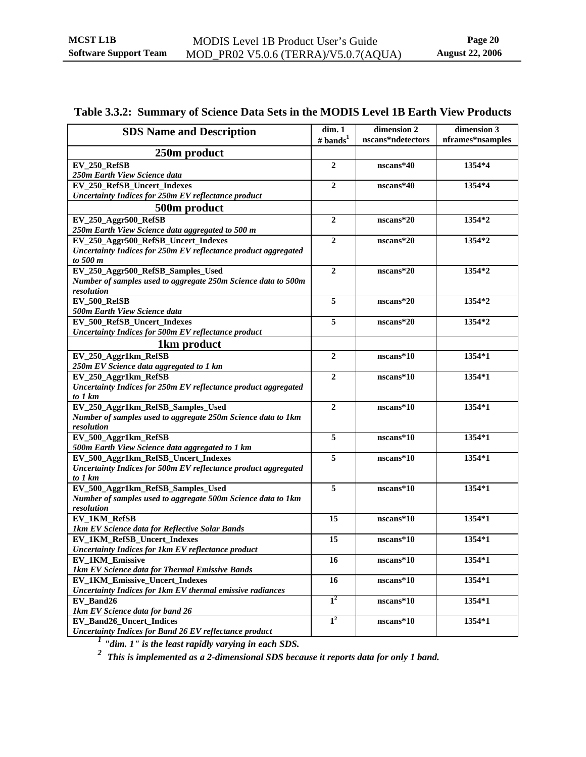**Table 3.3.2: Summary of Science Data Sets in the MODIS Level 1B Earth View Products**

| SDS Name and Description | dim. 1 # bands[1] | dimension 2 nscans*ndetectors | dimension 3 nframes*nsamples |
|---|---|---|---|
| **250m product** | | | |
| **EV_250_RefSB** *250m Earth View Science data* | 2 | nscans*40 | 1354*4 |
| **EV_250_RefSB_Uncert_Indexes** *Uncertainty Indices for 250m EV reflectance product* | 2 | nscans*40 | 1354*4 |
| **500m product** | | | |
| **EV_250_Aggr500_RefSB** *250m Earth View Science data aggregated to 500 m* | 2 | nscans*20 | 1354*2 |
| **EV_250_Aggr500_RefSB_Uncert_Indexes** *Uncertainty Indices for 250m EV reflectance product aggregated to 500 m* | 2 | nscans*20 | 1354*2 |
| **EV_250_Aggr500_RefSB_Samples_Used** *Number of samples used to aggregate 250m Science data to 500m resolution* | 2 | nscans*20 | 1354*2 |
| **EV_500_RefSB** *500m Earth View Science data* | 5 | nscans*20 | 1354*2 |
| **EV_500_RefSB_Uncert_Indexes** *Uncertainty Indices for 500m EV reflectance product* | 5 | nscans*20 | 1354*2 |
| **1km product** | | | |
| **EV_250_Aggr1km_RefSB** *250m EV Science data aggregated to 1 km* | 2 | nscans*10 | 1354*1 |
| **EV_250_Aggr1km_RefSB** *Uncertainty Indices for 250m EV reflectance product aggregated to 1 km* | 2 | nscans*10 | 1354*1 |
| **EV_250_Aggr1km_RefSB_Samples_Used** *Number of samples used to aggregate 250m Science data to 1km resolution* | 2 | nscans*10 | 1354*1 |
| **EV_500_Aggr1km_RefSB** *500m Earth View Science data aggregated to 1 km* | 5 | nscans*10 | 1354*1 |
| **EV_500_Aggr1km_RefSB_Uncert_Indexes** *Uncertainty Indices for 500m EV reflectance product aggregated to 1 km* | 5 | nscans*10 | 1354*1 |
| **EV_500_Aggr1km_RefSB_Samples_Used** *Number of samples used to aggregate 500m Science data to 1km resolution* | 5 | nscans*10 | 1354*1 |
| **EV_1KM_RefSB** *1km EV Science data for Reflective Solar Bands* | 15 | nscans*10 | 1354*1 |
| **EV_1KM_RefSB_Uncert_Indexes** *Uncertainty Indices for 1km EV reflectance product* | 15 | nscans*10 | 1354*1 |
| **EV_1KM_Emissive** *1km EV Science data for Thermal Emissive Bands* | 16 | nscans*10 | 1354*1 |
| **EV_1KM_Emissive_Uncert_Indexes** *Uncertainty Indices for 1km EV thermal emissive radiances* | 16 | nscans*10 | 1354*1 |
| **EV_Band26** *1km EV Science data for band 26* | 1[2] | nscans*10 | 1354*1 |
| **EV_Band26_Uncert_Indices** *Uncertainty Indices for Band 26 EV reflectance product* | 1[2] | nscans*10 | 1354*1 |

[1] *"dim. 1" is the least rapidly varying in each SDS.*

[2] *This is implemented as a 2-dimensional SDS because it reports data for only 1 band.*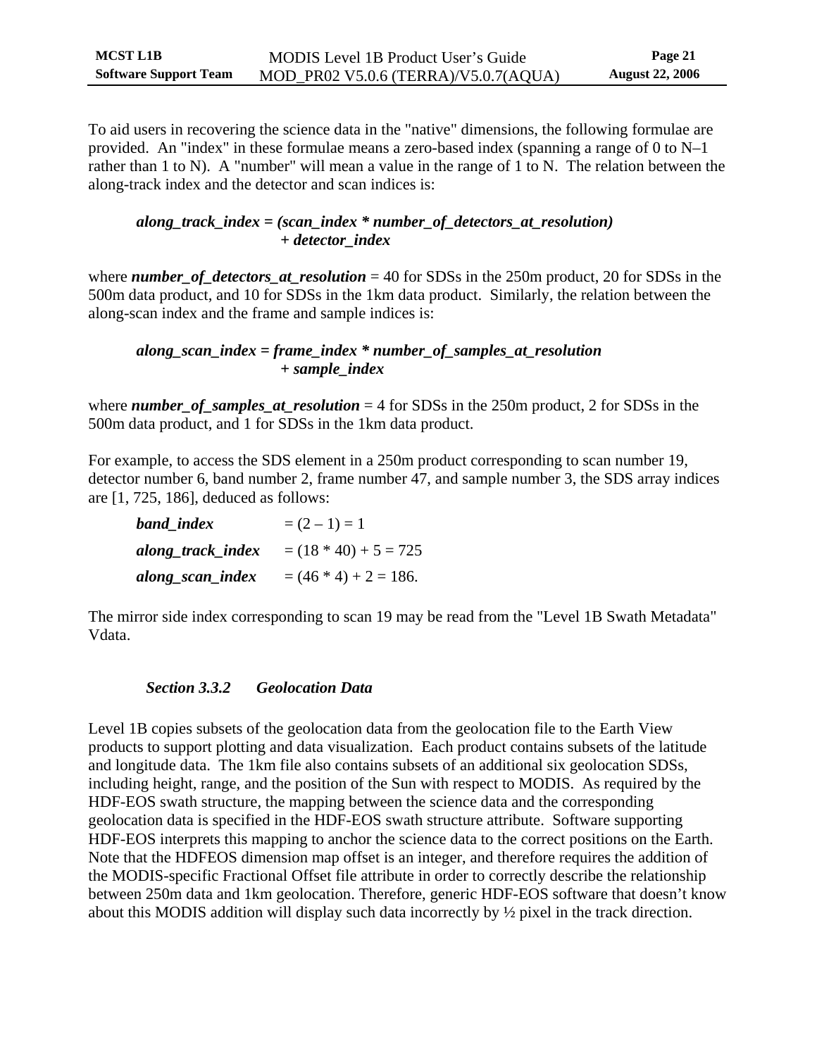To aid users in recovering the science data in the "native" dimensions, the following formulae are provided. An "index" in these formulae means a zero-based index (spanning a range of 0 to N–1 rather than 1 to N). A "number" will mean a value in the range of 1 to N. The relation between the along-track index and the detector and scan indices is:

$$along\_track\_index = (scan\_index * number\_of\_detectors\_at\_resolution) + detector\_index$$

where ***number_of_detectors_at_resolution*** = 40 for SDSs in the 250m product, 20 for SDSs in the 500m data product, and 10 for SDSs in the 1km data product. Similarly, the relation between the along-scan index and the frame and sample indices is:

$$along\_scan\_index = frame\_index * number\_of\_samples\_at\_resolution + sample\_index$$

where ***number_of_samples_at_resolution*** = 4 for SDSs in the 250m product, 2 for SDSs in the 500m data product, and 1 for SDSs in the 1km data product.

For example, to access the SDS element in a 250m product corresponding to scan number 19, detector number 6, band number 2, frame number 47, and sample number 3, the SDS array indices are [1, 725, 186], deduced as follows:

***band_index*** = (2 – 1) = 1

***along_track_index*** = (18 * 40) + 5 = 725

***along_scan_index*** = (46 * 4) + 2 = 186.

The mirror side index corresponding to scan 19 may be read from the "Level 1B Swath Metadata" Vdata.

### *Section 3.3.2 Geolocation Data*

Level 1B copies subsets of the geolocation data from the geolocation file to the Earth View products to support plotting and data visualization. Each product contains subsets of the latitude and longitude data. The 1km file also contains subsets of an additional six geolocation SDSs, including height, range, and the position of the Sun with respect to MODIS. As required by the HDF-EOS swath structure, the mapping between the science data and the corresponding geolocation data is specified in the HDF-EOS swath structure attribute. Software supporting HDF-EOS interprets this mapping to anchor the science data to the correct positions on the Earth. Note that the HDFEOS dimension map offset is an integer, and therefore requires the addition of the MODIS-specific Fractional Offset file attribute in order to correctly describe the relationship between 250m data and 1km geolocation. Therefore, generic HDF-EOS software that doesn't know about this MODIS addition will display such data incorrectly by ½ pixel in the track direction.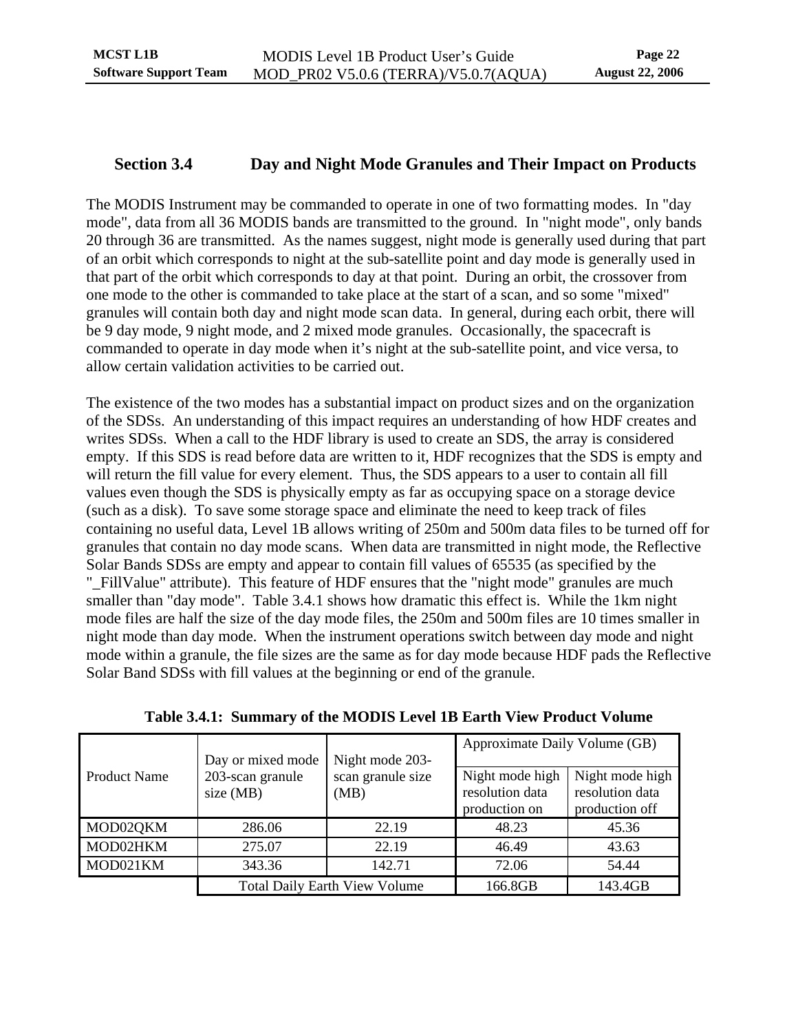## Section 3.4 Day and Night Mode Granules and Their Impact on Products

The MODIS Instrument may be commanded to operate in one of two formatting modes. In "day mode", data from all 36 MODIS bands are transmitted to the ground. In "night mode", only bands 20 through 36 are transmitted. As the names suggest, night mode is generally used during that part of an orbit which corresponds to night at the sub-satellite point and day mode is generally used in that part of the orbit which corresponds to day at that point. During an orbit, the crossover from one mode to the other is commanded to take place at the start of a scan, and so some "mixed" granules will contain both day and night mode scan data. In general, during each orbit, there will be 9 day mode, 9 night mode, and 2 mixed mode granules. Occasionally, the spacecraft is commanded to operate in day mode when it's night at the sub-satellite point, and vice versa, to allow certain validation activities to be carried out.

The existence of the two modes has a substantial impact on product sizes and on the organization of the SDSs. An understanding of this impact requires an understanding of how HDF creates and writes SDSs. When a call to the HDF library is used to create an SDS, the array is considered empty. If this SDS is read before data are written to it, HDF recognizes that the SDS is empty and will return the fill value for every element. Thus, the SDS appears to a user to contain all fill values even though the SDS is physically empty as far as occupying space on a storage device (such as a disk). To save some storage space and eliminate the need to keep track of files containing no useful data, Level 1B allows writing of 250m and 500m data files to be turned off for granules that contain no day mode scans. When data are transmitted in night mode, the Reflective Solar Bands SDSs are empty and appear to contain fill values of 65535 (as specified by the "_FillValue" attribute). This feature of HDF ensures that the "night mode" granules are much smaller than "day mode". Table 3.4.1 shows how dramatic this effect is. While the 1km night mode files are half the size of the day mode files, the 250m and 500m files are 10 times smaller in night mode than day mode. When the instrument operations switch between day mode and night mode within a granule, the file sizes are the same as for day mode because HDF pads the Reflective Solar Band SDSs with fill values at the beginning or end of the granule.

**Table 3.4.1: Summary of the MODIS Level 1B Earth View Product Volume**

| Product Name | Day or mixed mode 203-scan granule size (MB) | Night mode 203-scan granule size (MB) | Approximate Daily Volume (GB) | |
|---|---|---|---|---|
| | | | Night mode high resolution data production on | Night mode high resolution data production off |
| MOD02QKM | 286.06 | 22.19 | 48.23 | 45.36 |
| MOD02HKM | 275.07 | 22.19 | 46.49 | 43.63 |
| MOD021KM | 343.36 | 142.71 | 72.06 | 54.44 |
| | Total Daily Earth View Volume | | 166.8GB | 143.4GB |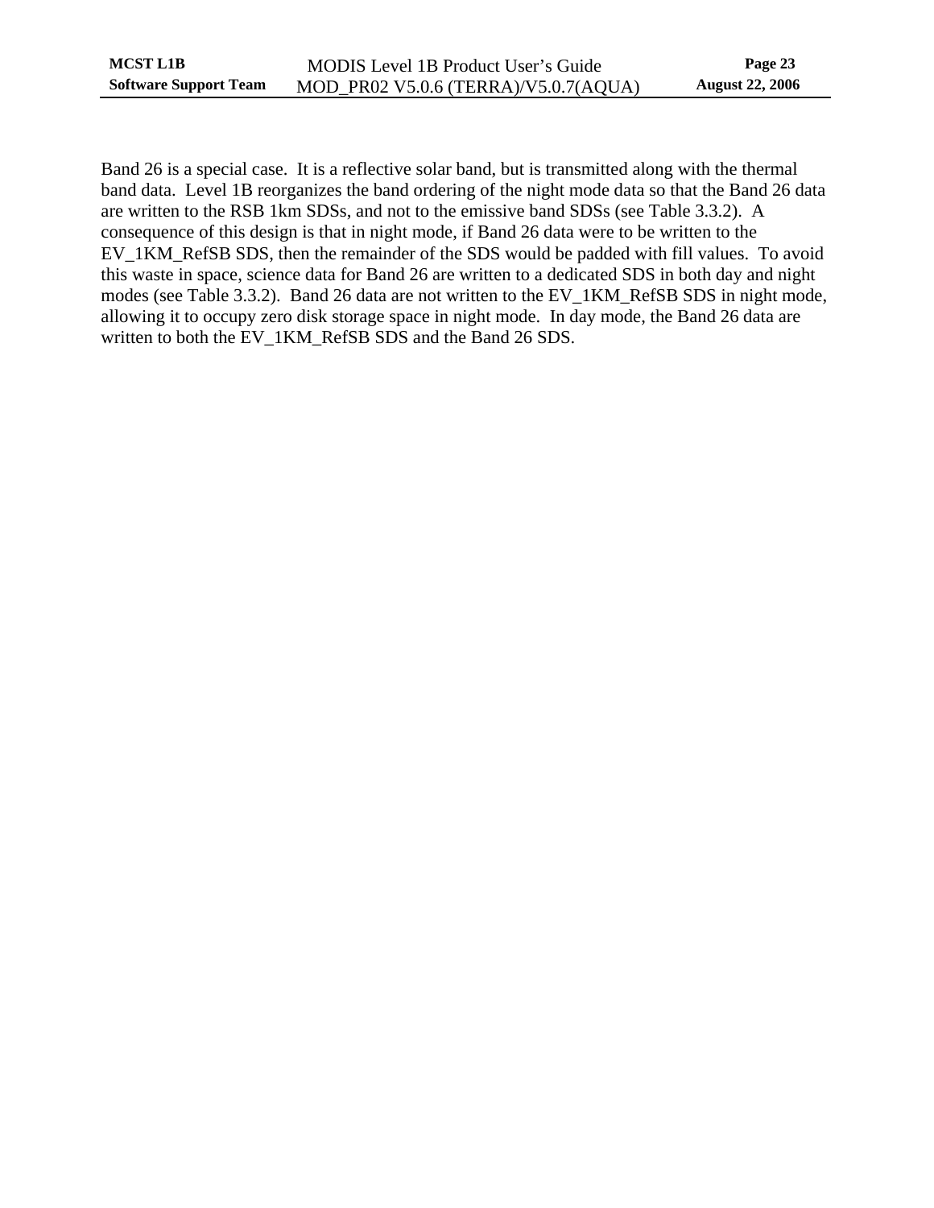Band 26 is a special case. It is a reflective solar band, but is transmitted along with the thermal band data. Level 1B reorganizes the band ordering of the night mode data so that the Band 26 data are written to the RSB 1km SDSs, and not to the emissive band SDSs (see Table 3.3.2). A consequence of this design is that in night mode, if Band 26 data were to be written to the EV_1KM_RefSB SDS, then the remainder of the SDS would be padded with fill values. To avoid this waste in space, science data for Band 26 are written to a dedicated SDS in both day and night modes (see Table 3.3.2). Band 26 data are not written to the EV_1KM_RefSB SDS in night mode, allowing it to occupy zero disk storage space in night mode. In day mode, the Band 26 data are written to both the EV_1KM_RefSB SDS and the Band 26 SDS.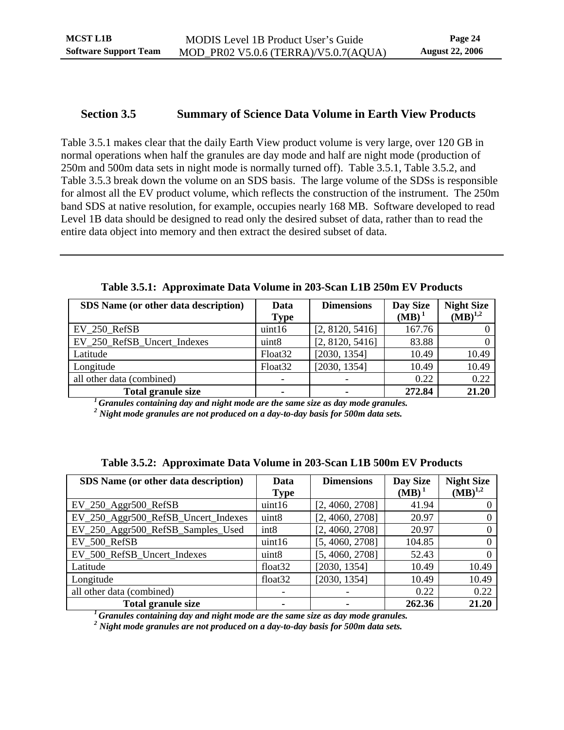## Section 3.5 Summary of Science Data Volume in Earth View Products

Table 3.5.1 makes clear that the daily Earth View product volume is very large, over 120 GB in normal operations when half the granules are day mode and half are night mode (production of 250m and 500m data sets in night mode is normally turned off). Table 3.5.1, Table 3.5.2, and Table 3.5.3 break down the volume on an SDS basis. The large volume of the SDSs is responsible for almost all the EV product volume, which reflects the construction of the instrument. The 250m band SDS at native resolution, for example, occupies nearly 168 MB. Software developed to read Level 1B data should be designed to read only the desired subset of data, rather than to read the entire data object into memory and then extract the desired subset of data.

---

**Table 3.5.1: Approximate Data Volume in 203-Scan L1B 250m EV Products**

| SDS Name (or other data description) | Data Type | Dimensions | Day Size (MB) [1] | Night Size (MB)[1,2] |
|---|---|---|---|---|
| EV_250_RefSB | uint16 | [2, 8120, 5416] | 167.76 | 0 |
| EV_250_RefSB_Uncert_Indexes | uint8 | [2, 8120, 5416] | 83.88 | 0 |
| Latitude | Float32 | [2030, 1354] | 10.49 | 10.49 |
| Longitude | Float32 | [2030, 1354] | 10.49 | 10.49 |
| all other data (combined) | - | - | 0.22 | 0.22 |
| **Total granule size** | **-** | **-** | **272.84** | **21.20** |

***[1] Granules containing day and night mode are the same size as day mode granules.***
***[2] Night mode granules are not produced on a day-to-day basis for 500m data sets.***

**Table 3.5.2: Approximate Data Volume in 203-Scan L1B 500m EV Products**

| SDS Name (or other data description) | Data Type | Dimensions | Day Size (MB) [1] | Night Size (MB)[1,2] |
|---|---|---|---|---|
| EV_250_Aggr500_RefSB | uint16 | [2, 4060, 2708] | 41.94 | 0 |
| EV_250_Aggr500_RefSB_Uncert_Indexes | uint8 | [2, 4060, 2708] | 20.97 | 0 |
| EV_250_Aggr500_RefSB_Samples_Used | int8 | [2, 4060, 2708] | 20.97 | 0 |
| EV_500_RefSB | uint16 | [5, 4060, 2708] | 104.85 | 0 |
| EV_500_RefSB_Uncert_Indexes | uint8 | [5, 4060, 2708] | 52.43 | 0 |
| Latitude | float32 | [2030, 1354] | 10.49 | 10.49 |
| Longitude | float32 | [2030, 1354] | 10.49 | 10.49 |
| all other data (combined) | - | - | 0.22 | 0.22 |
| **Total granule size** | **-** | **-** | **262.36** | **21.20** |

***[1] Granules containing day and night mode are the same size as day mode granules.***
***[2] Night mode granules are not produced on a day-to-day basis for 500m data sets.***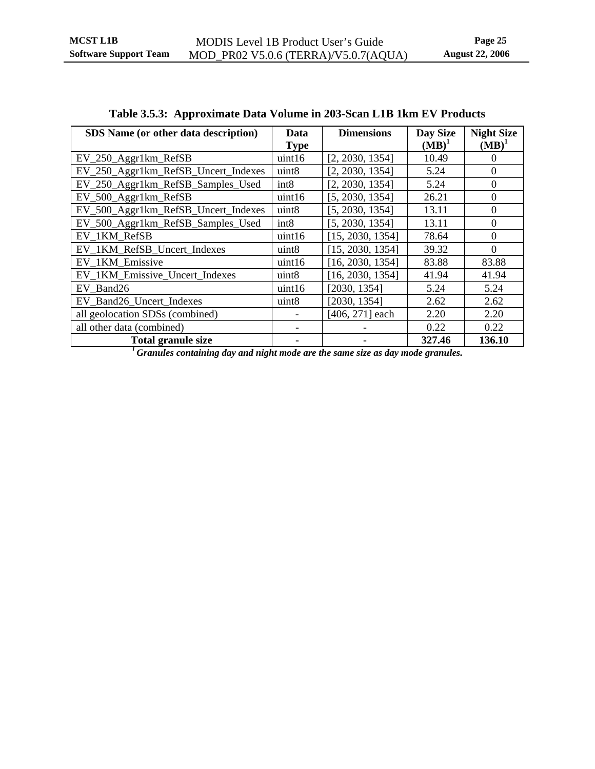**Table 3.5.3: Approximate Data Volume in 203-Scan L1B 1km EV Products**

| SDS Name (or other data description) | Data Type | Dimensions | Day Size (MB)[1] | Night Size (MB)[1] |
|---|---|---|---|---|
| EV_250_Aggr1km_RefSB | uint16 | [2, 2030, 1354] | 10.49 | 0 |
| EV_250_Aggr1km_RefSB_Uncert_Indexes | uint8 | [2, 2030, 1354] | 5.24 | 0 |
| EV_250_Aggr1km_RefSB_Samples_Used | int8 | [2, 2030, 1354] | 5.24 | 0 |
| EV_500_Aggr1km_RefSB | uint16 | [5, 2030, 1354] | 26.21 | 0 |
| EV_500_Aggr1km_RefSB_Uncert_Indexes | uint8 | [5, 2030, 1354] | 13.11 | 0 |
| EV_500_Aggr1km_RefSB_Samples_Used | int8 | [5, 2030, 1354] | 13.11 | 0 |
| EV_1KM_RefSB | uint16 | [15, 2030, 1354] | 78.64 | 0 |
| EV_1KM_RefSB_Uncert_Indexes | uint8 | [15, 2030, 1354] | 39.32 | 0 |
| EV_1KM_Emissive | uint16 | [16, 2030, 1354] | 83.88 | 83.88 |
| EV_1KM_Emissive_Uncert_Indexes | uint8 | [16, 2030, 1354] | 41.94 | 41.94 |
| EV_Band26 | uint16 | [2030, 1354] | 5.24 | 5.24 |
| EV_Band26_Uncert_Indexes | uint8 | [2030, 1354] | 2.62 | 2.62 |
| all geolocation SDSs (combined) | - | [406, 271] each | 2.20 | 2.20 |
| all other data (combined) | - | - | 0.22 | 0.22 |
| **Total granule size** | **-** | **-** | **327.46** | **136.10** |

[1] ***Granules containing day and night mode are the same size as day mode granules.***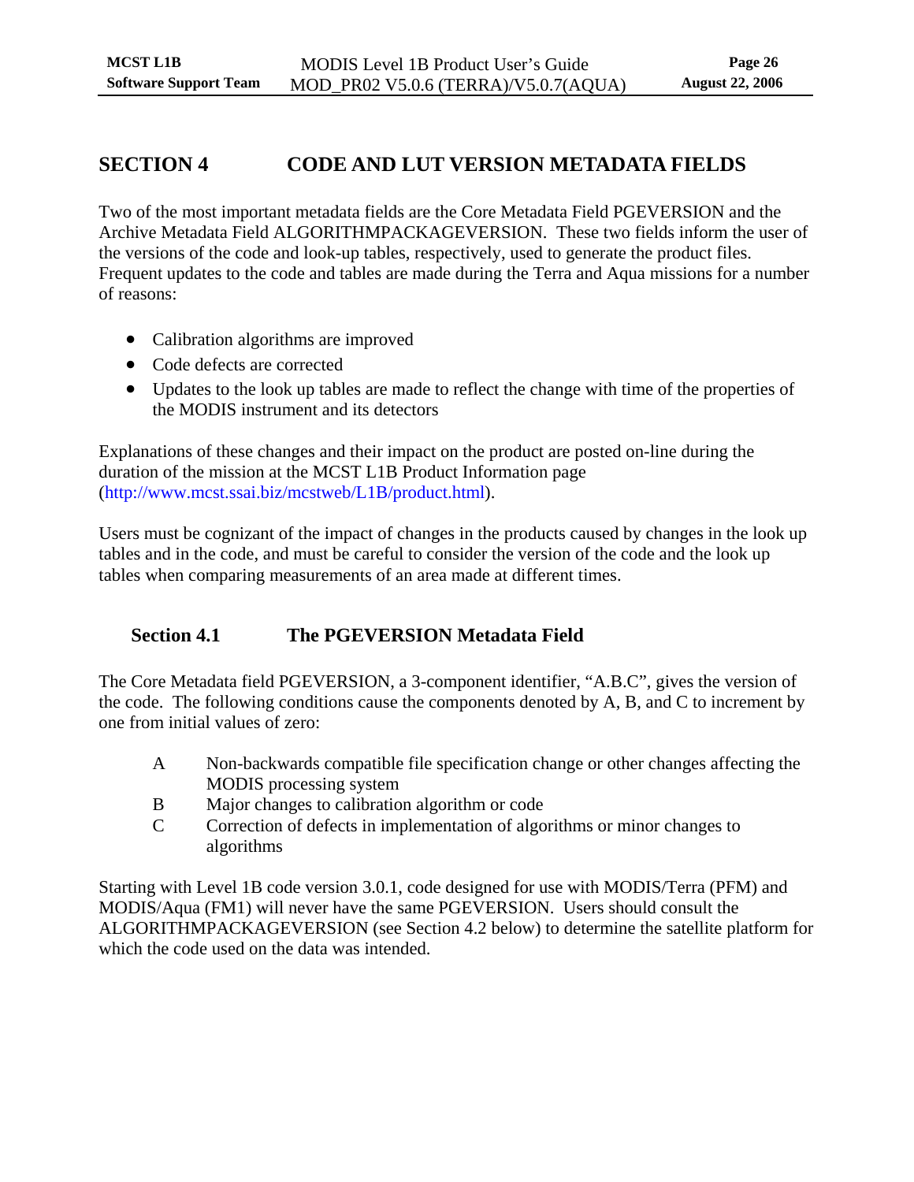# SECTION 4 CODE AND LUT VERSION METADATA FIELDS

Two of the most important metadata fields are the Core Metadata Field PGEVERSION and the Archive Metadata Field ALGORITHMPACKAGEVERSION. These two fields inform the user of the versions of the code and look-up tables, respectively, used to generate the product files. Frequent updates to the code and tables are made during the Terra and Aqua missions for a number of reasons:

- Calibration algorithms are improved
- Code defects are corrected
- Updates to the look up tables are made to reflect the change with time of the properties of the MODIS instrument and its detectors

Explanations of these changes and their impact on the product are posted on-line during the duration of the mission at the MCST L1B Product Information page (http://www.mcst.ssai.biz/mcstweb/L1B/product.html).

Users must be cognizant of the impact of changes in the products caused by changes in the look up tables and in the code, and must be careful to consider the version of the code and the look up tables when comparing measurements of an area made at different times.

## Section 4.1 The PGEVERSION Metadata Field

The Core Metadata field PGEVERSION, a 3-component identifier, "A.B.C", gives the version of the code. The following conditions cause the components denoted by A, B, and C to increment by one from initial values of zero:

- A Non-backwards compatible file specification change or other changes affecting the MODIS processing system
- B Major changes to calibration algorithm or code
- C Correction of defects in implementation of algorithms or minor changes to algorithms

Starting with Level 1B code version 3.0.1, code designed for use with MODIS/Terra (PFM) and MODIS/Aqua (FM1) will never have the same PGEVERSION. Users should consult the ALGORITHMPACKAGEVERSION (see Section 4.2 below) to determine the satellite platform for which the code used on the data was intended.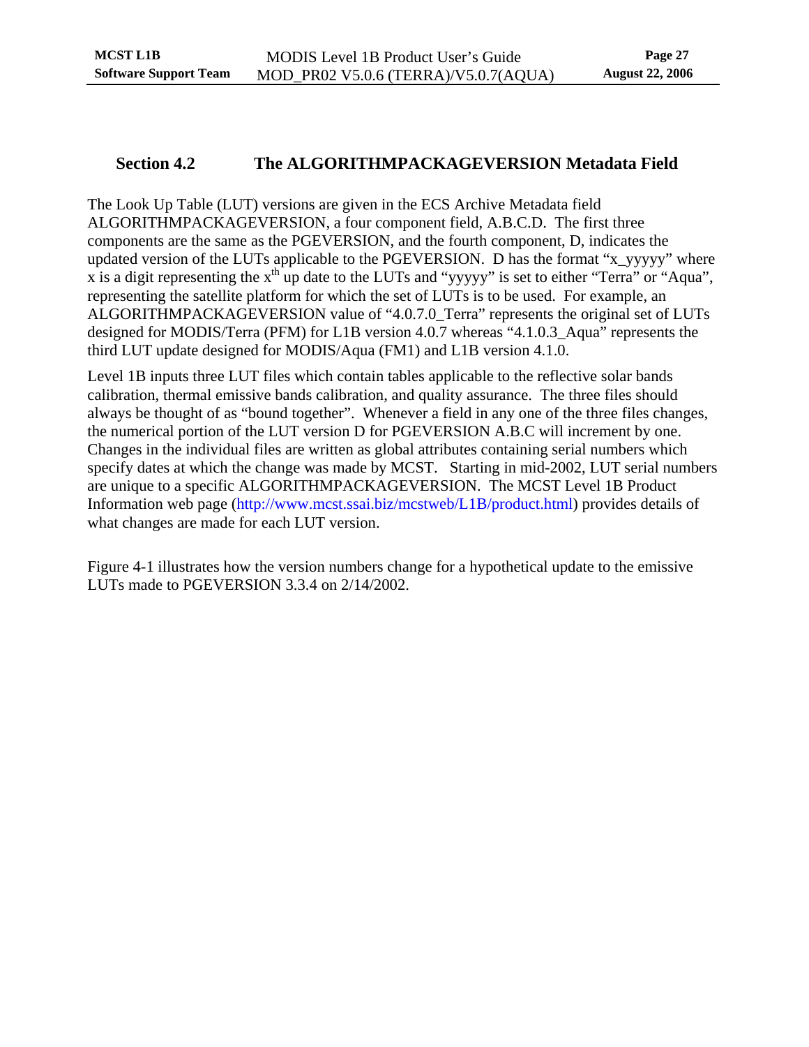## Section 4.2 The ALGORITHMPACKAGEVERSION Metadata Field

The Look Up Table (LUT) versions are given in the ECS Archive Metadata field ALGORITHMPACKAGEVERSION, a four component field, A.B.C.D. The first three components are the same as the PGEVERSION, and the fourth component, D, indicates the updated version of the LUTs applicable to the PGEVERSION. D has the format "x_yyyyy" where x is a digit representing the $x^{th}$ up date to the LUTs and "yyyyy" is set to either "Terra" or "Aqua", representing the satellite platform for which the set of LUTs is to be used. For example, an ALGORITHMPACKAGEVERSION value of "4.0.7.0_Terra" represents the original set of LUTs designed for MODIS/Terra (PFM) for L1B version 4.0.7 whereas "4.1.0.3_Aqua" represents the third LUT update designed for MODIS/Aqua (FM1) and L1B version 4.1.0.

Level 1B inputs three LUT files which contain tables applicable to the reflective solar bands calibration, thermal emissive bands calibration, and quality assurance. The three files should always be thought of as "bound together". Whenever a field in any one of the three files changes, the numerical portion of the LUT version D for PGEVERSION A.B.C will increment by one. Changes in the individual files are written as global attributes containing serial numbers which specify dates at which the change was made by MCST. Starting in mid-2002, LUT serial numbers are unique to a specific ALGORITHMPACKAGEVERSION. The MCST Level 1B Product Information web page (http://www.mcst.ssai.biz/mcstweb/L1B/product.html) provides details of what changes are made for each LUT version.

Figure 4-1 illustrates how the version numbers change for a hypothetical update to the emissive LUTs made to PGEVERSION 3.3.4 on 2/14/2002.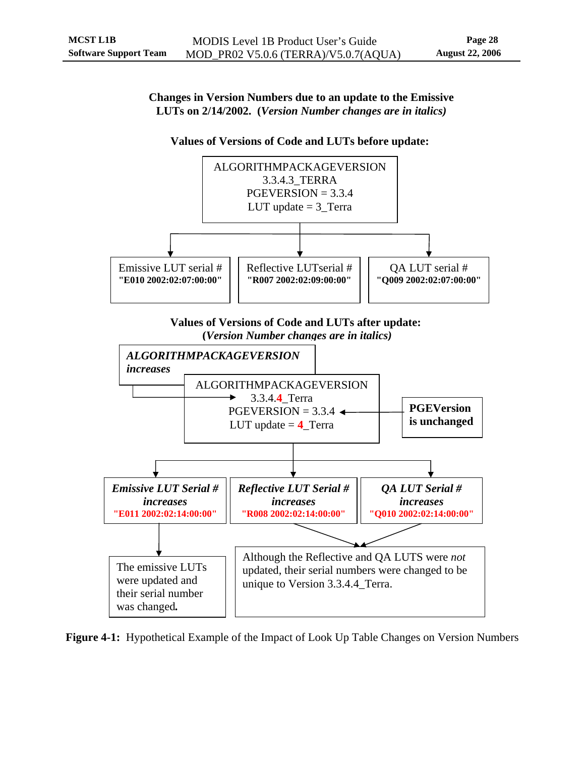**Changes in Version Numbers due to an update to the Emissive LUTs on 2/14/2002. (*Version Number changes are in italics)***

**Values of Versions of Code and LUTs before update:**

ALGORITHMPACKAGEVERSION
3.3.4.3_TERRA
PGEVERSION = 3.3.4
LUT update = 3_Terra

| Emissive LUT serial # | Reflective LUTserial # | QA LUT serial # |
|---|---|---|
| **"E010 2002:02:07:00:00"** | **"R007 2002:02:09:00:00"** | **"Q009 2002:02:07:00:00"** |

**Values of Versions of Code and LUTs after update:**
**(*Version Number changes are in italics)***

***ALGORITHMPACKAGEVERSION increases***

ALGORITHMPACKAGEVERSION
3.3.4.4_Terra
PGEVERSION = 3.3.4
LUT update = 4_Terra

**PGEVersion is unchanged**

| ***Emissive LUT Serial # increases*** | ***Reflective LUT Serial # increases*** | ***QA LUT Serial # increases*** |
|---|---|---|
| **"E011 2002:02:14:00:00"** | **"R008 2002:02:14:00:00"** | **"Q010 2002:02:14:00:00"** |

The emissive LUTs were updated and their serial number was changed.

Although the Reflective and QA LUTS were *not* updated, their serial numbers were changed to be unique to Version 3.3.4.4_Terra.

**Figure 4-1:** Hypothetical Example of the Impact of Look Up Table Changes on Version Numbers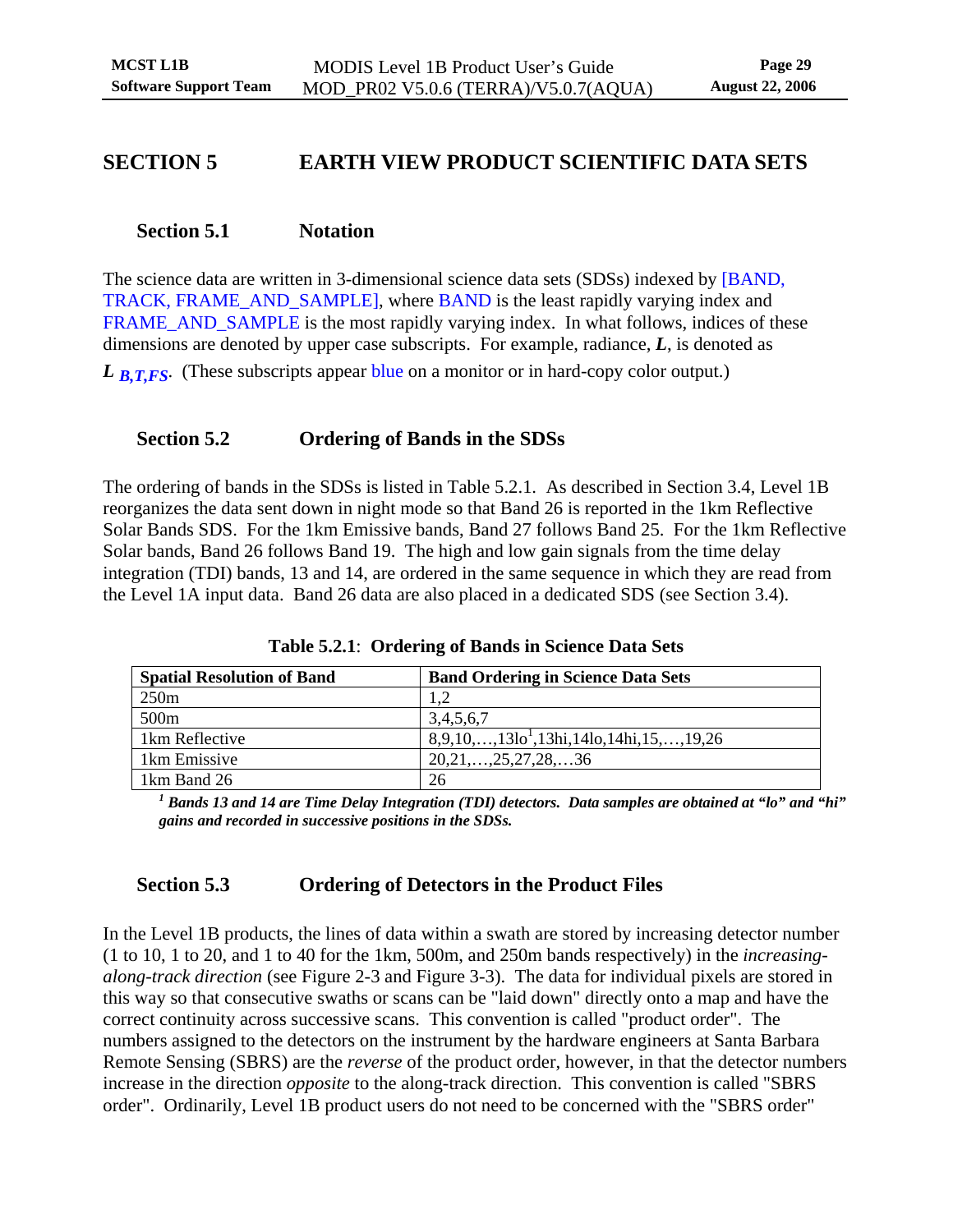# SECTION 5 EARTH VIEW PRODUCT SCIENTIFIC DATA SETS

## Section 5.1 Notation

The science data are written in 3-dimensional science data sets (SDSs) indexed by [BAND, TRACK, FRAME_AND_SAMPLE], where BAND is the least rapidly varying index and FRAME_AND_SAMPLE is the most rapidly varying index. In what follows, indices of these dimensions are denoted by upper case subscripts. For example, radiance, $L$, is denoted as $L_{B,T,FS}$. (These subscripts appear blue on a monitor or in hard-copy color output.)

## Section 5.2 Ordering of Bands in the SDSs

The ordering of bands in the SDSs is listed in Table 5.2.1. As described in Section 3.4, Level 1B reorganizes the data sent down in night mode so that Band 26 is reported in the 1km Reflective Solar Bands SDS. For the 1km Emissive bands, Band 27 follows Band 25. For the 1km Reflective Solar bands, Band 26 follows Band 19. The high and low gain signals from the time delay integration (TDI) bands, 13 and 14, are ordered in the same sequence in which they are read from the Level 1A input data. Band 26 data are also placed in a dedicated SDS (see Section 3.4).

**Table 5.2.1**: **Ordering of Bands in Science Data Sets**

| Spatial Resolution of Band | Band Ordering in Science Data Sets |
|---|---|
| 250m | 1,2 |
| 500m | 3,4,5,6,7 |
| 1km Reflective | 8,9,10,…,13lo[1],13hi,14lo,14hi,15,…,19,26 |
| 1km Emissive | 20,21,…,25,27,28,…36 |
| 1km Band 26 | 26 |

***[1] Bands 13 and 14 are Time Delay Integration (TDI) detectors. Data samples are obtained at "lo" and "hi" gains and recorded in successive positions in the SDSs.***

## Section 5.3 Ordering of Detectors in the Product Files

In the Level 1B products, the lines of data within a swath are stored by increasing detector number (1 to 10, 1 to 20, and 1 to 40 for the 1km, 500m, and 250m bands respectively) in the *increasing-along-track direction* (see Figure 2-3 and Figure 3-3). The data for individual pixels are stored in this way so that consecutive swaths or scans can be "laid down" directly onto a map and have the correct continuity across successive scans. This convention is called "product order". The numbers assigned to the detectors on the instrument by the hardware engineers at Santa Barbara Remote Sensing (SBRS) are the *reverse* of the product order, however, in that the detector numbers increase in the direction *opposite* to the along-track direction. This convention is called "SBRS order". Ordinarily, Level 1B product users do not need to be concerned with the "SBRS order"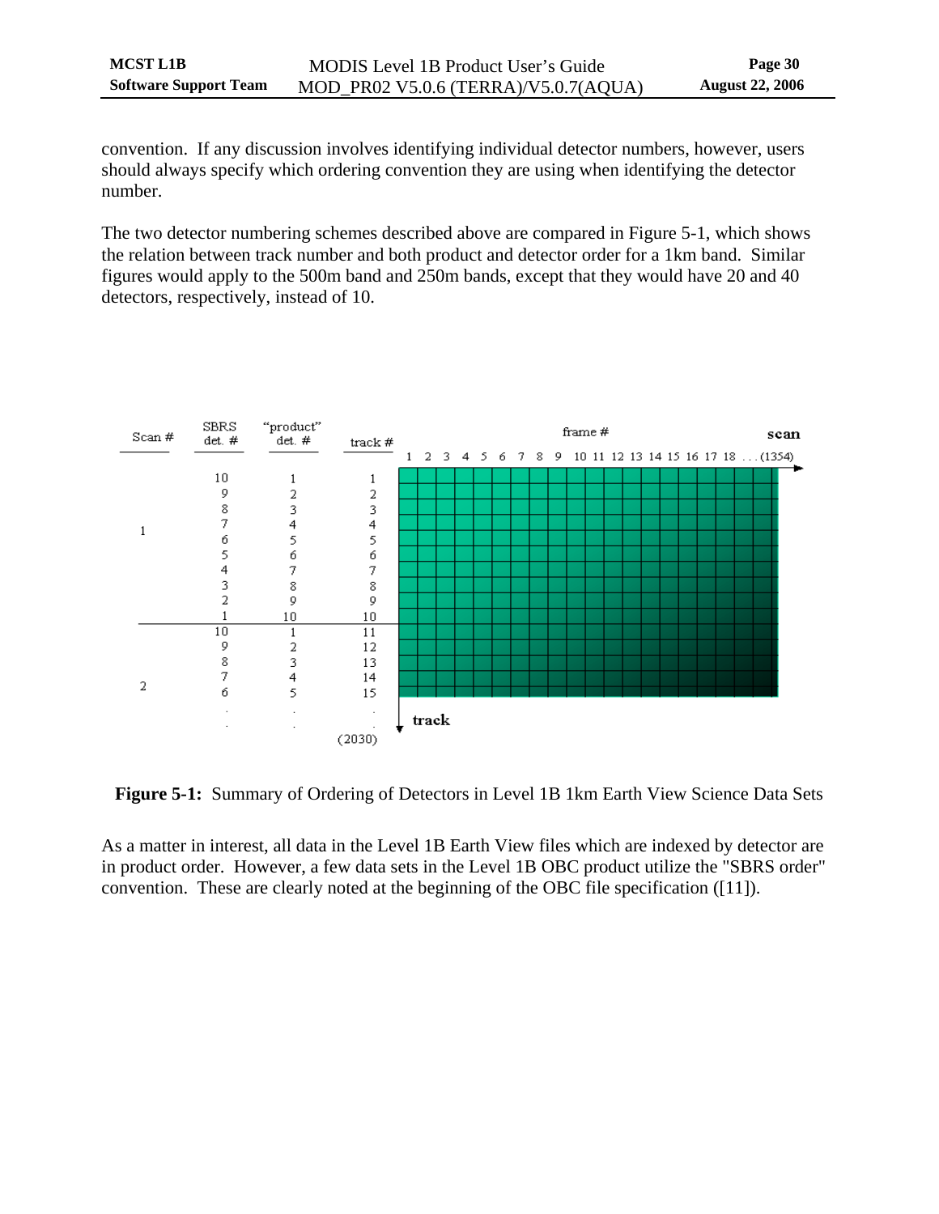convention. If any discussion involves identifying individual detector numbers, however, users should always specify which ordering convention they are using when identifying the detector number.

The two detector numbering schemes described above are compared in Figure 5-1, which shows the relation between track number and both product and detector order for a 1km band. Similar figures would apply to the 500m band and 250m bands, except that they would have 20 and 40 detectors, respectively, instead of 10.

| Scan # | SBRS det. # | "product" det. # | track # |
|---|---|---|---|
| 1 | 10 | 1 | 1 |
| | 9 | 2 | 2 |
| | 8 | 3 | 3 |
| | 7 | 4 | 4 |
| | 6 | 5 | 5 |
| | 5 | 6 | 6 |
| | 4 | 7 | 7 |
| | 3 | 8 | 8 |
| | 2 | 9 | 9 |
| | 1 | 10 | 10 |
| 2 | 10 | 1 | 11 |
| | 9 | 2 | 12 |
| | 8 | 3 | 13 |
| | 7 | 4 | 14 |
| | 6 | 5 | 15 |
| | . | . | . |
| | . | . | . |
| | | | (2030) |

frame # (scan): 1 2 3 4 5 6 7 8 9 10 11 12 13 14 15 16 17 18 . . . (1354)

track

**Figure 5-1:** Summary of Ordering of Detectors in Level 1B 1km Earth View Science Data Sets

As a matter in interest, all data in the Level 1B Earth View files which are indexed by detector are in product order. However, a few data sets in the Level 1B OBC product utilize the "SBRS order" convention. These are clearly noted at the beginning of the OBC file specification ([11]).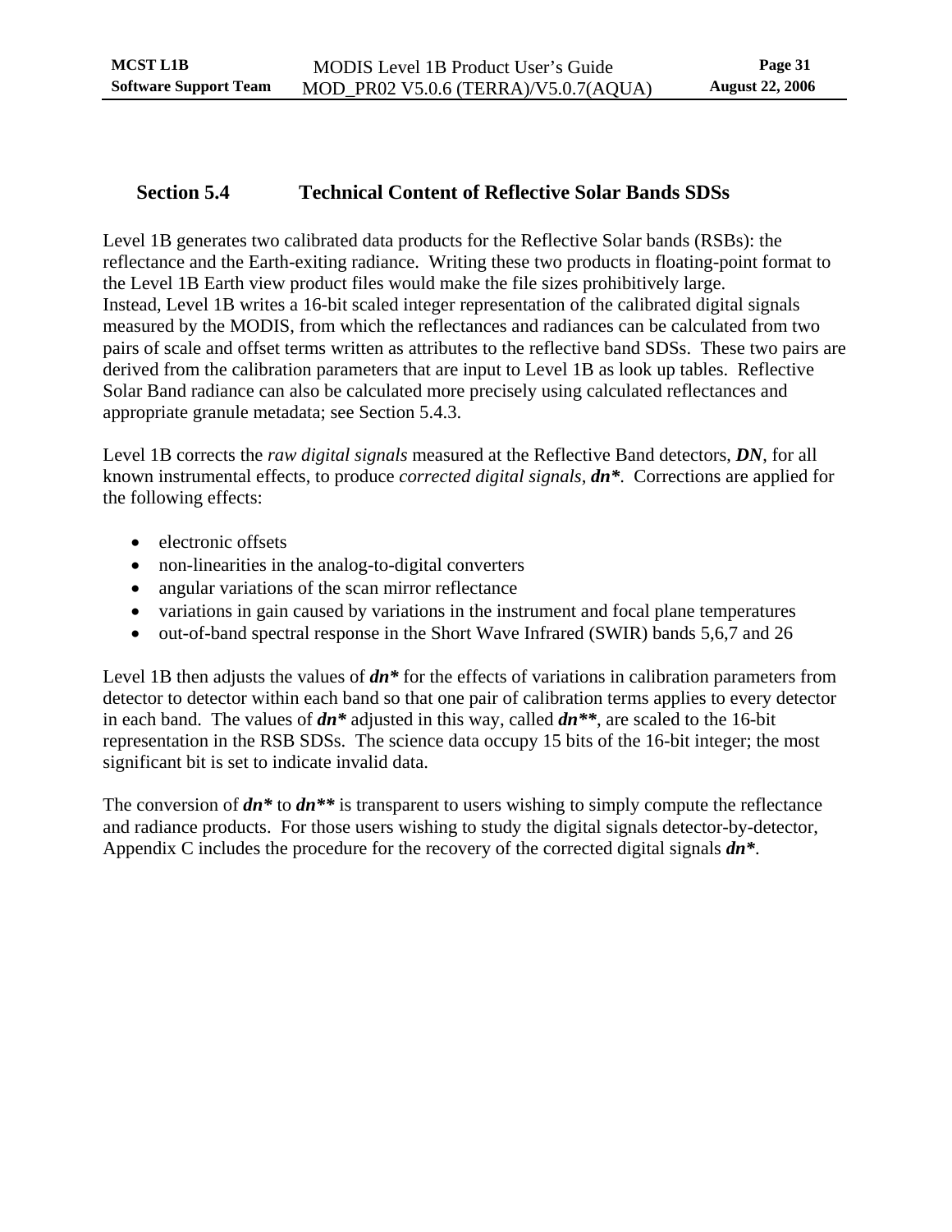## Section 5.4 Technical Content of Reflective Solar Bands SDSs

Level 1B generates two calibrated data products for the Reflective Solar bands (RSBs): the reflectance and the Earth-exiting radiance. Writing these two products in floating-point format to the Level 1B Earth view product files would make the file sizes prohibitively large. Instead, Level 1B writes a 16-bit scaled integer representation of the calibrated digital signals measured by the MODIS, from which the reflectances and radiances can be calculated from two pairs of scale and offset terms written as attributes to the reflective band SDSs. These two pairs are derived from the calibration parameters that are input to Level 1B as look up tables. Reflective Solar Band radiance can also be calculated more precisely using calculated reflectances and appropriate granule metadata; see Section 5.4.3.

Level 1B corrects the *raw digital signals* measured at the Reflective Band detectors, ***DN***, for all known instrumental effects, to produce *corrected digital signals*, ***dn****. Corrections are applied for the following effects:

- electronic offsets
- non-linearities in the analog-to-digital converters
- angular variations of the scan mirror reflectance
- variations in gain caused by variations in the instrument and focal plane temperatures
- out-of-band spectral response in the Short Wave Infrared (SWIR) bands 5,6,7 and 26

Level 1B then adjusts the values of ***dn**** for the effects of variations in calibration parameters from detector to detector within each band so that one pair of calibration terms applies to every detector in each band. The values of ***dn**** adjusted in this way, called ***dn*****, are scaled to the 16-bit representation in the RSB SDSs. The science data occupy 15 bits of the 16-bit integer; the most significant bit is set to indicate invalid data.

The conversion of ***dn**** to ***dn***** is transparent to users wishing to simply compute the reflectance and radiance products. For those users wishing to study the digital signals detector-by-detector, Appendix C includes the procedure for the recovery of the corrected digital signals ***dn****.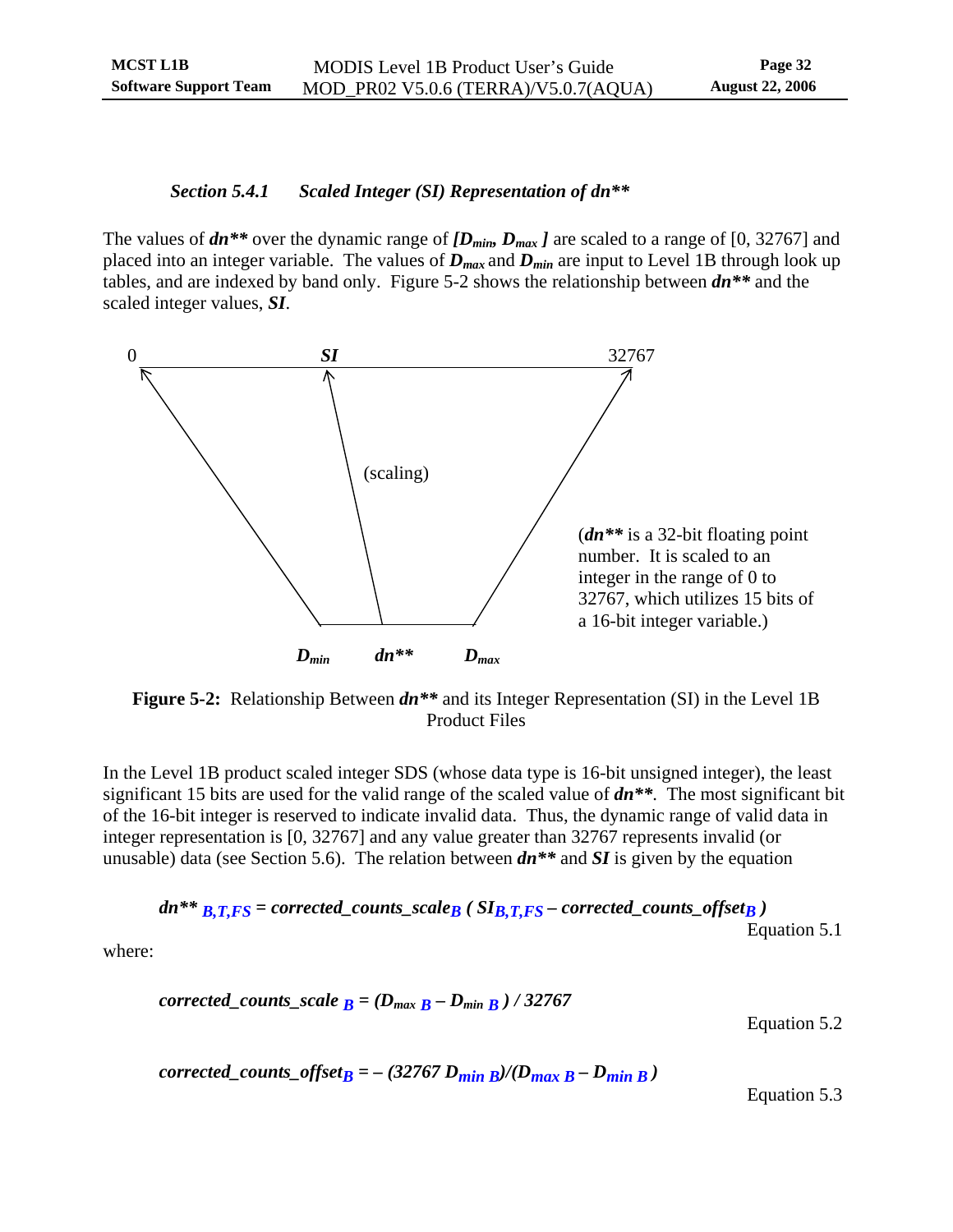### *Section 5.4.1 Scaled Integer (SI) Representation of dn***

The values of ***dn**** over the dynamic range of $[D_{min}, D_{max}]$ are scaled to a range of [0, 32767] and placed into an integer variable. The values of $D_{max}$ and $D_{min}$ are input to Level 1B through look up tables, and are indexed by band only. Figure 5-2 shows the relationship between ***dn**** and the scaled integer values, ***SI***.

0 — ***SI*** — 32767

(scaling)

(***dn**** is a 32-bit floating point number. It is scaled to an integer in the range of 0 to 32767, which utilizes 15 bits of a 16-bit integer variable.)

$D_{min}$ — ***dn**** — $D_{max}$

**Figure 5-2:** Relationship Between ***dn**** and its Integer Representation (SI) in the Level 1B Product Files

In the Level 1B product scaled integer SDS (whose data type is 16-bit unsigned integer), the least significant 15 bits are used for the valid range of the scaled value of ***dn****. The most significant bit of the 16-bit integer is reserved to indicate invalid data. Thus, the dynamic range of valid data in integer representation is [0, 32767] and any value greater than 32767 represents invalid (or unusable) data (see Section 5.6). The relation between ***dn**** and ***SI*** is given by the equation

$$dn^{**}_{B,T,FS} = corrected\_counts\_scale_{B}\,( SI_{B,T,FS} - corrected\_counts\_offset_{B} )$$

Equation 5.1

where:

$$corrected\_counts\_scale_{B} = (D_{max\,B} - D_{min\,B}) / 32767$$

Equation 5.2

$$corrected\_counts\_offset_{B} = -(32767\, D_{min\,B})/(D_{max\,B} - D_{min\,B})$$

Equation 5.3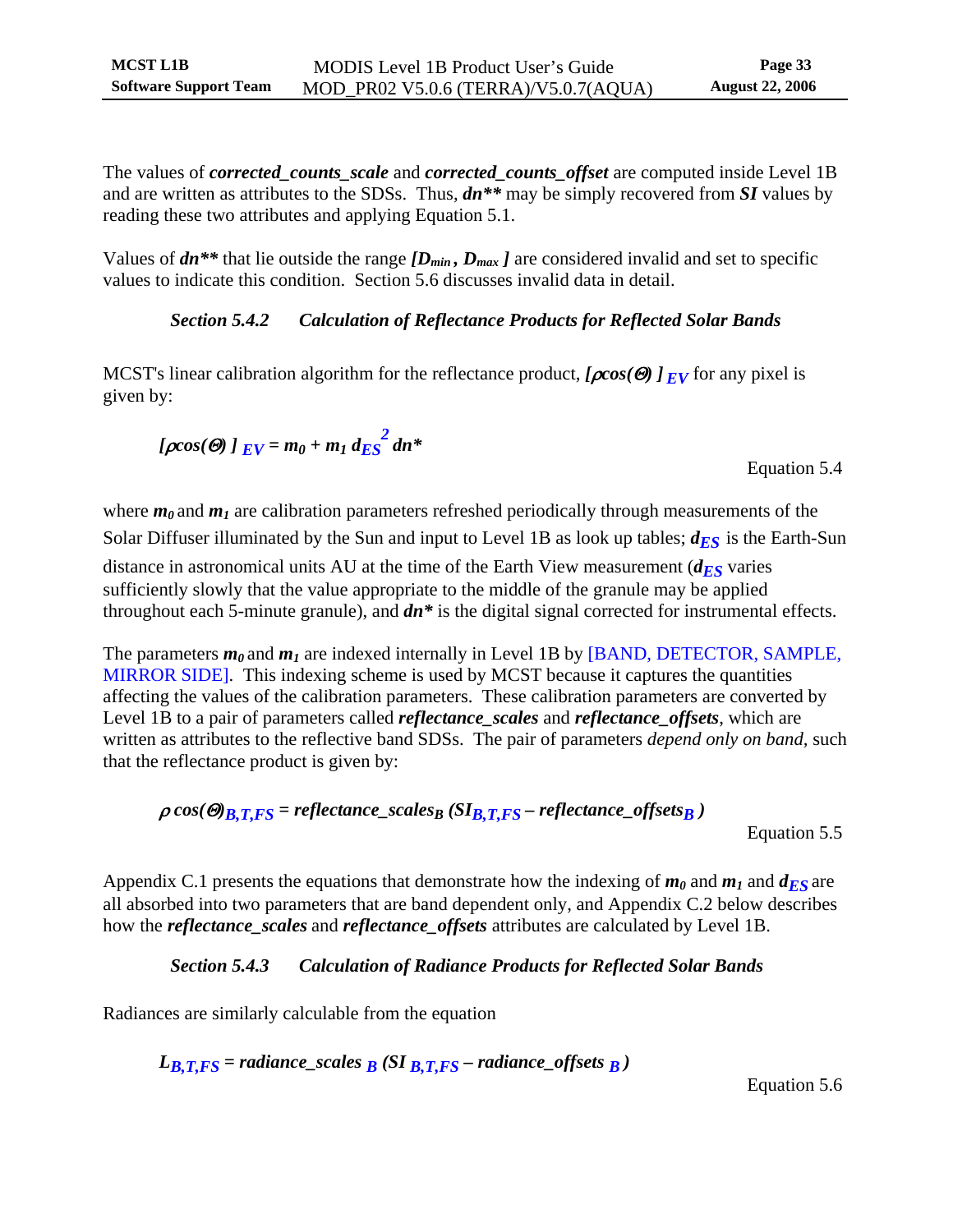The values of ***corrected_counts_scale*** and ***corrected_counts_offset*** are computed inside Level 1B and are written as attributes to the SDSs. Thus, ***dn\*\**** may be simply recovered from ***SI*** values by reading these two attributes and applying Equation 5.1.

Values of ***dn\*\**** that lie outside the range $[D_{min}, D_{max}]$ are considered invalid and set to specific values to indicate this condition. Section 5.6 discusses invalid data in detail.

### *Section 5.4.2 Calculation of Reflectance Products for Reflected Solar Bands*

MCST's linear calibration algorithm for the reflectance product, $[\rho\cos(\Theta)]_{EV}$ for any pixel is given by:

$$[\rho\cos(\Theta)]_{EV} = m_0 + m_1 \, d_{ES}^{2} \, dn^*$$

Equation 5.4

where $m_0$ and $m_1$ are calibration parameters refreshed periodically through measurements of the Solar Diffuser illuminated by the Sun and input to Level 1B as look up tables; $d_{ES}$ is the Earth-Sun distance in astronomical units AU at the time of the Earth View measurement ($d_{ES}$ varies sufficiently slowly that the value appropriate to the middle of the granule may be applied throughout each 5-minute granule), and $dn^*$ is the digital signal corrected for instrumental effects.

The parameters $m_0$ and $m_1$ are indexed internally in Level 1B by [BAND, DETECTOR, SAMPLE, MIRROR SIDE]. This indexing scheme is used by MCST because it captures the quantities affecting the values of the calibration parameters. These calibration parameters are converted by Level 1B to a pair of parameters called ***reflectance_scales*** and ***reflectance_offsets***, which are written as attributes to the reflective band SDSs. The pair of parameters *depend only on band*, such that the reflectance product is given by:

$$\rho\cos(\Theta)_{B,T,FS} = reflectance\_scales_B \, (SI_{B,T,FS} - reflectance\_offsets_B)$$

Equation 5.5

Appendix C.1 presents the equations that demonstrate how the indexing of $m_0$ and $m_1$ and $d_{ES}$ are all absorbed into two parameters that are band dependent only, and Appendix C.2 below describes how the ***reflectance_scales*** and ***reflectance_offsets*** attributes are calculated by Level 1B.

### *Section 5.4.3 Calculation of Radiance Products for Reflected Solar Bands*

Radiances are similarly calculable from the equation

$$L_{B,T,FS} = radiance\_scales_B \, (SI_{B,T,FS} - radiance\_offsets_B)$$

Equation 5.6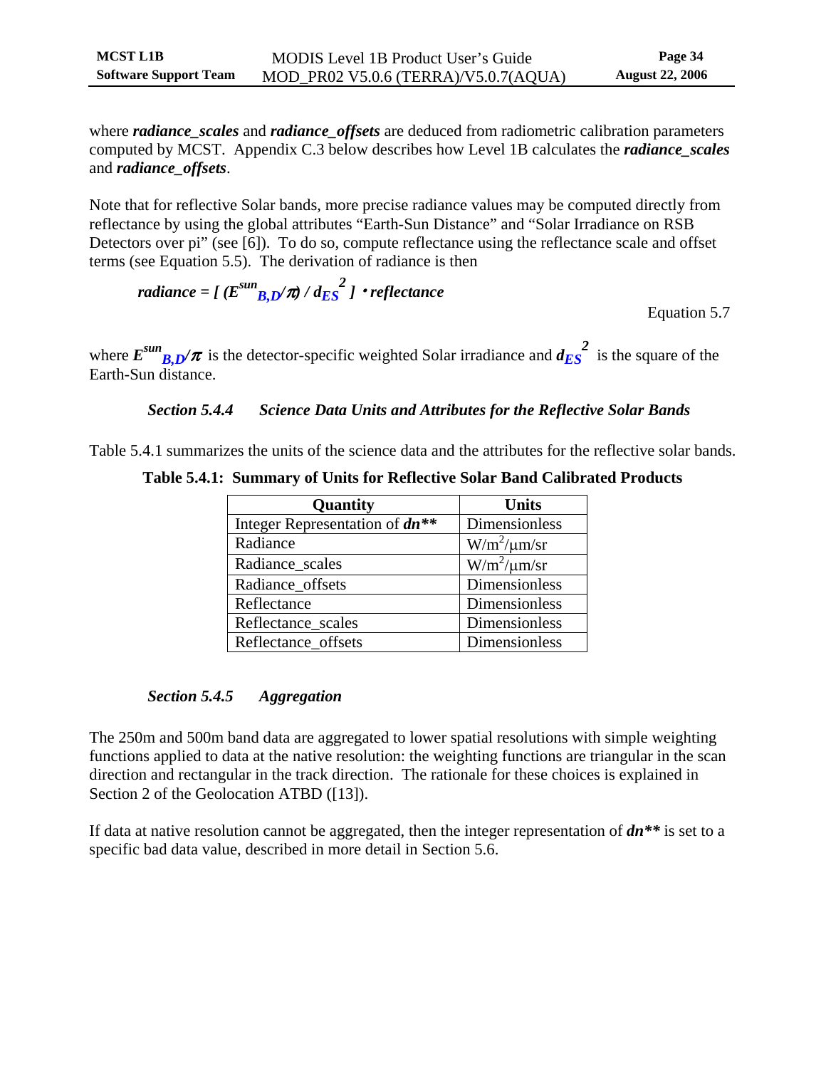where ***radiance_scales*** and ***radiance_offsets*** are deduced from radiometric calibration parameters computed by MCST. Appendix C.3 below describes how Level 1B calculates the ***radiance_scales*** and ***radiance_offsets***.

Note that for reflective Solar bands, more precise radiance values may be computed directly from reflectance by using the global attributes "Earth-Sun Distance" and "Solar Irradiance on RSB Detectors over pi" (see [6]). To do so, compute reflectance using the reflectance scale and offset terms (see Equation 5.5). The derivation of radiance is then

$$radiance = [\,(E^{sun}_{B,D}/\pi) / d_{ES}^{\,2}\,] \cdot reflectance$$

Equation 5.7

where $E^{sun}_{B,D}/\pi$ is the detector-specific weighted Solar irradiance and $d_{ES}^{\,2}$ is the square of the Earth-Sun distance.

### *Section 5.4.4 Science Data Units and Attributes for the Reflective Solar Bands*

Table 5.4.1 summarizes the units of the science data and the attributes for the reflective solar bands.

**Table 5.4.1: Summary of Units for Reflective Solar Band Calibrated Products**

| Quantity | Units |
|---|---|
| Integer Representation of ***dn**** | Dimensionless |
| Radiance | $W/m^2/\mu m/sr$ |
| Radiance_scales | $W/m^2/\mu m/sr$ |
| Radiance_offsets | Dimensionless |
| Reflectance | Dimensionless |
| Reflectance_scales | Dimensionless |
| Reflectance_offsets | Dimensionless |

### *Section 5.4.5 Aggregation*

The 250m and 500m band data are aggregated to lower spatial resolutions with simple weighting functions applied to data at the native resolution: the weighting functions are triangular in the scan direction and rectangular in the track direction. The rationale for these choices is explained in Section 2 of the Geolocation ATBD ([13]).

If data at native resolution cannot be aggregated, then the integer representation of ***dn**** is set to a specific bad data value, described in more detail in Section 5.6.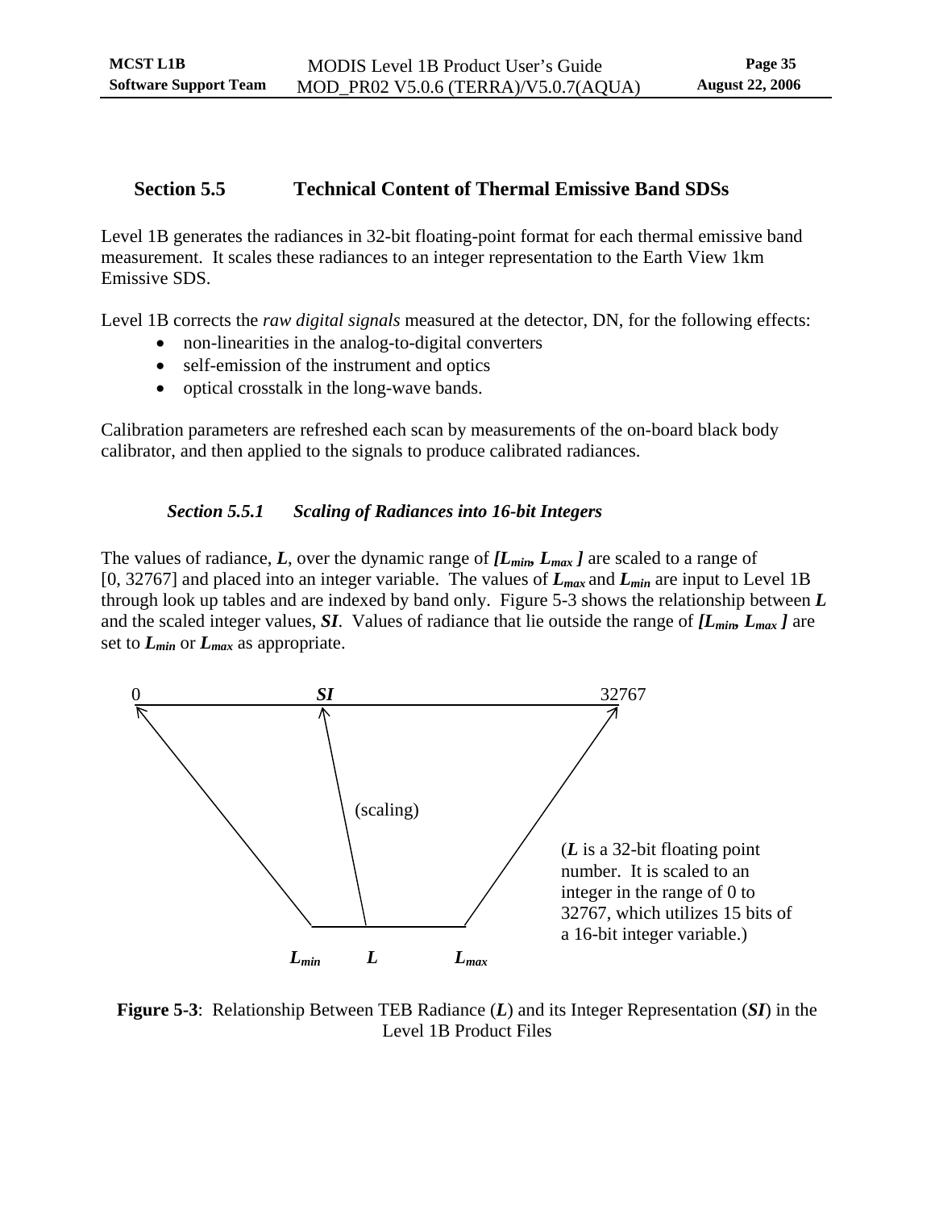## Section 5.5 Technical Content of Thermal Emissive Band SDSs

Level 1B generates the radiances in 32-bit floating-point format for each thermal emissive band measurement. It scales these radiances to an integer representation to the Earth View 1km Emissive SDS.

Level 1B corrects the *raw digital signals* measured at the detector, DN, for the following effects:

- non-linearities in the analog-to-digital converters
- self-emission of the instrument and optics
- optical crosstalk in the long-wave bands.

Calibration parameters are refreshed each scan by measurements of the on-board black body calibrator, and then applied to the signals to produce calibrated radiances.

### *Section 5.5.1 Scaling of Radiances into 16-bit Integers*

The values of radiance, $L$, over the dynamic range of $[L_{min}, L_{max}]$ are scaled to a range of [0, 32767] and placed into an integer variable. The values of $L_{max}$ and $L_{min}$ are input to Level 1B through look up tables and are indexed by band only. Figure 5-3 shows the relationship between $L$ and the scaled integer values, ***SI***. Values of radiance that lie outside the range of $[L_{min}, L_{max}]$ are set to $L_{min}$ or $L_{max}$ as appropriate.

0 ***SI*** 32767

(scaling)

$L_{min}$ $L$ $L_{max}$

(***L*** is a 32-bit floating point number. It is scaled to an integer in the range of 0 to 32767, which utilizes 15 bits of a 16-bit integer variable.)

**Figure 5-3**: Relationship Between TEB Radiance (***L***) and its Integer Representation (***SI***) in the Level 1B Product Files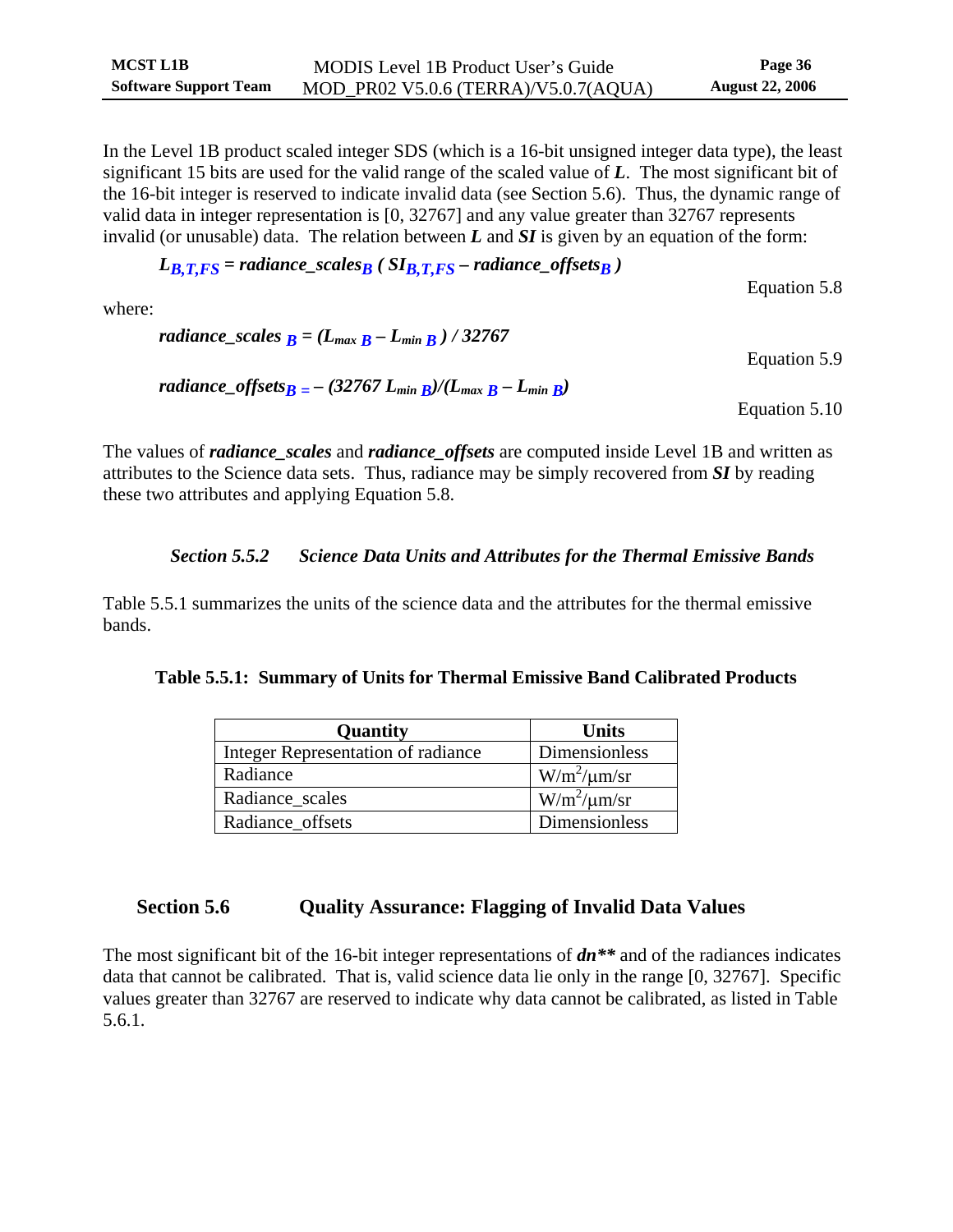In the Level 1B product scaled integer SDS (which is a 16-bit unsigned integer data type), the least significant 15 bits are used for the valid range of the scaled value of ***L***. The most significant bit of the 16-bit integer is reserved to indicate invalid data (see Section 5.6). Thus, the dynamic range of valid data in integer representation is [0, 32767] and any value greater than 32767 represents invalid (or unusable) data. The relation between ***L*** and ***SI*** is given by an equation of the form:

$$L_{B,T,FS} = radiance\_scales_{B}\ ( SI_{B,T,FS} - radiance\_offsets_{B} ) \qquad \text{Equation 5.8}$$

where:

$$radiance\_scales_{B} = (L_{max\ B} - L_{min\ B}) / 32767 \qquad \text{Equation 5.9}$$

$$radiance\_offsets_{B} = -(32767\ L_{min\ B})/(L_{max\ B} - L_{min\ B}) \qquad \text{Equation 5.10}$$

The values of ***radiance_scales*** and ***radiance_offsets*** are computed inside Level 1B and written as attributes to the Science data sets. Thus, radiance may be simply recovered from ***SI*** by reading these two attributes and applying Equation 5.8.

### *Section 5.5.2 Science Data Units and Attributes for the Thermal Emissive Bands*

Table 5.5.1 summarizes the units of the science data and the attributes for the thermal emissive bands.

**Table 5.5.1: Summary of Units for Thermal Emissive Band Calibrated Products**

| Quantity | Units |
|---|---|
| Integer Representation of radiance | Dimensionless |
| Radiance | $W/m^2/\mu m/sr$ |
| Radiance_scales | $W/m^2/\mu m/sr$ |
| Radiance_offsets | Dimensionless |

## Section 5.6 Quality Assurance: Flagging of Invalid Data Values

The most significant bit of the 16-bit integer representations of ***dn**** and of the radiances indicates data that cannot be calibrated. That is, valid science data lie only in the range [0, 32767]. Specific values greater than 32767 are reserved to indicate why data cannot be calibrated, as listed in Table 5.6.1.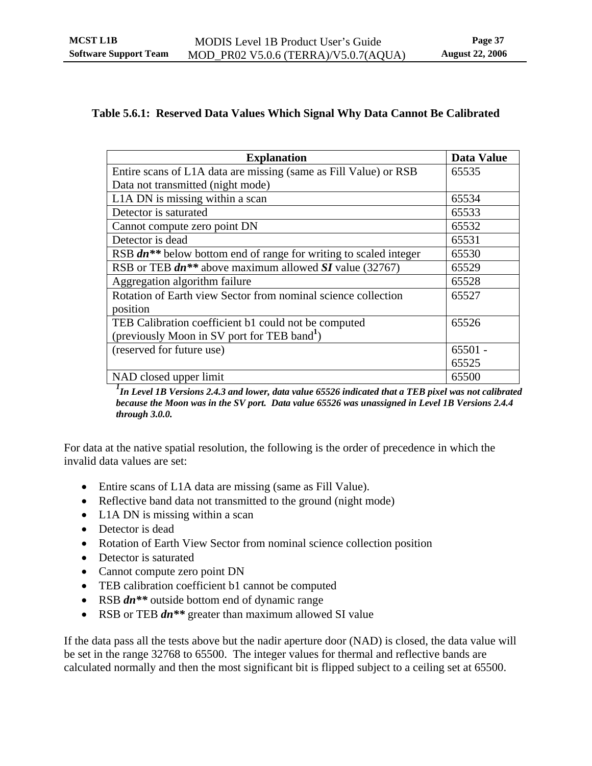**Table 5.6.1: Reserved Data Values Which Signal Why Data Cannot Be Calibrated**

| Explanation | Data Value |
|---|---|
| Entire scans of L1A data are missing (same as Fill Value) or RSB Data not transmitted (night mode) | 65535 |
| L1A DN is missing within a scan | 65534 |
| Detector is saturated | 65533 |
| Cannot compute zero point DN | 65532 |
| Detector is dead | 65531 |
| RSB ***dn**** below bottom end of range for writing to scaled integer | 65530 |
| RSB or TEB ***dn**** above maximum allowed ***SI*** value (32767) | 65529 |
| Aggregation algorithm failure | 65528 |
| Rotation of Earth view Sector from nominal science collection position | 65527 |
| TEB Calibration coefficient b1 could not be computed (previously Moon in SV port for TEB band[1]) | 65526 |
| (reserved for future use) | 65501 - 65525 |
| NAD closed upper limit | 65500 |

***[1]In Level 1B Versions 2.4.3 and lower, data value 65526 indicated that a TEB pixel was not calibrated because the Moon was in the SV port. Data value 65526 was unassigned in Level 1B Versions 2.4.4 through 3.0.0.***

For data at the native spatial resolution, the following is the order of precedence in which the invalid data values are set:

- Entire scans of L1A data are missing (same as Fill Value).
- Reflective band data not transmitted to the ground (night mode)
- L1A DN is missing within a scan
- Detector is dead
- Rotation of Earth View Sector from nominal science collection position
- Detector is saturated
- Cannot compute zero point DN
- TEB calibration coefficient b1 cannot be computed
- RSB ***dn**** outside bottom end of dynamic range
- RSB or TEB ***dn**** greater than maximum allowed SI value

If the data pass all the tests above but the nadir aperture door (NAD) is closed, the data value will be set in the range 32768 to 65500. The integer values for thermal and reflective bands are calculated normally and then the most significant bit is flipped subject to a ceiling set at 65500.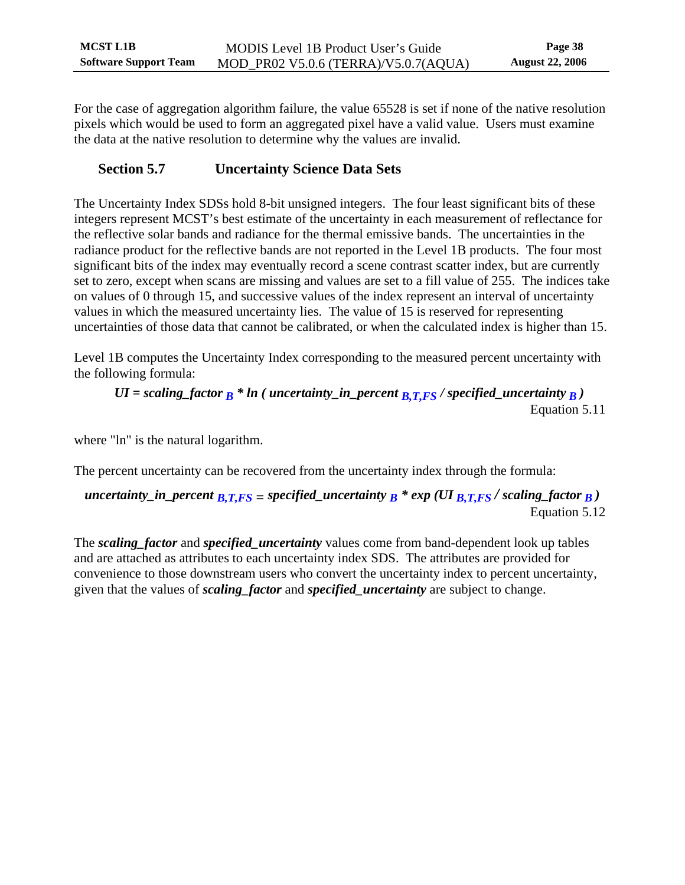For the case of aggregation algorithm failure, the value 65528 is set if none of the native resolution pixels which would be used to form an aggregated pixel have a valid value. Users must examine the data at the native resolution to determine why the values are invalid.

## Section 5.7 Uncertainty Science Data Sets

The Uncertainty Index SDSs hold 8-bit unsigned integers. The four least significant bits of these integers represent MCST's best estimate of the uncertainty in each measurement of reflectance for the reflective solar bands and radiance for the thermal emissive bands. The uncertainties in the radiance product for the reflective bands are not reported in the Level 1B products. The four most significant bits of the index may eventually record a scene contrast scatter index, but are currently set to zero, except when scans are missing and values are set to a fill value of 255. The indices take on values of 0 through 15, and successive values of the index represent an interval of uncertainty values in which the measured uncertainty lies. The value of 15 is reserved for representing uncertainties of those data that cannot be calibrated, or when the calculated index is higher than 15.

Level 1B computes the Uncertainty Index corresponding to the measured percent uncertainty with the following formula:

$$UI = scaling\_factor_{B} * \ln(uncertainty\_in\_percent_{B,T,FS} / specified\_uncertainty_{B})$$

Equation 5.11

where "ln" is the natural logarithm.

The percent uncertainty can be recovered from the uncertainty index through the formula:

$$uncertainty\_in\_percent_{B,T,FS} = specified\_uncertainty_{B} * \exp(UI_{B,T,FS} / scaling\_factor_{B})$$

Equation 5.12

The ***scaling_factor*** and ***specified_uncertainty*** values come from band-dependent look up tables and are attached as attributes to each uncertainty index SDS. The attributes are provided for convenience to those downstream users who convert the uncertainty index to percent uncertainty, given that the values of ***scaling_factor*** and ***specified_uncertainty*** are subject to change.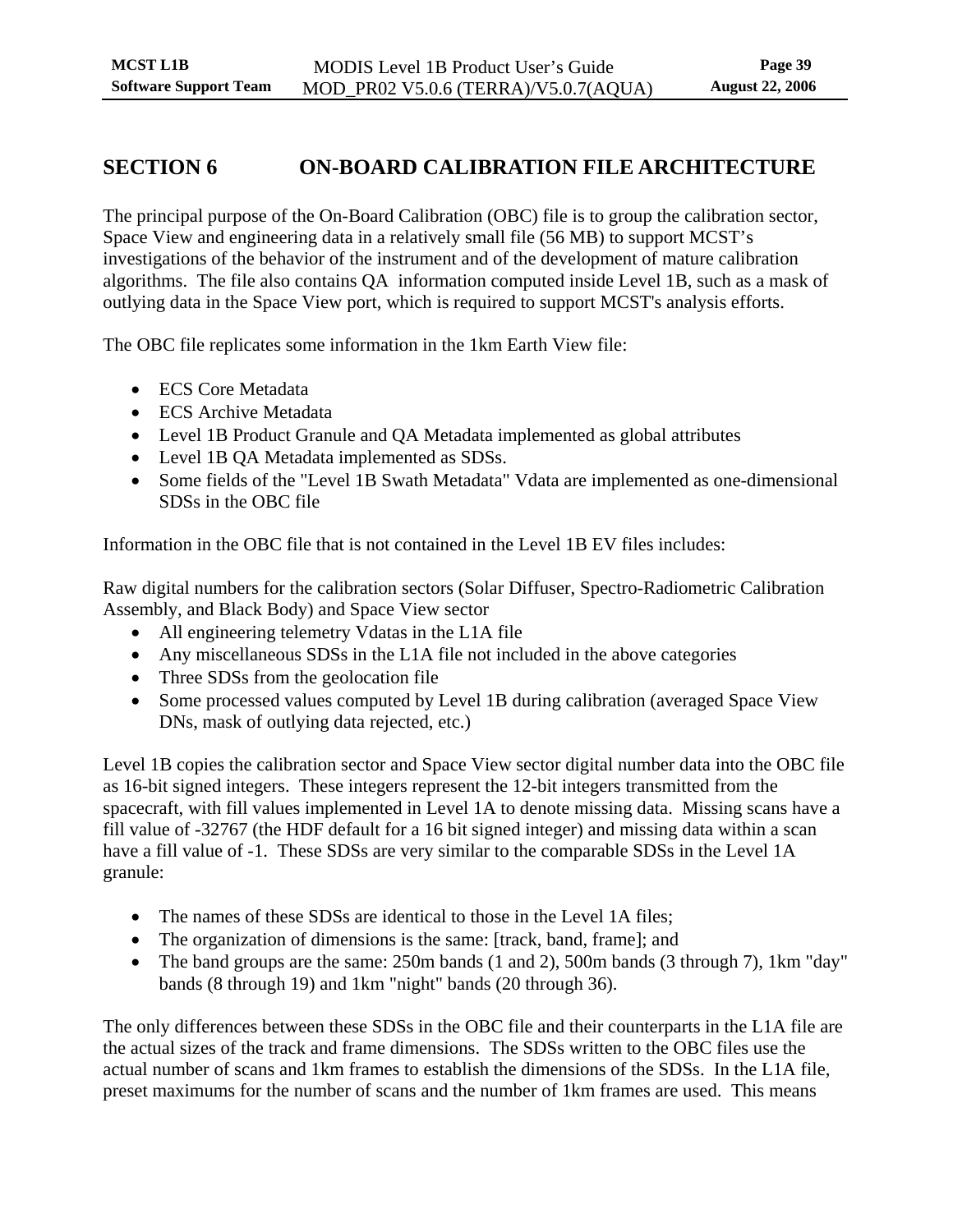# SECTION 6 ON-BOARD CALIBRATION FILE ARCHITECTURE

The principal purpose of the On-Board Calibration (OBC) file is to group the calibration sector, Space View and engineering data in a relatively small file (56 MB) to support MCST's investigations of the behavior of the instrument and of the development of mature calibration algorithms. The file also contains QA information computed inside Level 1B, such as a mask of outlying data in the Space View port, which is required to support MCST's analysis efforts.

The OBC file replicates some information in the 1km Earth View file:

- ECS Core Metadata
- ECS Archive Metadata
- Level 1B Product Granule and QA Metadata implemented as global attributes
- Level 1B QA Metadata implemented as SDSs.
- Some fields of the "Level 1B Swath Metadata" Vdata are implemented as one-dimensional SDSs in the OBC file

Information in the OBC file that is not contained in the Level 1B EV files includes:

Raw digital numbers for the calibration sectors (Solar Diffuser, Spectro-Radiometric Calibration Assembly, and Black Body) and Space View sector

- All engineering telemetry Vdatas in the L1A file
- Any miscellaneous SDSs in the L1A file not included in the above categories
- Three SDSs from the geolocation file
- Some processed values computed by Level 1B during calibration (averaged Space View DNs, mask of outlying data rejected, etc.)

Level 1B copies the calibration sector and Space View sector digital number data into the OBC file as 16-bit signed integers. These integers represent the 12-bit integers transmitted from the spacecraft, with fill values implemented in Level 1A to denote missing data. Missing scans have a fill value of -32767 (the HDF default for a 16 bit signed integer) and missing data within a scan have a fill value of -1. These SDSs are very similar to the comparable SDSs in the Level 1A granule:

- The names of these SDSs are identical to those in the Level 1A files;
- The organization of dimensions is the same: [track, band, frame]; and
- The band groups are the same: 250m bands (1 and 2), 500m bands (3 through 7), 1km "day" bands (8 through 19) and 1km "night" bands (20 through 36).

The only differences between these SDSs in the OBC file and their counterparts in the L1A file are the actual sizes of the track and frame dimensions. The SDSs written to the OBC files use the actual number of scans and 1km frames to establish the dimensions of the SDSs. In the L1A file, preset maximums for the number of scans and the number of 1km frames are used. This means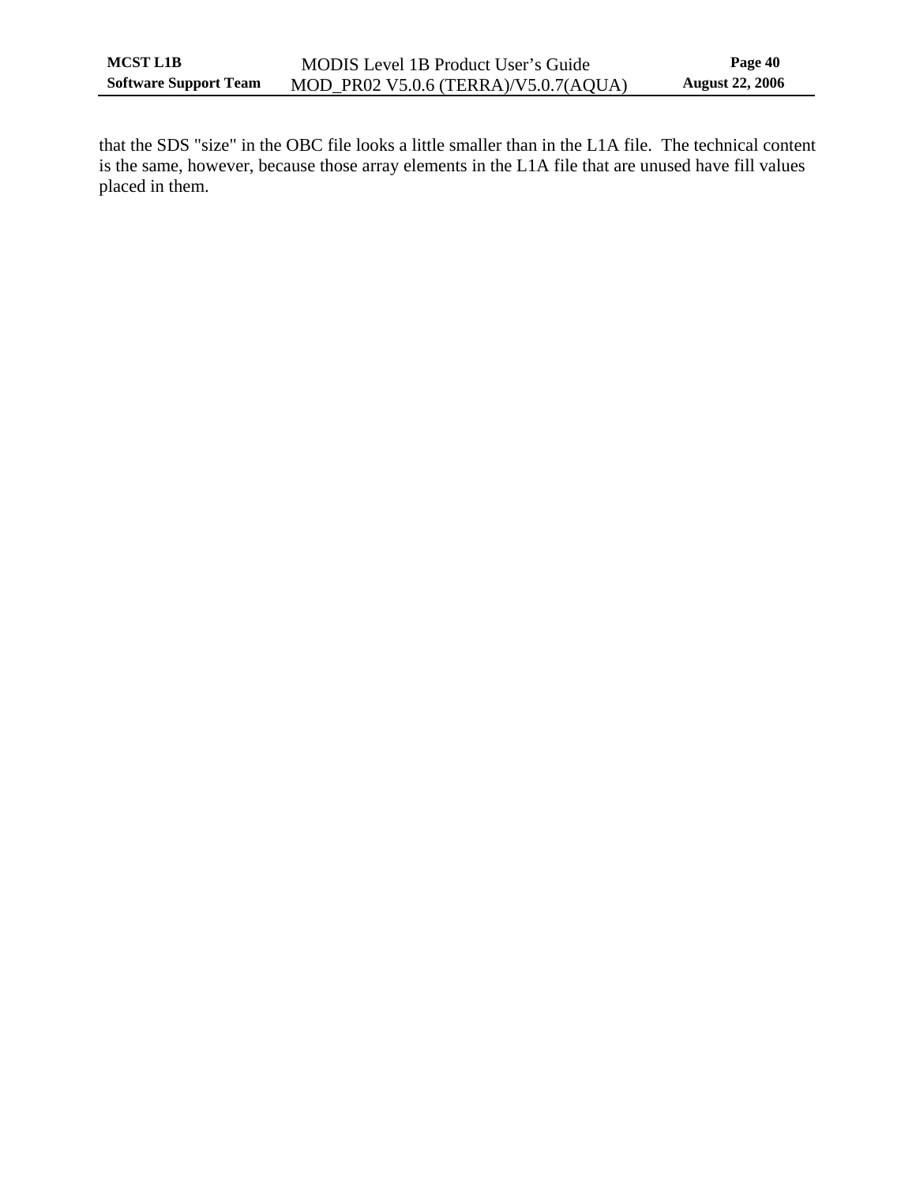that the SDS "size" in the OBC file looks a little smaller than in the L1A file. The technical content is the same, however, because those array elements in the L1A file that are unused have fill values placed in them.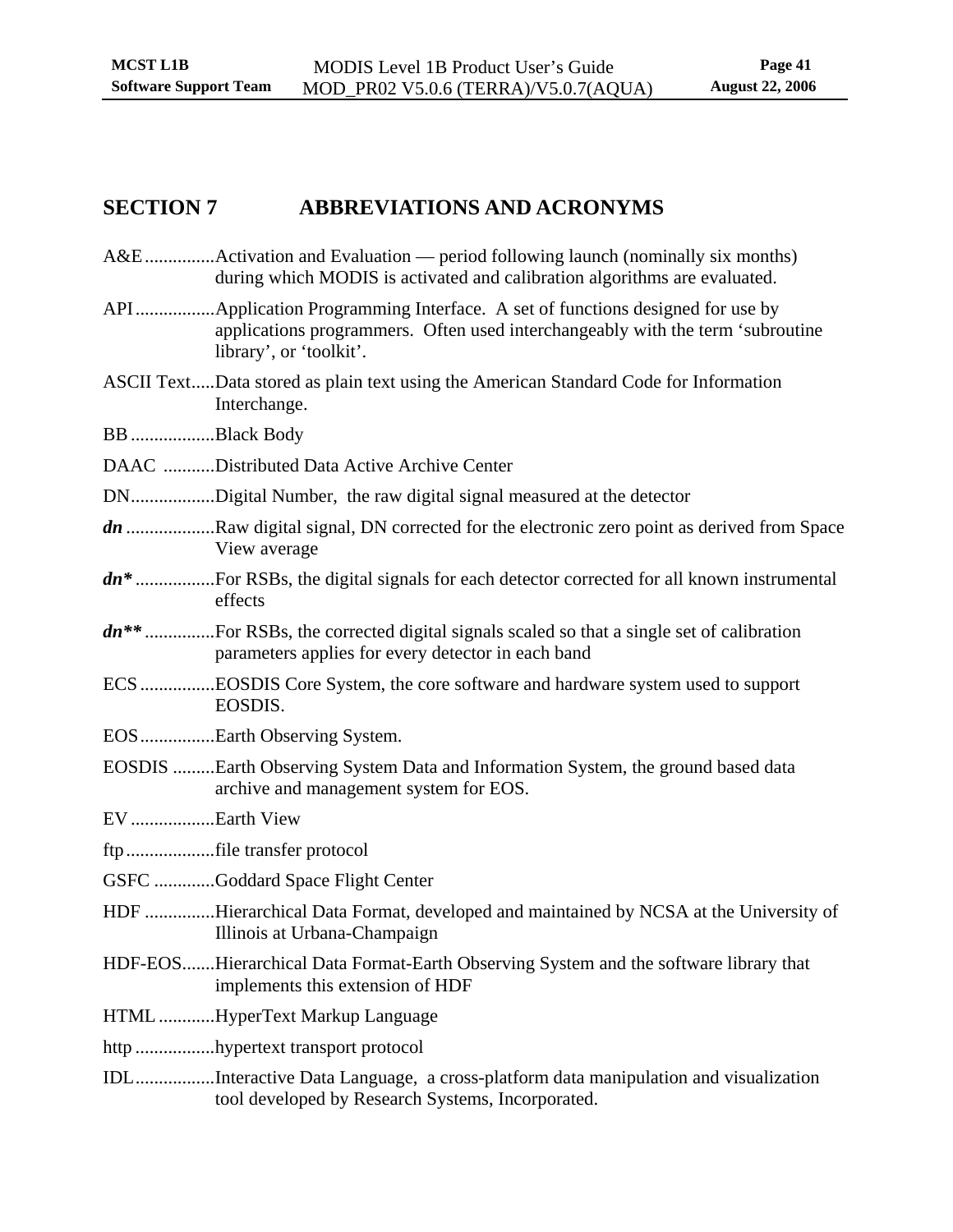# SECTION 7 ABBREVIATIONS AND ACRONYMS

A&E...............Activation and Evaluation — period following launch (nominally six months) during which MODIS is activated and calibration algorithms are evaluated.

API.................Application Programming Interface. A set of functions designed for use by applications programmers. Often used interchangeably with the term 'subroutine library', or 'toolkit'.

ASCII Text.....Data stored as plain text using the American Standard Code for Information Interchange.

BB..................Black Body

DAAC ...........Distributed Data Active Archive Center

DN..................Digital Number, the raw digital signal measured at the detector

***dn***...................Raw digital signal, DN corrected for the electronic zero point as derived from Space View average

***dn****.................For RSBs, the digital signals for each detector corrected for all known instrumental effects

***dn*****...............For RSBs, the corrected digital signals scaled so that a single set of calibration parameters applies for every detector in each band

ECS................EOSDIS Core System, the core software and hardware system used to support EOSDIS.

EOS................Earth Observing System.

EOSDIS .........Earth Observing System Data and Information System, the ground based data archive and management system for EOS.

EV..................Earth View

ftp...................file transfer protocol

GSFC .............Goddard Space Flight Center

HDF ...............Hierarchical Data Format, developed and maintained by NCSA at the University of Illinois at Urbana-Champaign

HDF-EOS.......Hierarchical Data Format-Earth Observing System and the software library that implements this extension of HDF

HTML............HyperText Markup Language

http.................hypertext transport protocol

IDL.................Interactive Data Language, a cross-platform data manipulation and visualization tool developed by Research Systems, Incorporated.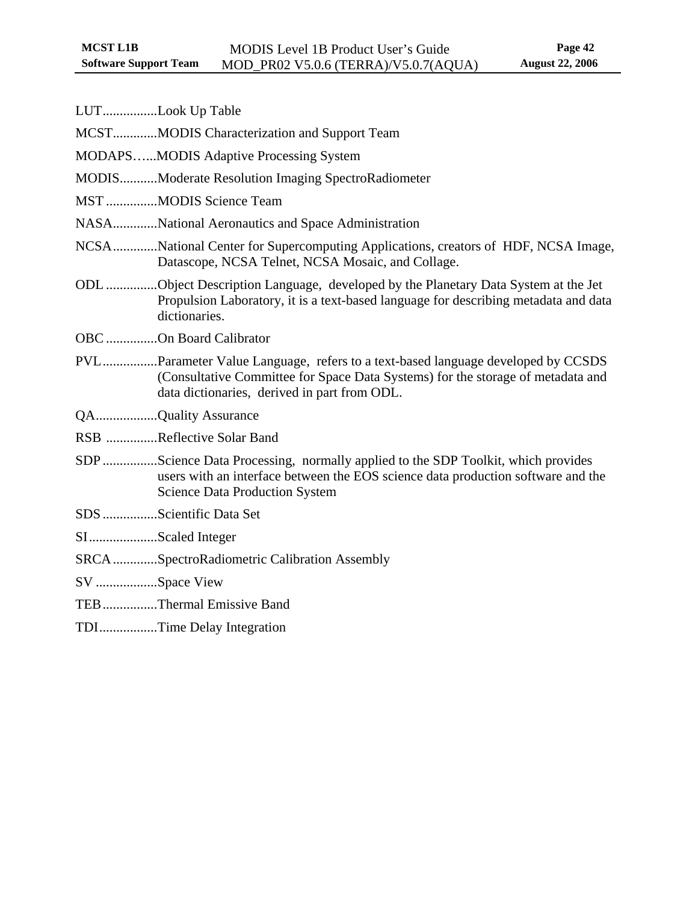LUT................Look Up Table

MCST.............MODIS Characterization and Support Team

MODAPS…...MODIS Adaptive Processing System

MODIS...........Moderate Resolution Imaging SpectroRadiometer

MST ...............MODIS Science Team

NASA.............National Aeronautics and Space Administration

NCSA.............National Center for Supercomputing Applications, creators of HDF, NCSA Image, Datascope, NCSA Telnet, NCSA Mosaic, and Collage.

ODL ...............Object Description Language, developed by the Planetary Data System at the Jet Propulsion Laboratory, it is a text-based language for describing metadata and data dictionaries.

OBC ...............On Board Calibrator

PVL................Parameter Value Language, refers to a text-based language developed by CCSDS (Consultative Committee for Space Data Systems) for the storage of metadata and data dictionaries, derived in part from ODL.

QA..................Quality Assurance

RSB ...............Reflective Solar Band

SDP ................Science Data Processing, normally applied to the SDP Toolkit, which provides users with an interface between the EOS science data production software and the Science Data Production System

SDS ................Scientific Data Set

SI....................Scaled Integer

SRCA.............SpectroRadiometric Calibration Assembly

SV ..................Space View

TEB................Thermal Emissive Band

TDI.................Time Delay Integration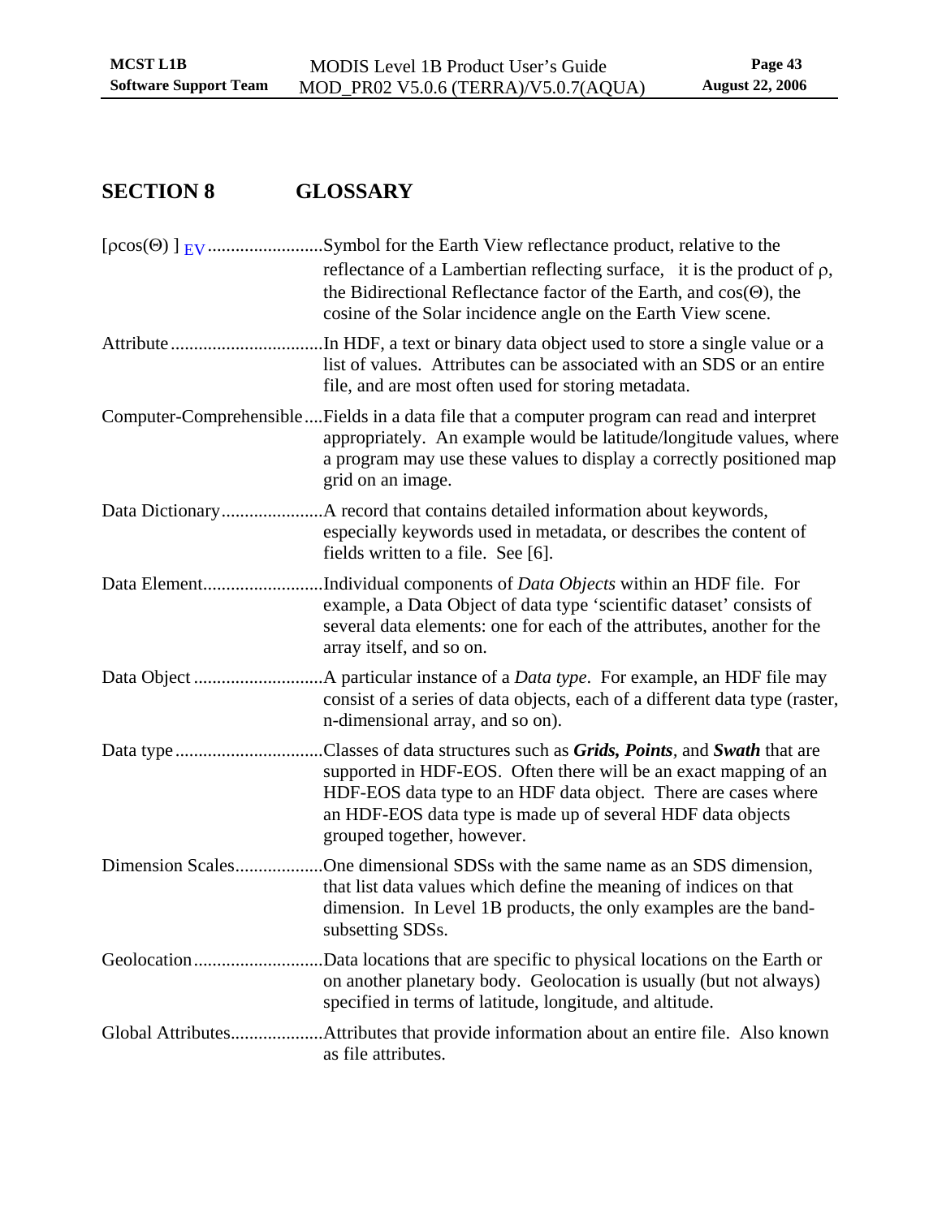# SECTION 8 GLOSSARY

$[\rho\cos(\Theta)]_{EV}$ ........................Symbol for the Earth View reflectance product, relative to the reflectance of a Lambertian reflecting surface, it is the product of $\rho$, the Bidirectional Reflectance factor of the Earth, and $\cos(\Theta)$, the cosine of the Solar incidence angle on the Earth View scene.

Attribute ................................In HDF, a text or binary data object used to store a single value or a list of values. Attributes can be associated with an SDS or an entire file, and are most often used for storing metadata.

Computer-Comprehensible....Fields in a data file that a computer program can read and interpret appropriately. An example would be latitude/longitude values, where a program may use these values to display a correctly positioned map grid on an image.

Data Dictionary.....................A record that contains detailed information about keywords, especially keywords used in metadata, or describes the content of fields written to a file. See [6].

Data Element.........................Individual components of *Data Objects* within an HDF file. For example, a Data Object of data type 'scientific dataset' consists of several data elements: one for each of the attributes, another for the array itself, and so on.

Data Object ...........................A particular instance of a *Data type*. For example, an HDF file may consist of a series of data objects, each of a different data type (raster, n-dimensional array, and so on).

Data type ...............................Classes of data structures such as ***Grids, Points***, and ***Swath*** that are supported in HDF-EOS. Often there will be an exact mapping of an HDF-EOS data type to an HDF data object. There are cases where an HDF-EOS data type is made up of several HDF data objects grouped together, however.

Dimension Scales..................One dimensional SDSs with the same name as an SDS dimension, that list data values which define the meaning of indices on that dimension. In Level 1B products, the only examples are the band-subsetting SDSs.

Geolocation...........................Data locations that are specific to physical locations on the Earth or on another planetary body. Geolocation is usually (but not always) specified in terms of latitude, longitude, and altitude.

Global Attributes...................Attributes that provide information about an entire file. Also known as file attributes.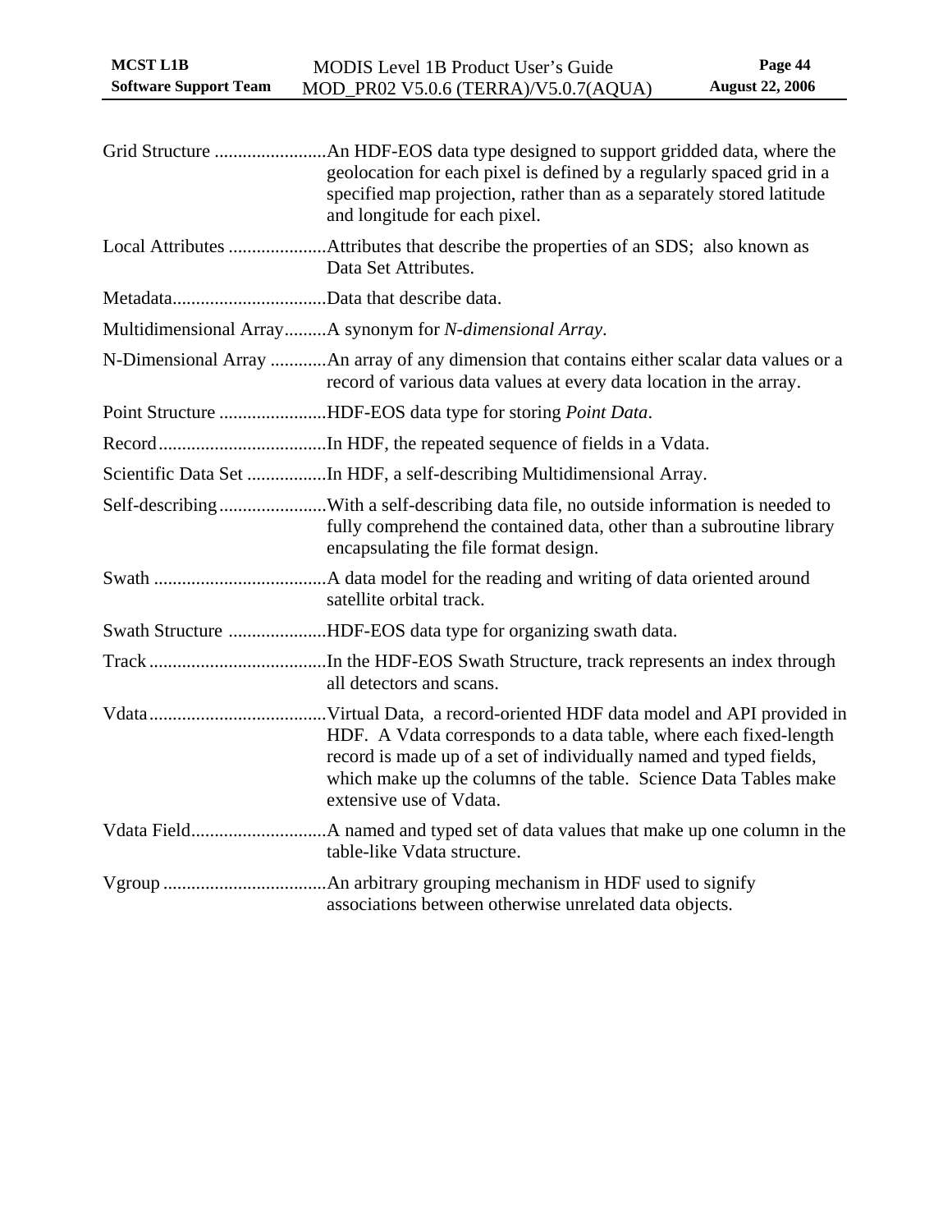Grid Structure ........................An HDF-EOS data type designed to support gridded data, where the geolocation for each pixel is defined by a regularly spaced grid in a specified map projection, rather than as a separately stored latitude and longitude for each pixel.

Local Attributes .....................Attributes that describe the properties of an SDS; also known as Data Set Attributes.

Metadata.................................Data that describe data.

Multidimensional Array.........A synonym for *N-dimensional Array*.

N-Dimensional Array ............An array of any dimension that contains either scalar data values or a record of various data values at every data location in the array.

Point Structure .......................HDF-EOS data type for storing *Point Data*.

Record....................................In HDF, the repeated sequence of fields in a Vdata.

Scientific Data Set .................In HDF, a self-describing Multidimensional Array.

Self-describing.......................With a self-describing data file, no outside information is needed to fully comprehend the contained data, other than a subroutine library encapsulating the file format design.

Swath .....................................A data model for the reading and writing of data oriented around satellite orbital track.

Swath Structure .....................HDF-EOS data type for organizing swath data.

Track......................................In the HDF-EOS Swath Structure, track represents an index through all detectors and scans.

Vdata......................................Virtual Data, a record-oriented HDF data model and API provided in HDF. A Vdata corresponds to a data table, where each fixed-length record is made up of a set of individually named and typed fields, which make up the columns of the table. Science Data Tables make extensive use of Vdata.

Vdata Field.............................A named and typed set of data values that make up one column in the table-like Vdata structure.

Vgroup ...................................An arbitrary grouping mechanism in HDF used to signify associations between otherwise unrelated data objects.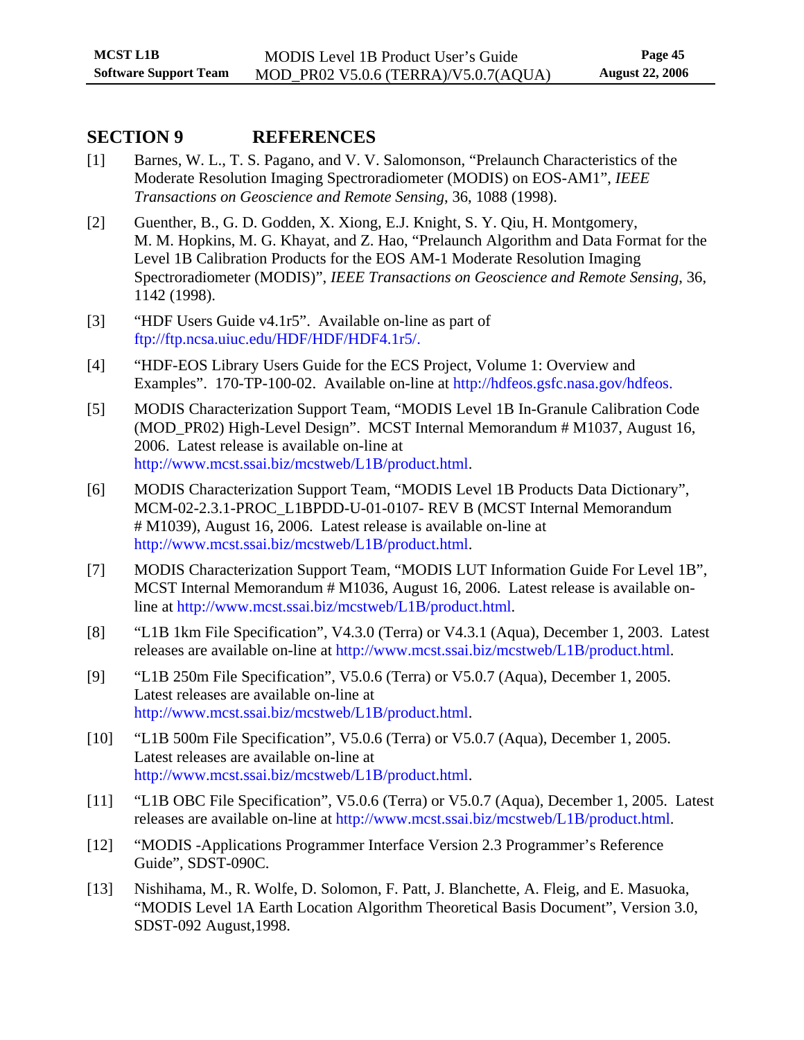# SECTION 9 REFERENCES

[1] Barnes, W. L., T. S. Pagano, and V. V. Salomonson, "Prelaunch Characteristics of the Moderate Resolution Imaging Spectroradiometer (MODIS) on EOS-AM1", *IEEE Transactions on Geoscience and Remote Sensing*, 36, 1088 (1998).

[2] Guenther, B., G. D. Godden, X. Xiong, E.J. Knight, S. Y. Qiu, H. Montgomery, M. M. Hopkins, M. G. Khayat, and Z. Hao, "Prelaunch Algorithm and Data Format for the Level 1B Calibration Products for the EOS AM-1 Moderate Resolution Imaging Spectroradiometer (MODIS)", *IEEE Transactions on Geoscience and Remote Sensing*, 36, 1142 (1998).

[3] "HDF Users Guide v4.1r5". Available on-line as part of ftp://ftp.ncsa.uiuc.edu/HDF/HDF/HDF4.1r5/.

[4] "HDF-EOS Library Users Guide for the ECS Project, Volume 1: Overview and Examples". 170-TP-100-02. Available on-line at http://hdfeos.gsfc.nasa.gov/hdfeos.

[5] MODIS Characterization Support Team, "MODIS Level 1B In-Granule Calibration Code (MOD_PR02) High-Level Design". MCST Internal Memorandum # M1037, August 16, 2006. Latest release is available on-line at http://www.mcst.ssai.biz/mcstweb/L1B/product.html.

[6] MODIS Characterization Support Team, "MODIS Level 1B Products Data Dictionary", MCM-02-2.3.1-PROC_L1BPDD-U-01-0107- REV B (MCST Internal Memorandum # M1039), August 16, 2006. Latest release is available on-line at http://www.mcst.ssai.biz/mcstweb/L1B/product.html.

[7] MODIS Characterization Support Team, "MODIS LUT Information Guide For Level 1B", MCST Internal Memorandum # M1036, August 16, 2006. Latest release is available on-line at http://www.mcst.ssai.biz/mcstweb/L1B/product.html.

[8] "L1B 1km File Specification", V4.3.0 (Terra) or V4.3.1 (Aqua), December 1, 2003. Latest releases are available on-line at http://www.mcst.ssai.biz/mcstweb/L1B/product.html.

[9] "L1B 250m File Specification", V5.0.6 (Terra) or V5.0.7 (Aqua), December 1, 2005. Latest releases are available on-line at http://www.mcst.ssai.biz/mcstweb/L1B/product.html.

[10] "L1B 500m File Specification", V5.0.6 (Terra) or V5.0.7 (Aqua), December 1, 2005. Latest releases are available on-line at http://www.mcst.ssai.biz/mcstweb/L1B/product.html.

[11] "L1B OBC File Specification", V5.0.6 (Terra) or V5.0.7 (Aqua), December 1, 2005. Latest releases are available on-line at http://www.mcst.ssai.biz/mcstweb/L1B/product.html.

[12] "MODIS -Applications Programmer Interface Version 2.3 Programmer's Reference Guide", SDST-090C.

[13] Nishihama, M., R. Wolfe, D. Solomon, F. Patt, J. Blanchette, A. Fleig, and E. Masuoka, "MODIS Level 1A Earth Location Algorithm Theoretical Basis Document", Version 3.0, SDST-092 August,1998.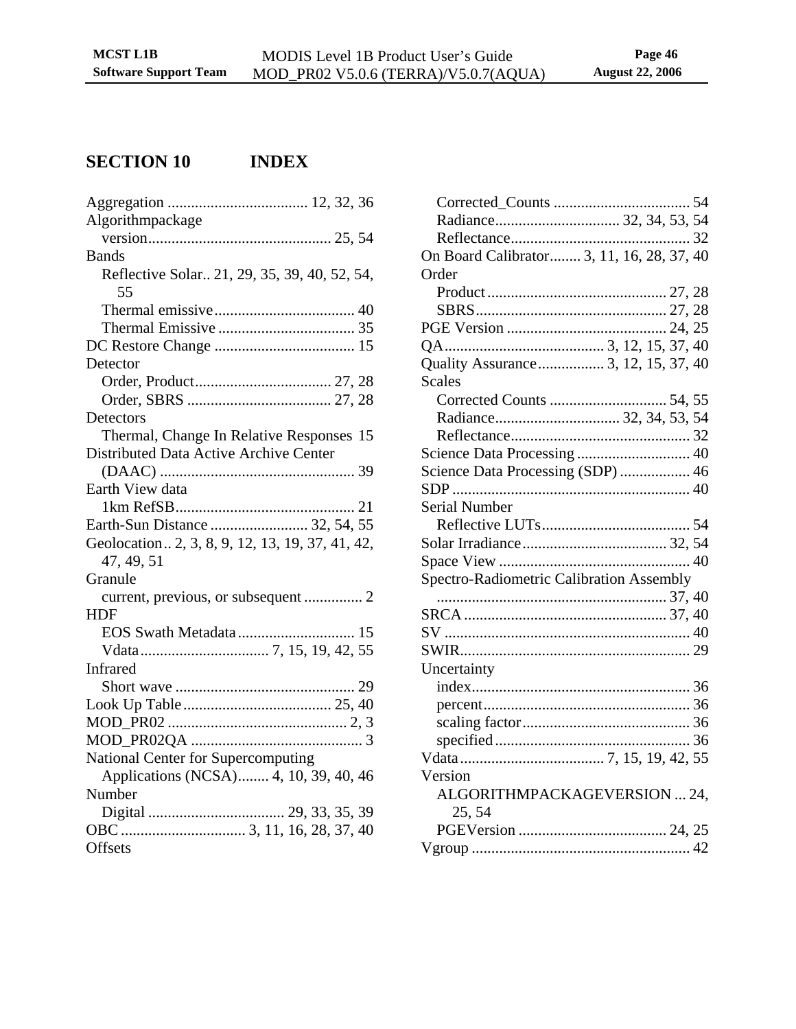# SECTION 10 INDEX

Aggregation .................................... 12, 32, 36
Algorithmpackage
  version............................................... 25, 54
Bands
  Reflective Solar.. 21, 29, 35, 39, 40, 52, 54, 55
  Thermal emissive.................................... 40
  Thermal Emissive ................................... 35
DC Restore Change .................................... 15
Detector
  Order, Product................................... 27, 28
  Order, SBRS ..................................... 27, 28
Detectors
  Thermal, Change In Relative Responses 15
Distributed Data Active Archive Center
  (DAAC) .................................................. 39
Earth View data
  1km RefSB.............................................. 21
Earth-Sun Distance ......................... 32, 54, 55
Geolocation.. 2, 3, 8, 9, 12, 13, 19, 37, 41, 42, 47, 49, 51
Granule
  current, previous, or subsequent ............... 2
HDF
  EOS Swath Metadata .............................. 15
  Vdata................................. 7, 15, 19, 42, 55
Infrared
  Short wave .............................................. 29
Look Up Table...................................... 25, 40
MOD_PR02 .............................................. 2, 3
MOD_PR02QA ............................................ 3
National Center for Supercomputing
  Applications (NCSA)........ 4, 10, 39, 40, 46
Number
  Digital ................................... 29, 33, 35, 39
OBC ................................ 3, 11, 16, 28, 37, 40
Offsets
  Corrected_Counts ................................... 54
  Radiance................................ 32, 34, 53, 54
  Reflectance............................................. 32
On Board Calibrator........ 3, 11, 16, 28, 37, 40
Order
  Product.............................................. 27, 28
  SBRS................................................. 27, 28
PGE Version ......................................... 24, 25
QA......................................... 3, 12, 15, 37, 40
Quality Assurance................. 3, 12, 15, 37, 40
Scales
  Corrected Counts .............................. 54, 55
  Radiance................................ 32, 34, 53, 54
  Reflectance.............................................. 32
Science Data Processing ............................. 40
Science Data Processing (SDP) .................. 46
SDP ............................................................. 40
Serial Number
  Reflective LUTs...................................... 54
Solar Irradiance..................................... 32, 54
Space View ................................................. 40
Spectro-Radiometric Calibration Assembly
  ........................................................... 37, 40
SRCA.................................................... 37, 40
SV ............................................................... 40
SWIR........................................................... 29
Uncertainty
  index........................................................ 36
  percent..................................................... 36
  scaling factor........................................... 36
  specified.................................................. 36
Vdata..................................... 7, 15, 19, 42, 55
Version
  ALGORITHMPACKAGEVERSION ... 24, 25, 54
  PGEVersion ...................................... 24, 25
Vgroup ........................................................ 42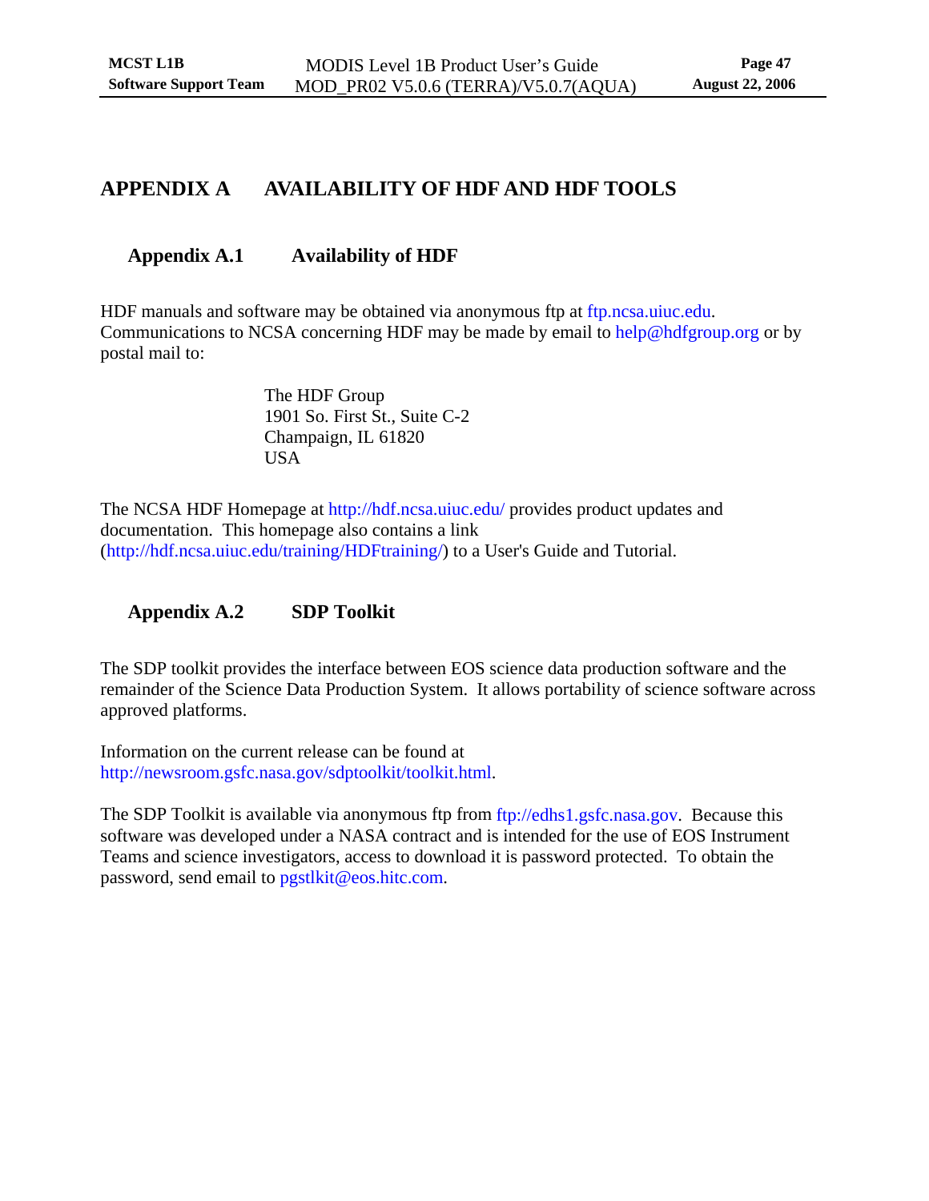# APPENDIX A AVAILABILITY OF HDF AND HDF TOOLS

## Appendix A.1 Availability of HDF

HDF manuals and software may be obtained via anonymous ftp at ftp.ncsa.uiuc.edu. Communications to NCSA concerning HDF may be made by email to help@hdfgroup.org or by postal mail to:

> The HDF Group
> 1901 So. First St., Suite C-2
> Champaign, IL 61820
> USA

The NCSA HDF Homepage at http://hdf.ncsa.uiuc.edu/ provides product updates and documentation. This homepage also contains a link (http://hdf.ncsa.uiuc.edu/training/HDFtraining/) to a User's Guide and Tutorial.

## Appendix A.2 SDP Toolkit

The SDP toolkit provides the interface between EOS science data production software and the remainder of the Science Data Production System. It allows portability of science software across approved platforms.

Information on the current release can be found at http://newsroom.gsfc.nasa.gov/sdptoolkit/toolkit.html.

The SDP Toolkit is available via anonymous ftp from ftp://edhs1.gsfc.nasa.gov. Because this software was developed under a NASA contract and is intended for the use of EOS Instrument Teams and science investigators, access to download it is password protected. To obtain the password, send email to pgstlkit@eos.hitc.com.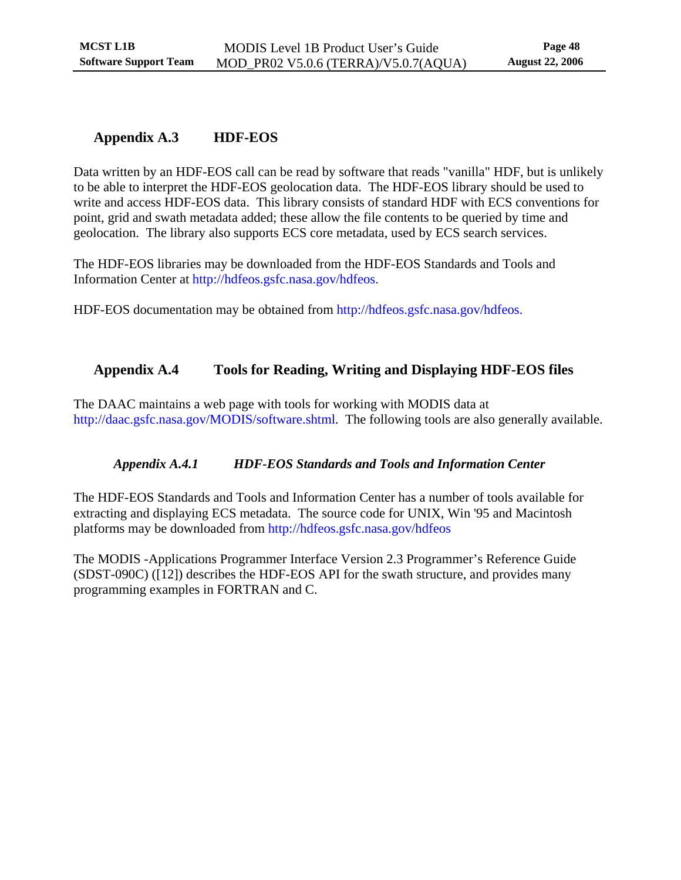## Appendix A.3 HDF-EOS

Data written by an HDF-EOS call can be read by software that reads "vanilla" HDF, but is unlikely to be able to interpret the HDF-EOS geolocation data. The HDF-EOS library should be used to write and access HDF-EOS data. This library consists of standard HDF with ECS conventions for point, grid and swath metadata added; these allow the file contents to be queried by time and geolocation. The library also supports ECS core metadata, used by ECS search services.

The HDF-EOS libraries may be downloaded from the HDF-EOS Standards and Tools and Information Center at http://hdfeos.gsfc.nasa.gov/hdfeos.

HDF-EOS documentation may be obtained from http://hdfeos.gsfc.nasa.gov/hdfeos.

## Appendix A.4 Tools for Reading, Writing and Displaying HDF-EOS files

The DAAC maintains a web page with tools for working with MODIS data at http://daac.gsfc.nasa.gov/MODIS/software.shtml. The following tools are also generally available.

### *Appendix A.4.1 HDF-EOS Standards and Tools and Information Center*

The HDF-EOS Standards and Tools and Information Center has a number of tools available for extracting and displaying ECS metadata. The source code for UNIX, Win '95 and Macintosh platforms may be downloaded from http://hdfeos.gsfc.nasa.gov/hdfeos

The MODIS -Applications Programmer Interface Version 2.3 Programmer's Reference Guide (SDST-090C) ([12]) describes the HDF-EOS API for the swath structure, and provides many programming examples in FORTRAN and C.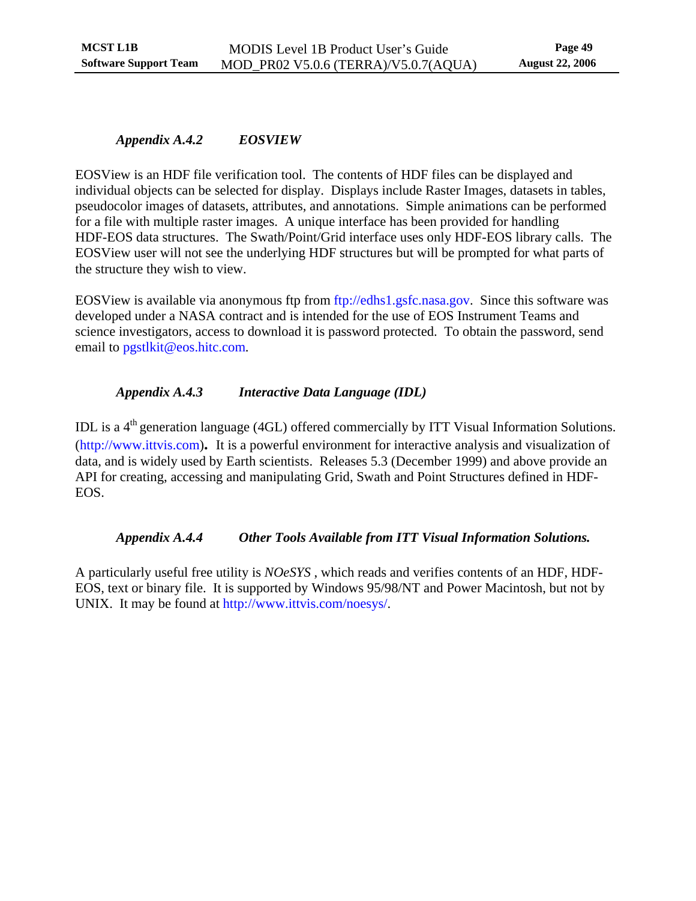### *Appendix A.4.2 EOSVIEW*

EOSView is an HDF file verification tool. The contents of HDF files can be displayed and individual objects can be selected for display. Displays include Raster Images, datasets in tables, pseudocolor images of datasets, attributes, and annotations. Simple animations can be performed for a file with multiple raster images. A unique interface has been provided for handling HDF-EOS data structures. The Swath/Point/Grid interface uses only HDF-EOS library calls. The EOSView user will not see the underlying HDF structures but will be prompted for what parts of the structure they wish to view.

EOSView is available via anonymous ftp from ftp://edhs1.gsfc.nasa.gov. Since this software was developed under a NASA contract and is intended for the use of EOS Instrument Teams and science investigators, access to download it is password protected. To obtain the password, send email to pgstlkit@eos.hitc.com.

### *Appendix A.4.3 Interactive Data Language (IDL)*

IDL is a 4$^{th}$ generation language (4GL) offered commercially by ITT Visual Information Solutions. (http://www.ittvis.com). It is a powerful environment for interactive analysis and visualization of data, and is widely used by Earth scientists. Releases 5.3 (December 1999) and above provide an API for creating, accessing and manipulating Grid, Swath and Point Structures defined in HDF-EOS.

### *Appendix A.4.4 Other Tools Available from ITT Visual Information Solutions.*

A particularly useful free utility is *NOeSYS* , which reads and verifies contents of an HDF, HDF-EOS, text or binary file. It is supported by Windows 95/98/NT and Power Macintosh, but not by UNIX. It may be found at http://www.ittvis.com/noesys/.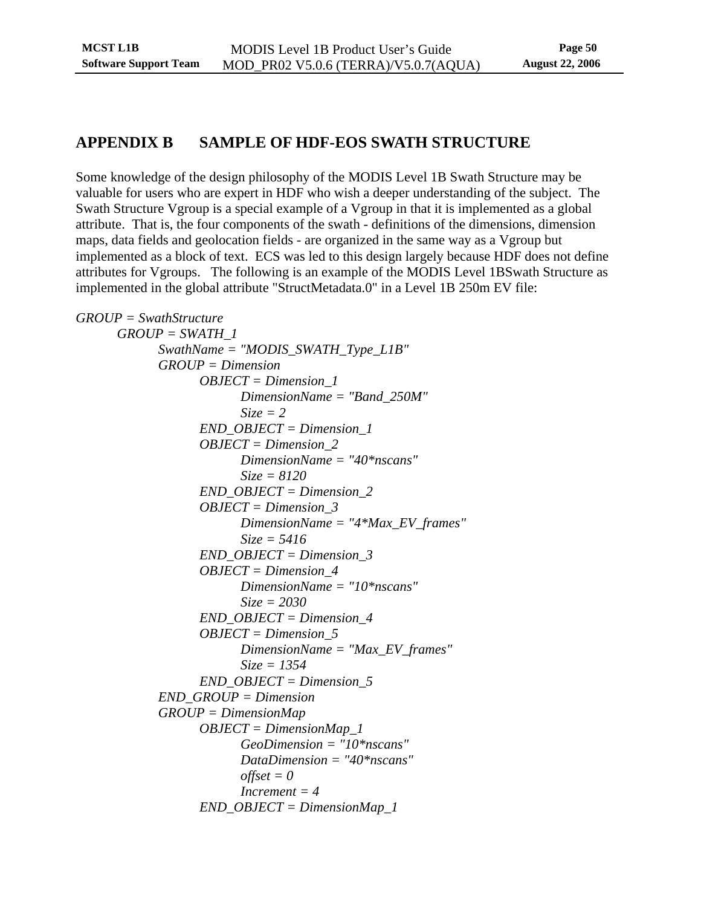# APPENDIX B SAMPLE OF HDF-EOS SWATH STRUCTURE

Some knowledge of the design philosophy of the MODIS Level 1B Swath Structure may be valuable for users who are expert in HDF who wish a deeper understanding of the subject. The Swath Structure Vgroup is a special example of a Vgroup in that it is implemented as a global attribute. That is, the four components of the swath - definitions of the dimensions, dimension maps, data fields and geolocation fields - are organized in the same way as a Vgroup but implemented as a block of text. ECS was led to this design largely because HDF does not define attributes for Vgroups. The following is an example of the MODIS Level 1BSwath Structure as implemented in the global attribute "StructMetadata.0" in a Level 1B 250m EV file:

```
GROUP = SwathStructure
    GROUP = SWATH_1
        SwathName = "MODIS_SWATH_Type_L1B"
        GROUP = Dimension
            OBJECT = Dimension_1
                DimensionName = "Band_250M"
                Size = 2
            END_OBJECT = Dimension_1
            OBJECT = Dimension_2
                DimensionName = "40*nscans"
                Size = 8120
            END_OBJECT = Dimension_2
            OBJECT = Dimension_3
                DimensionName = "4*Max_EV_frames"
                Size = 5416
            END_OBJECT = Dimension_3
            OBJECT = Dimension_4
                DimensionName = "10*nscans"
                Size = 2030
            END_OBJECT = Dimension_4
            OBJECT = Dimension_5
                DimensionName = "Max_EV_frames"
                Size = 1354
            END_OBJECT = Dimension_5
        END_GROUP = Dimension
        GROUP = DimensionMap
            OBJECT = DimensionMap_1
                GeoDimension = "10*nscans"
                DataDimension = "40*nscans"
                offset = 0
                Increment = 4
            END_OBJECT = DimensionMap_1
```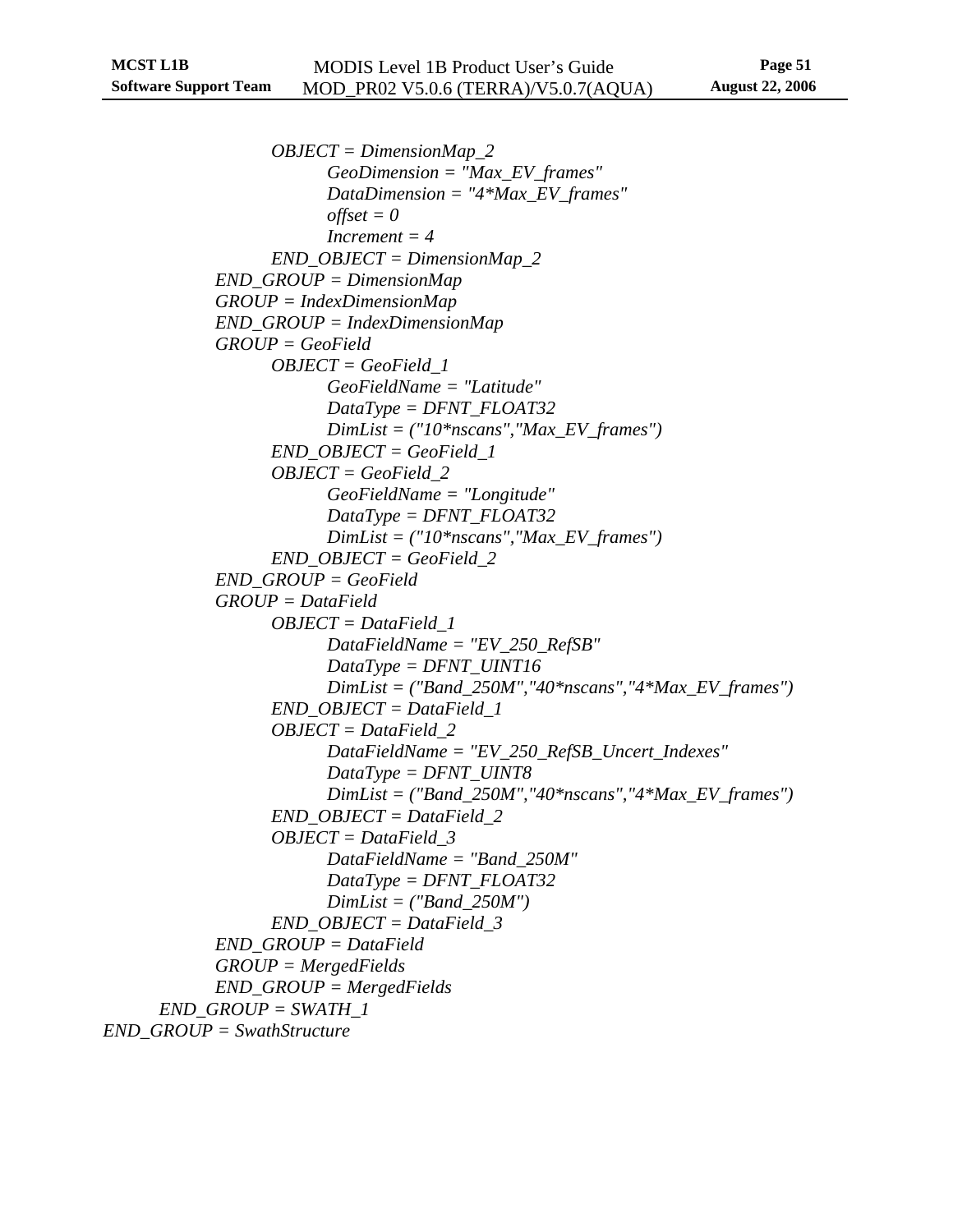```
                    OBJECT = DimensionMap_2
                        GeoDimension = "Max_EV_frames"
                        DataDimension = "4*Max_EV_frames"
                        offset = 0
                        Increment = 4
                    END_OBJECT = DimensionMap_2
                END_GROUP = DimensionMap
                GROUP = IndexDimensionMap
                END_GROUP = IndexDimensionMap
                GROUP = GeoField
                    OBJECT = GeoField_1
                        GeoFieldName = "Latitude"
                        DataType = DFNT_FLOAT32
                        DimList = ("10*nscans","Max_EV_frames")
                    END_OBJECT = GeoField_1
                    OBJECT = GeoField_2
                        GeoFieldName = "Longitude"
                        DataType = DFNT_FLOAT32
                        DimList = ("10*nscans","Max_EV_frames")
                    END_OBJECT = GeoField_2
                END_GROUP = GeoField
                GROUP = DataField
                    OBJECT = DataField_1
                        DataFieldName = "EV_250_RefSB"
                        DataType = DFNT_UINT16
                        DimList = ("Band_250M","40*nscans","4*Max_EV_frames")
                    END_OBJECT = DataField_1
                    OBJECT = DataField_2
                        DataFieldName = "EV_250_RefSB_Uncert_Indexes"
                        DataType = DFNT_UINT8
                        DimList = ("Band_250M","40*nscans","4*Max_EV_frames")
                    END_OBJECT = DataField_2
                    OBJECT = DataField_3
                        DataFieldName = "Band_250M"
                        DataType = DFNT_FLOAT32
                        DimList = ("Band_250M")
                    END_OBJECT = DataField_3
                END_GROUP = DataField
                GROUP = MergedFields
                END_GROUP = MergedFields
        END_GROUP = SWATH_1
END_GROUP = SwathStructure
```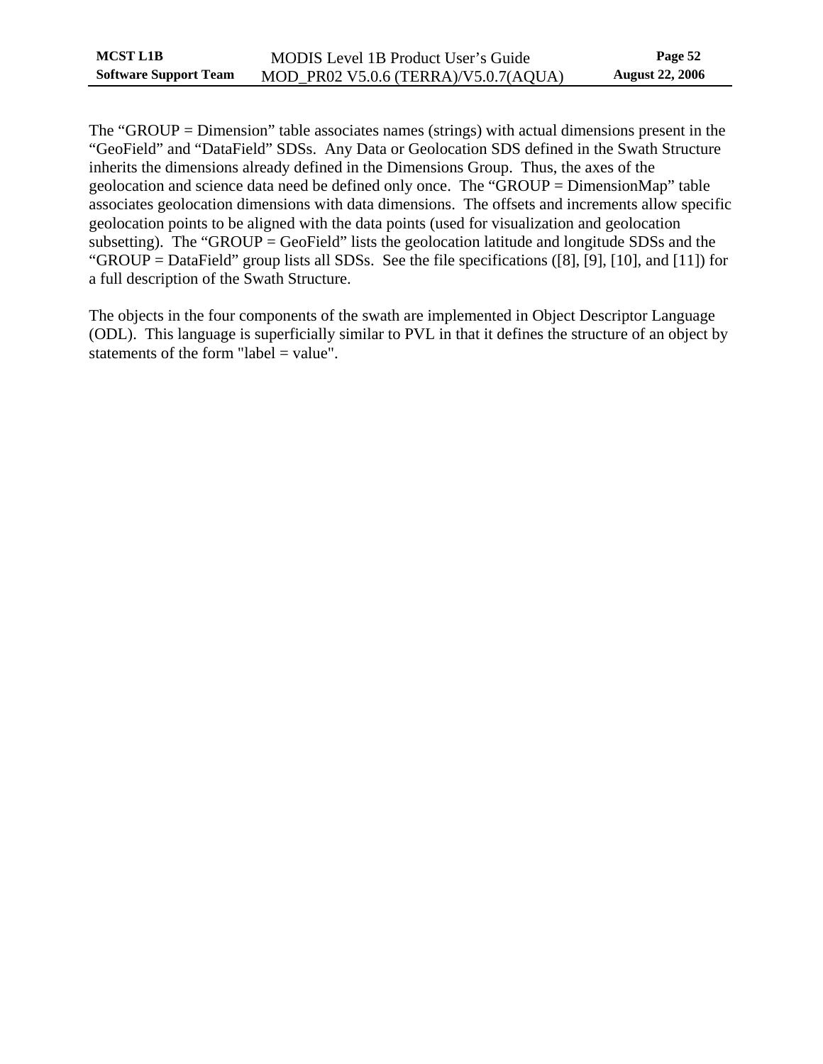The “GROUP = Dimension” table associates names (strings) with actual dimensions present in the “GeoField” and “DataField” SDSs. Any Data or Geolocation SDS defined in the Swath Structure inherits the dimensions already defined in the Dimensions Group. Thus, the axes of the geolocation and science data need be defined only once. The “GROUP = DimensionMap” table associates geolocation dimensions with data dimensions. The offsets and increments allow specific geolocation points to be aligned with the data points (used for visualization and geolocation subsetting). The “GROUP = GeoField” lists the geolocation latitude and longitude SDSs and the “GROUP = DataField” group lists all SDSs. See the file specifications ([8], [9], [10], and [11]) for a full description of the Swath Structure.

The objects in the four components of the swath are implemented in Object Descriptor Language (ODL). This language is superficially similar to PVL in that it defines the structure of an object by statements of the form "label = value".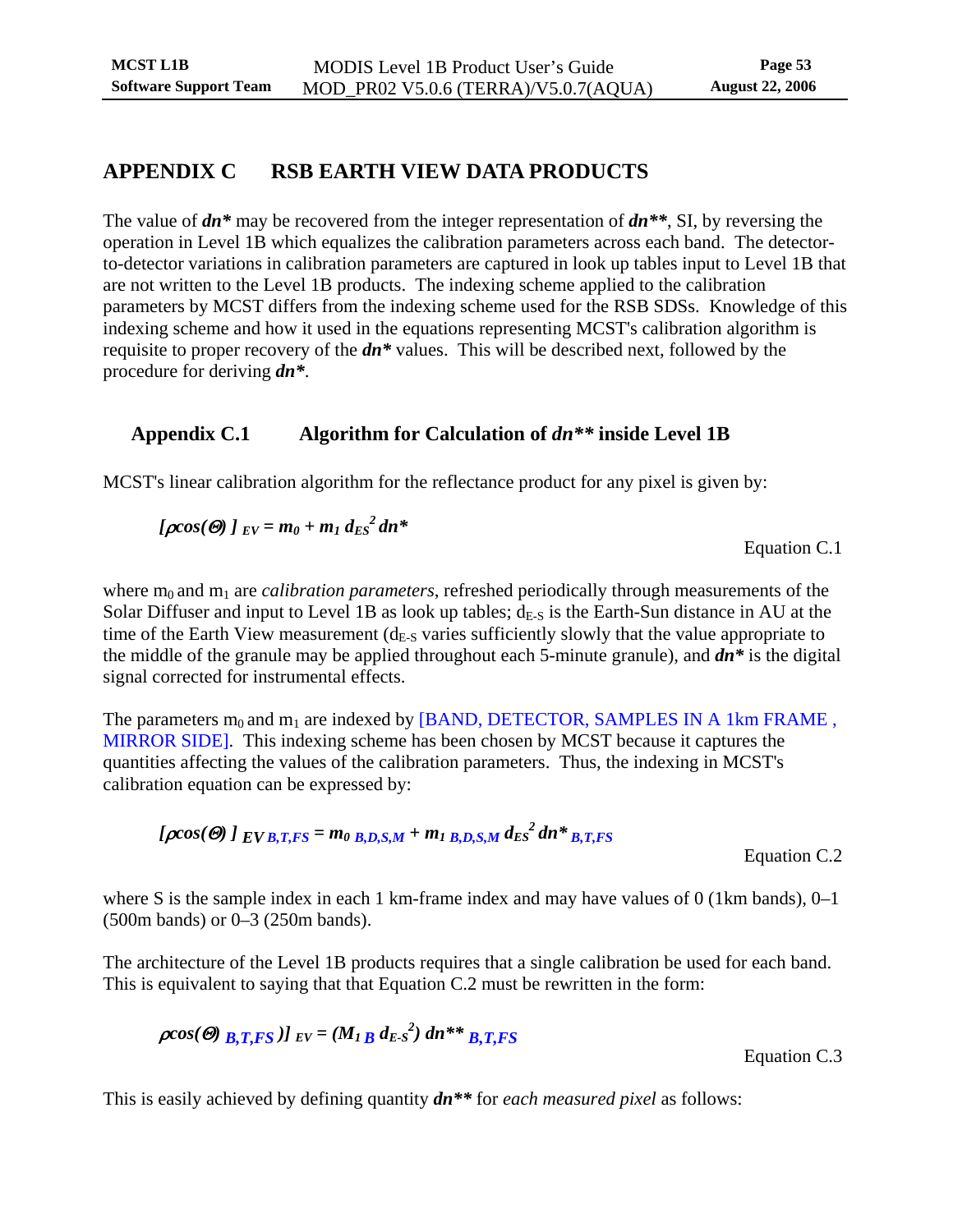# APPENDIX C RSB EARTH VIEW DATA PRODUCTS

The value of ***dn**** may be recovered from the integer representation of ***dn*****, SI, by reversing the operation in Level 1B which equalizes the calibration parameters across each band. The detector-to-detector variations in calibration parameters are captured in look up tables input to Level 1B that are not written to the Level 1B products. The indexing scheme applied to the calibration parameters by MCST differs from the indexing scheme used for the RSB SDSs. Knowledge of this indexing scheme and how it used in the equations representing MCST's calibration algorithm is requisite to proper recovery of the ***dn**** values. This will be described next, followed by the procedure for deriving ***dn****.

## Appendix C.1 Algorithm for Calculation of *dn*** inside Level 1B

MCST's linear calibration algorithm for the reflectance product for any pixel is given by:

$$[\rho\cos(\Theta)]_{EV} = m_0 + m_1\, d_{ES}^2\, dn^* \qquad \text{Equation C.1}$$

where $m_0$ and $m_1$ are *calibration parameters*, refreshed periodically through measurements of the Solar Diffuser and input to Level 1B as look up tables; $d_{E\text{-}S}$ is the Earth-Sun distance in AU at the time of the Earth View measurement ($d_{E\text{-}S}$ varies sufficiently slowly that the value appropriate to the middle of the granule may be applied throughout each 5-minute granule), and ***dn**** is the digital signal corrected for instrumental effects.

The parameters $m_0$ and $m_1$ are indexed by [BAND, DETECTOR, SAMPLES IN A 1km FRAME , MIRROR SIDE]. This indexing scheme has been chosen by MCST because it captures the quantities affecting the values of the calibration parameters. Thus, the indexing in MCST's calibration equation can be expressed by:

$$[\rho\cos(\Theta)]_{EV\,B,T,FS} = m_{0\;B,D,S,M} + m_{1\;B,D,S,M}\, d_{ES}^2\, dn^*_{B,T,FS} \qquad \text{Equation C.2}$$

where S is the sample index in each 1 km-frame index and may have values of 0 (1km bands), 0–1 (500m bands) or 0–3 (250m bands).

The architecture of the Level 1B products requires that a single calibration be used for each band. This is equivalent to saying that that Equation C.2 must be rewritten in the form:

$$\rho\cos(\Theta)_{B,T,FS})]_{EV} = (M_{1\,B}\, d_{E\text{-}S}^2)\, dn^{**}_{B,T,FS} \qquad \text{Equation C.3}$$

This is easily achieved by defining quantity ***dn***** for *each measured pixel* as follows: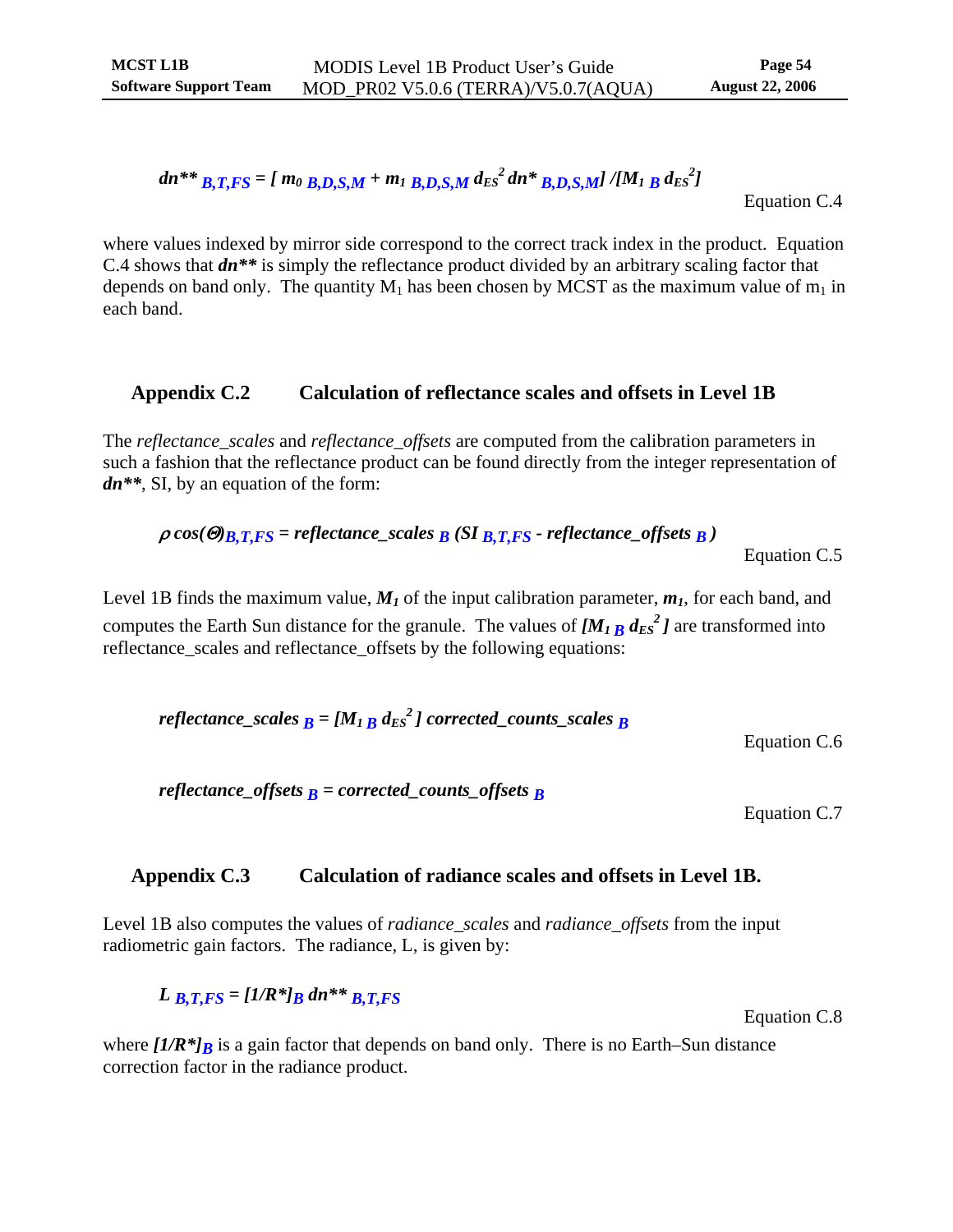$$dn^{**}_{B,T,FS} = [\, m_{0\;B,D,S,M} + m_{1\;B,D,S,M}\, d_{ES}^{2}\, dn^{*}_{B,D,S,M}] \,/ [M_{1\;B}\, d_{ES}^{2}]$$

Equation C.4

where values indexed by mirror side correspond to the correct track index in the product. Equation C.4 shows that $dn^{**}$ is simply the reflectance product divided by an arbitrary scaling factor that depends on band only. The quantity $M_1$ has been chosen by MCST as the maximum value of $m_1$ in each band.

## Appendix C.2 Calculation of reflectance scales and offsets in Level 1B

The *reflectance_scales* and *reflectance_offsets* are computed from the calibration parameters in such a fashion that the reflectance product can be found directly from the integer representation of $dn^{**}$, SI, by an equation of the form:

$$\rho \cos(\Theta)_{B,T,FS} = reflectance\_scales_{\,B}\,(SI_{\,B,T,FS} - reflectance\_offsets_{\,B})$$

Equation C.5

Level 1B finds the maximum value, $M_1$ of the input calibration parameter, $m_1$, for each band, and computes the Earth Sun distance for the granule. The values of $[M_{1\;B}\, d_{ES}^{2}]$ are transformed into reflectance_scales and reflectance_offsets by the following equations:

$$reflectance\_scales_{\,B} = [M_{1\;B}\, d_{ES}^{2}]\; corrected\_counts\_scales_{\,B}$$

Equation C.6

$$reflectance\_offsets_{\,B} = corrected\_counts\_offsets_{\,B}$$

Equation C.7

## Appendix C.3 Calculation of radiance scales and offsets in Level 1B.

Level 1B also computes the values of *radiance_scales* and *radiance_offsets* from the input radiometric gain factors. The radiance, L, is given by:

$$L_{\,B,T,FS} = [1/R^{*}]_{B}\; dn^{**}_{\,B,T,FS}$$

Equation C.8

where $[1/R^{*}]_{B}$ is a gain factor that depends on band only. There is no Earth–Sun distance correction factor in the radiance product.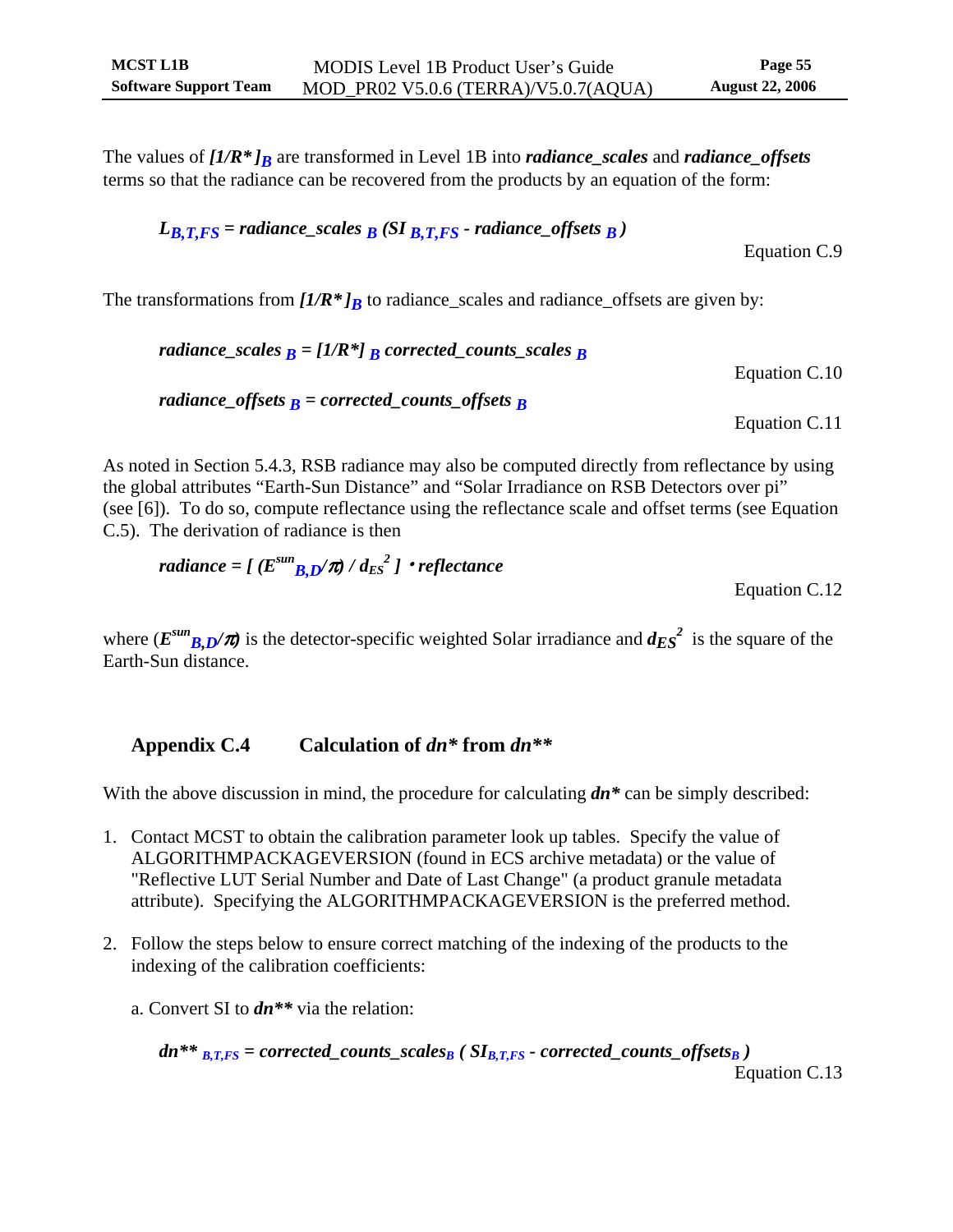The values of $[1/R^*]_B$ are transformed in Level 1B into ***radiance_scales*** and ***radiance_offsets*** terms so that the radiance can be recovered from the products by an equation of the form:

$$L_{B,T,FS} = radiance\_scales_B \, (SI_{B,T,FS} - radiance\_offsets_B)$$

Equation C.9

The transformations from $[1/R^*]_B$ to radiance_scales and radiance_offsets are given by:

$$radiance\_scales_B = [1/R^*]_B \, corrected\_counts\_scales_B$$

Equation C.10

$$radiance\_offsets_B = corrected\_counts\_offsets_B$$

Equation C.11

As noted in Section 5.4.3, RSB radiance may also be computed directly from reflectance by using the global attributes "Earth-Sun Distance" and "Solar Irradiance on RSB Detectors over pi" (see [6]). To do so, compute reflectance using the reflectance scale and offset terms (see Equation C.5). The derivation of radiance is then

$$radiance = [\,(E^{sun}_{B,D}/\pi) / d_{ES}^2\,] \cdot reflectance$$

Equation C.12

where $(E^{sun}_{B,D}/\pi)$ is the detector-specific weighted Solar irradiance and $d_{ES}^2$ is the square of the Earth-Sun distance.

## Appendix C.4 Calculation of *dn** from *dn***

With the above discussion in mind, the procedure for calculating ***dn**** can be simply described:

1. Contact MCST to obtain the calibration parameter look up tables. Specify the value of ALGORITHMPACKAGEVERSION (found in ECS archive metadata) or the value of "Reflective LUT Serial Number and Date of Last Change" (a product granule metadata attribute). Specifying the ALGORITHMPACKAGEVERSION is the preferred method.

2. Follow the steps below to ensure correct matching of the indexing of the products to the indexing of the calibration coefficients:

   a. Convert SI to ***dn**** via the relation:

$$dn^{**}_{B,T,FS} = corrected\_counts\_scales_B \, (SI_{B,T,FS} - corrected\_counts\_offsets_B)$$

Equation C.13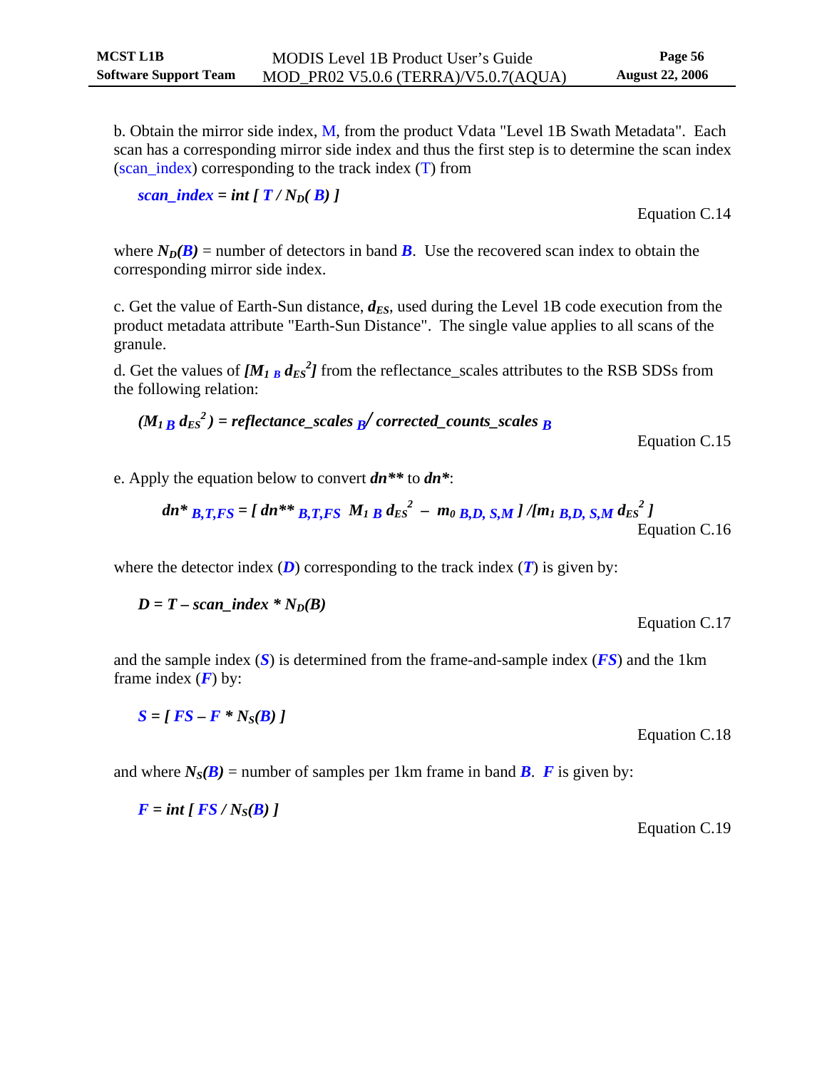b. Obtain the mirror side index, M, from the product Vdata "Level 1B Swath Metadata". Each scan has a corresponding mirror side index and thus the first step is to determine the scan index (scan_index) corresponding to the track index (T) from

$$scan\_index = int\,[\,T\,/\,N_D(\,B)\,]$$

Equation C.14

where $N_D(B)$ = number of detectors in band $B$. Use the recovered scan index to obtain the corresponding mirror side index.

c. Get the value of Earth-Sun distance, $d_{ES}$, used during the Level 1B code execution from the product metadata attribute "Earth-Sun Distance". The single value applies to all scans of the granule.

d. Get the values of $[M_{1\,B}\, d_{ES}^2]$ from the reflectance_scales attributes to the RSB SDSs from the following relation:

$$(M_{1\,B}\, d_{ES}^2) = reflectance\_scales_{\,B} / corrected\_counts\_scales_{\,B}$$

Equation C.15

e. Apply the equation below to convert $dn^{**}$ to $dn^{*}$:

$$dn^{*}_{\,B,T,FS} = [\,dn^{**}_{\,B,T,FS}\;\; M_{1\,B}\, d_{ES}^2\; - \;m_{0\,B,D,\,S,M}\,]\,/[m_{1\,B,D,\,S,M}\, d_{ES}^2\,]$$

Equation C.16

where the detector index ($D$) corresponding to the track index ($T$) is given by:

$$D = T - scan\_index * N_D(B)$$

Equation C.17

and the sample index ($S$) is determined from the frame-and-sample index ($FS$) and the 1km frame index ($F$) by:

$$S = [\,FS - F * N_S(B)\,]$$

Equation C.18

and where $N_S(B)$ = number of samples per 1km frame in band $B$. $F$ is given by:

$$F = int\,[\,FS\,/\,N_S(B)\,]$$

Equation C.19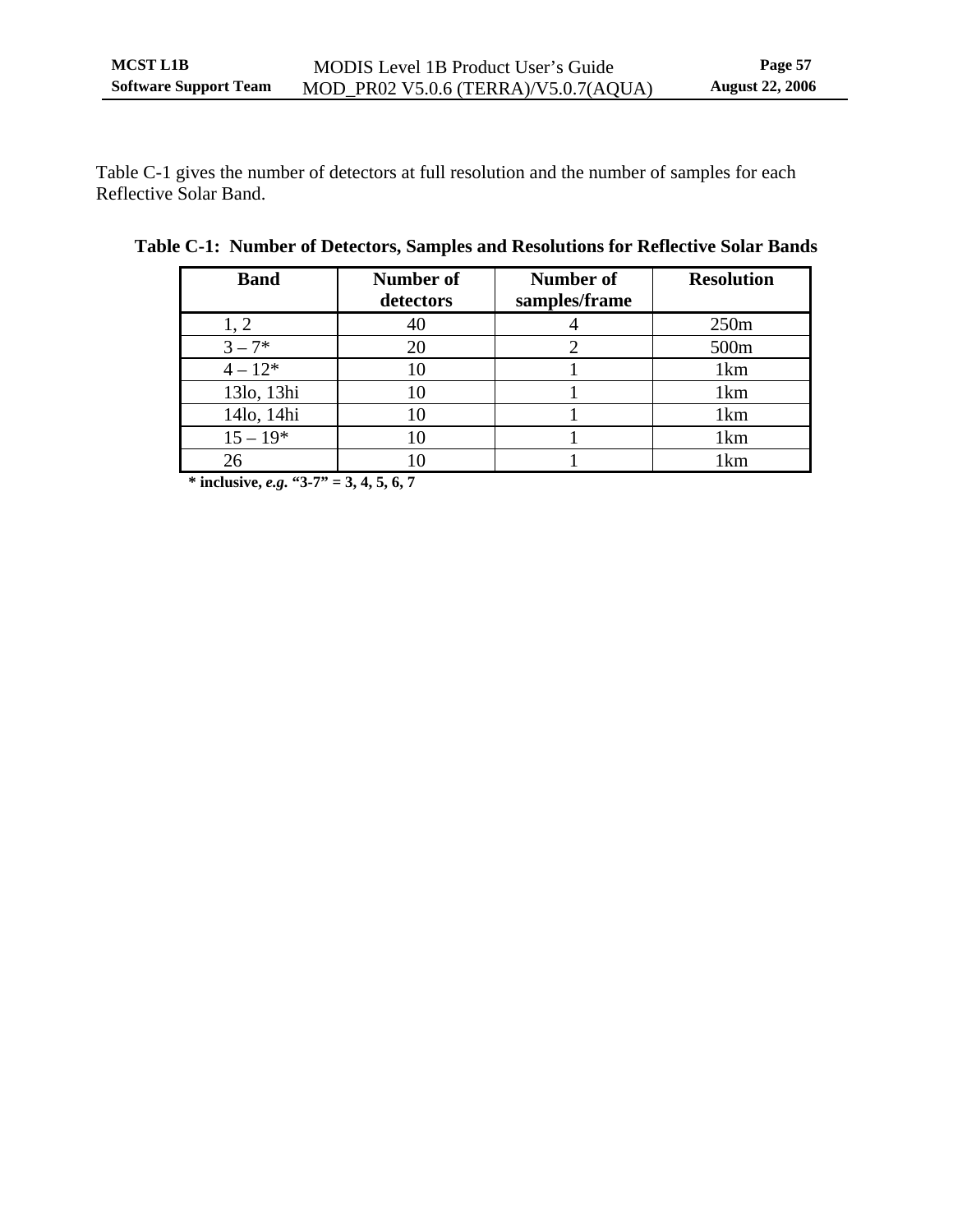Table C-1 gives the number of detectors at full resolution and the number of samples for each Reflective Solar Band.

**Table C-1: Number of Detectors, Samples and Resolutions for Reflective Solar Bands**

| Band | Number of detectors | Number of samples/frame | Resolution |
|---|---|---|---|
| 1, 2 | 40 | 4 | 250m |
| 3 – 7* | 20 | 2 | 500m |
| 4 – 12* | 10 | 1 | 1km |
| 13lo, 13hi | 10 | 1 | 1km |
| 14lo, 14hi | 10 | 1 | 1km |
| 15 – 19* | 10 | 1 | 1km |
| 26 | 10 | 1 | 1km |

**\* inclusive, *e.g.* "3-7" = 3, 4, 5, 6, 7**